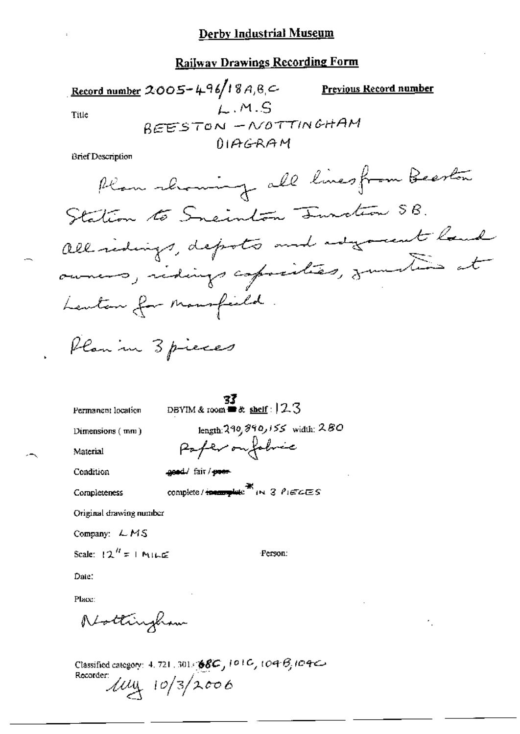# Derby Industrial Museum

## Railway Drawings Recording Form

**Record number** 2005-496/18A,B,C

**Previous Record number**

**Title** L.M.S BEESTON – NOTTINGHAM DIAGRAM

**Brief Description**

Plan showing all lines from Beeston Station to Sneinton Junction SB. All sidings, depots and adjacent land owners, sidings capacities, junction at Lenton for Mansfield.

Plan in 3 pieces

**Permanent location** DBYIM & room 33 & shelf: 123

**Dimensions (mm)** length: 290, 890, 155 width: 280

**Material** Paper on fabric

**Condition** ~~good~~ / fair / ~~poor~~

**Completeness** complete / ~~incomplete~~ * IN 3 PIECES

**Original drawing number**

**Company:** LMS

**Scale:** 12" = 1 MILE

**Person:**

**Date:**

**Place:**

Nottingham

Classified category: 4. 721. 301. 68C, 101C, 104B, 104C

Recorder: MM 10/3/2006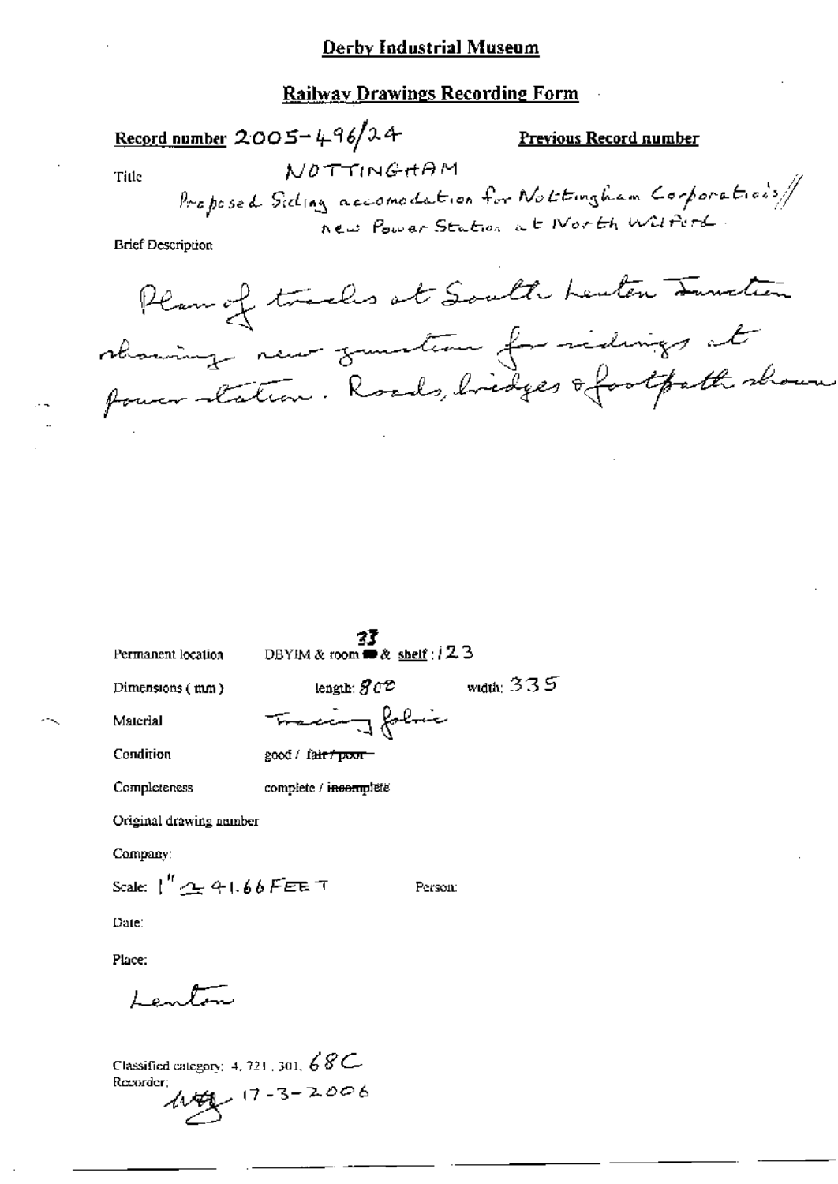## Derby Industrial Museum

## Railway Drawings Recording Form

**Record number** 2005-496/24

**Previous Record number**

Title NOTTINGHAM

Proposed Siding accomodation for Nottingham Corporation's// new Power Station at North Wilford.

Brief Description

Plan of tracks at South Lenton Junction showing new junction for sidings at power station. Roads, bridges & footpath shown

Permanent location DBYIM & room 33 & shelf : 123

Dimensions (mm) length: 808 width: 335

Material Tracing fabric

Condition good / ~~fair / poor~~

Completeness complete / ~~incomplete~~

Original drawing number

Company:

Scale: 1" ≈ 41.66 FEET

Person:

Date:

Place:

Lenton

Classified category: 4, 721, 301, 68C

Recorder: [initials] 17-3-2006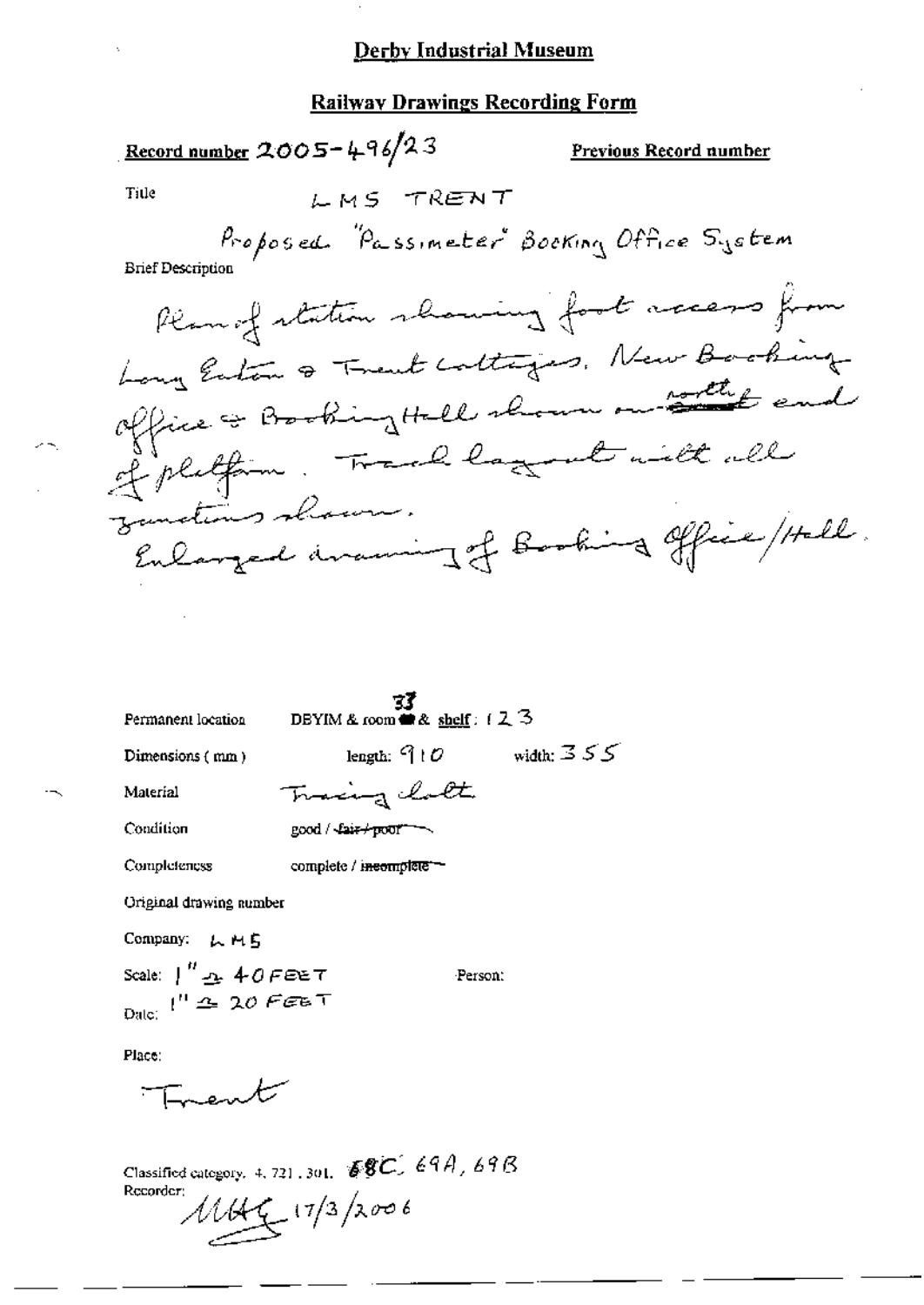# Derby Industrial Museum

## Railway Drawings Recording Form

**Record number** 2005-496/23

**Previous Record number**

Title

LMS TRENT

Proposed "Passimeter" Booking Office System

Brief Description

Plan of station showing foot access from Long Eaton & Trent Cottages. New Booking office & Booking Hall shown on ~~south~~ north end of platform. Track layout with all junctions shown.
Enlarged drawing of Booking Office/Hall.

Permanent location DBYIM & room 33 & shelf: 123

Dimensions (mm) length: 910 width: 355

Material Tracing cloth

Condition good / ~~fair / poor~~

Completeness complete / ~~incomplete~~

Original drawing number

Company: LMS

Scale: 1" = 40 FEET
1" = 20 FEET

Person:

Date:

Place:

Trent

Classified category. 4. 721. 301. 68C, 69A, 69B

Recorder:

MHG 17/3/2006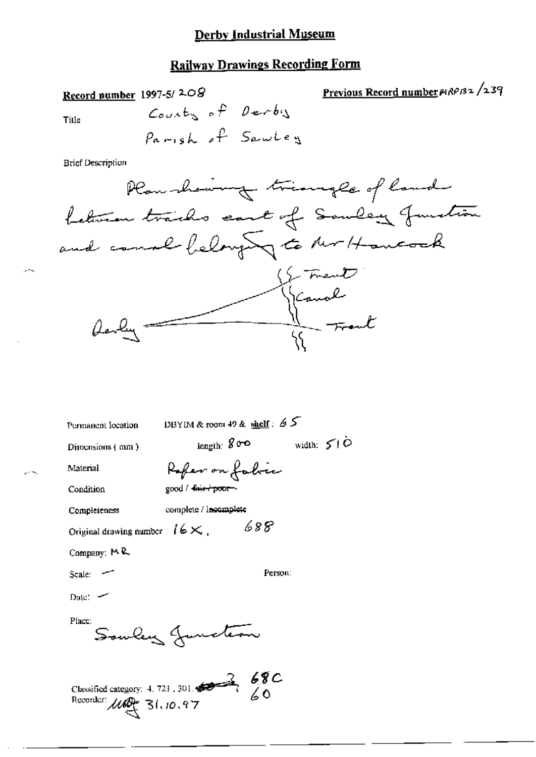# Derby Industrial Museum

## Railway Drawings Recording Form

**Record number** 1997-5/ 208

**Previous Record number** MRP132 /239

Title

County of Derby
Parish of Sawley

Brief Description

Plan showing triangle of land between tracks east of Sawley Junction and canal belonging to Mr Hancock

Trent
Canal
Derby
Trent

Permanent location: DBYIM & room 49 & shelf: 65

Dimensions ( mm ): length: 800 width: 510

Material: Paper on fabric

Condition: good / ~~fair / poor~~

Completeness: complete / ~~incomplete~~

Original drawing number: 16X, 688

Company: MR

Scale: —

Person:

Date: —

Place: Sawley Junction

Classified category: 4. 721 . 301. ~~~~ 68C 60

Recorder: MB 31.10.97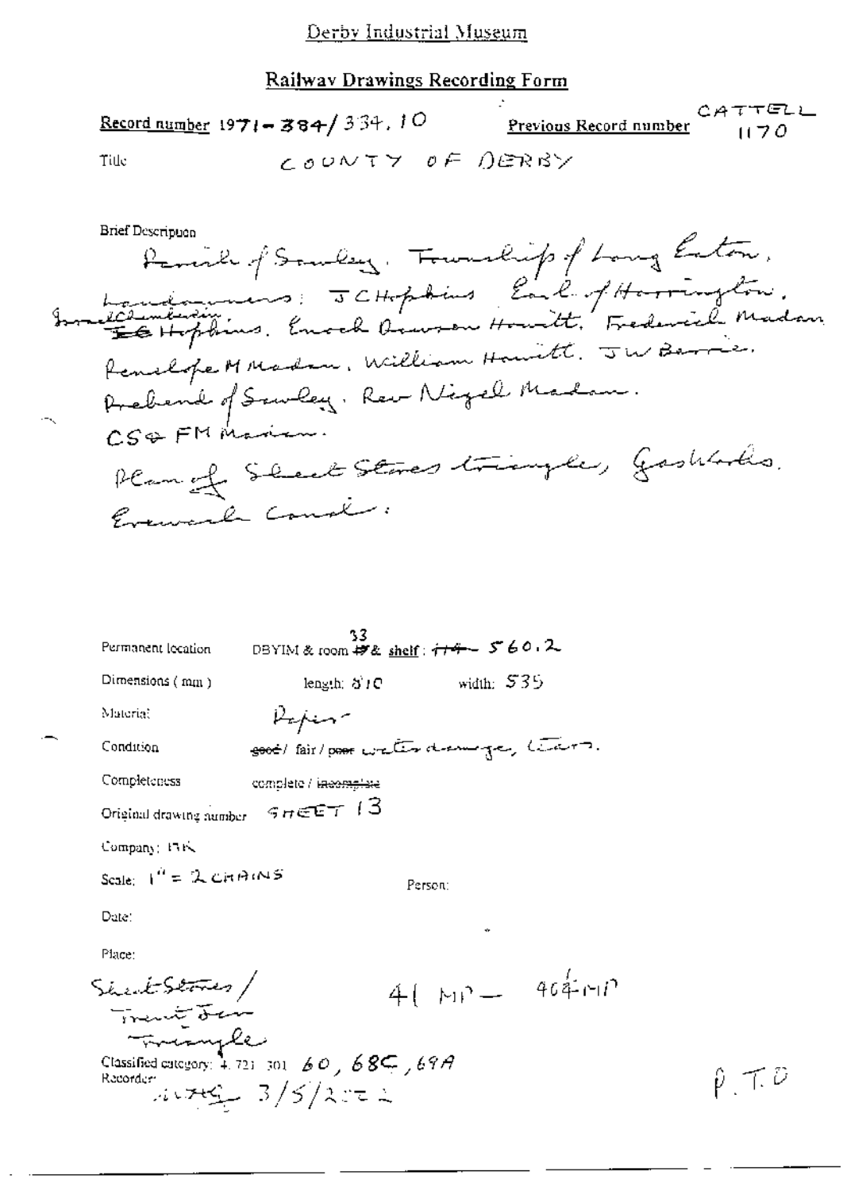Derby Industrial Museum

## Railway Drawings Recording Form

Record number 1971-384/334.10    Previous Record number CATTELL 1170

Title    COUNTY OF DERBY

Brief Description

Parish of Sawley. Township of Long Eaton.
Landowners: J C Hopkins. Earl of Harrington. Isaac Chamberlain, E G Hopkins. Enoch Drewson Howitt. Frederick Madan. Penelope M Madan. William Howitt. J W Barnes. Prebend of Sawley. Rev Nigel Madan. CS & FM Madan.
Plan of Sheet Stores triangle, Gasworks. Erewash Canal.

Permanent location    DBYIM & room 33 & shelf: 560.2

Dimensions (mm)    length: 810    width: 535

Material    Paper

Condition    ~~good~~ / fair / ~~poor~~ water damage, tears.

Completeness    complete / ~~incomplete~~

Original drawing number    SHEET 13

Company: MR

Scale: 1" = 2 CHAINS    Person:

Date:

Place:
Sheet Stores / Trent Jcn Triangle    41 MP — 40¾ MP

Classified category: 4.721.301 60, 68C, 69A

Recorder: 3/5/2002

P.T.O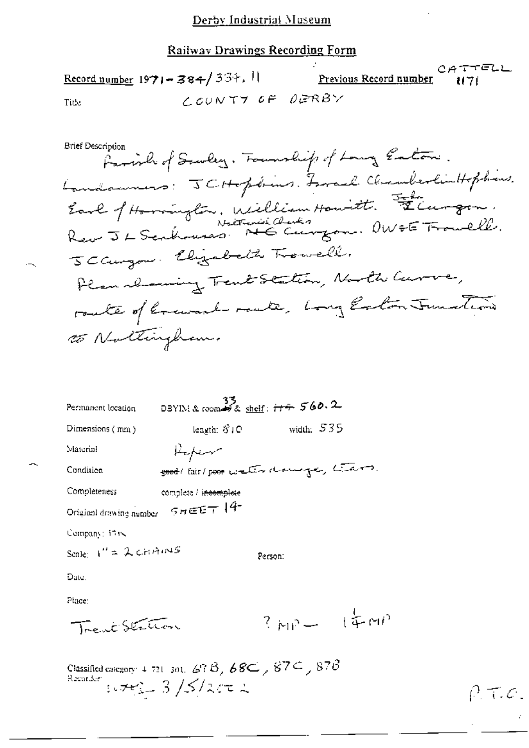Derby Industrial Museum

## Railway Drawings Recording Form

Record number 1971-384/334.11 Previous Record number CATTELL 1171

Title COUNTY OF DERBY

Brief Description

Parish of Sawley. Township of Long Eaton.
Landowners: J C Hopkins. Israel Chamberlin Hopkins.
Earl of Harrington. William Howitt. John Curzon.
Rev J L Senhouse. Nathaniel Charles Curzon. DW & E Trowell.
J C Curzon. Elizabeth Trowell.
Plan showing Trent Station, North Curve,
route of Erewash route, Long Eaton Junction
to Nottingham.

Permanent location DBYIM & room 33 & shelf: H4 560.2

Dimensions (mm) length: 810 width: 535

Material Paper

Condition ~~good~~ / fair / ~~poor~~ water damage, tears.

Completeness complete / ~~incomplete~~

Original drawing number SHEET 14

Company: MR

Scale: 1" = 2 CHAINS

Person:

Date:

Place:

Trent Station ? MP — 1¼ MP

Classified category: 4. 721. 301. 67B, 68C, 87C, 87B

Recorder: [illegible] 3/5/2002

P.T.O.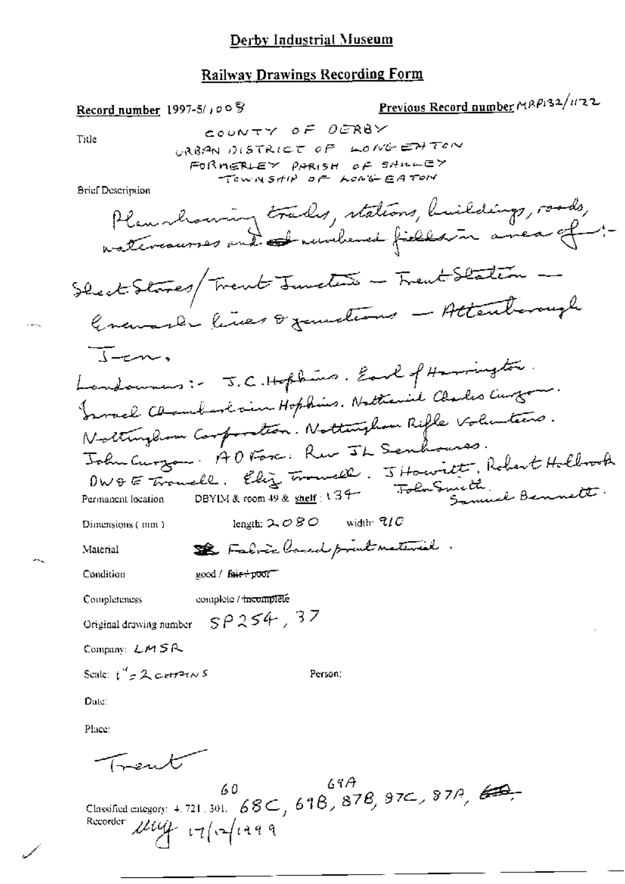# Derby Industrial Museum

## Railway Drawings Recording Form

**Record number** 1997-5/1008

**Previous Record number** MRP132/1122

**Title**

COUNTY OF DERBY
URBAN DISTRICT OF LONG EATON
FORMERLY PARISH OF SAWLEY
TOWNSHIP OF LONG EATON

**Brief Description**

Plan showing tracks, stations, buildings, roads, watercourses and ~~of~~ numbered fields in area of:- Sheet Stores/Trent Junction – Trent Station – Erewash lines & junctions – Attenborough Jcn.

Landowners:- J.C. Hopkins. Earl of Harrington. Israel Chamberlain Hopkins. Nathaniel Charles Curzon. Nottingham Corporation. Nottingham Rifle Volunteers. John Curzon. A D Fox. Rev J L Senhouse. DW & E Trowell. Eliz Trowell. J Howitt. Robert Holbrook. John Smith. Samuel Bennett.

**Permanent location** DBYIM & room 49 & shelf: 134

**Dimensions (mm)** length: 2080 width: 910

**Material** ~~?~~ Fabric based print material.

**Condition** good / ~~fair / poor~~

**Completeness** complete / ~~incomplete~~

**Original drawing number** SP254, 37

**Company:** LMSR

**Scale:** 1" = 2 CHAINS

**Person:**

**Date:**

**Place:**

Trent

**Classified category:** 4.721.301. 68C, 69B, 87B, 97C, 87A, ~~60~~ (additions above: 60, 69A)

**Recorder:** mmg 17/12/1999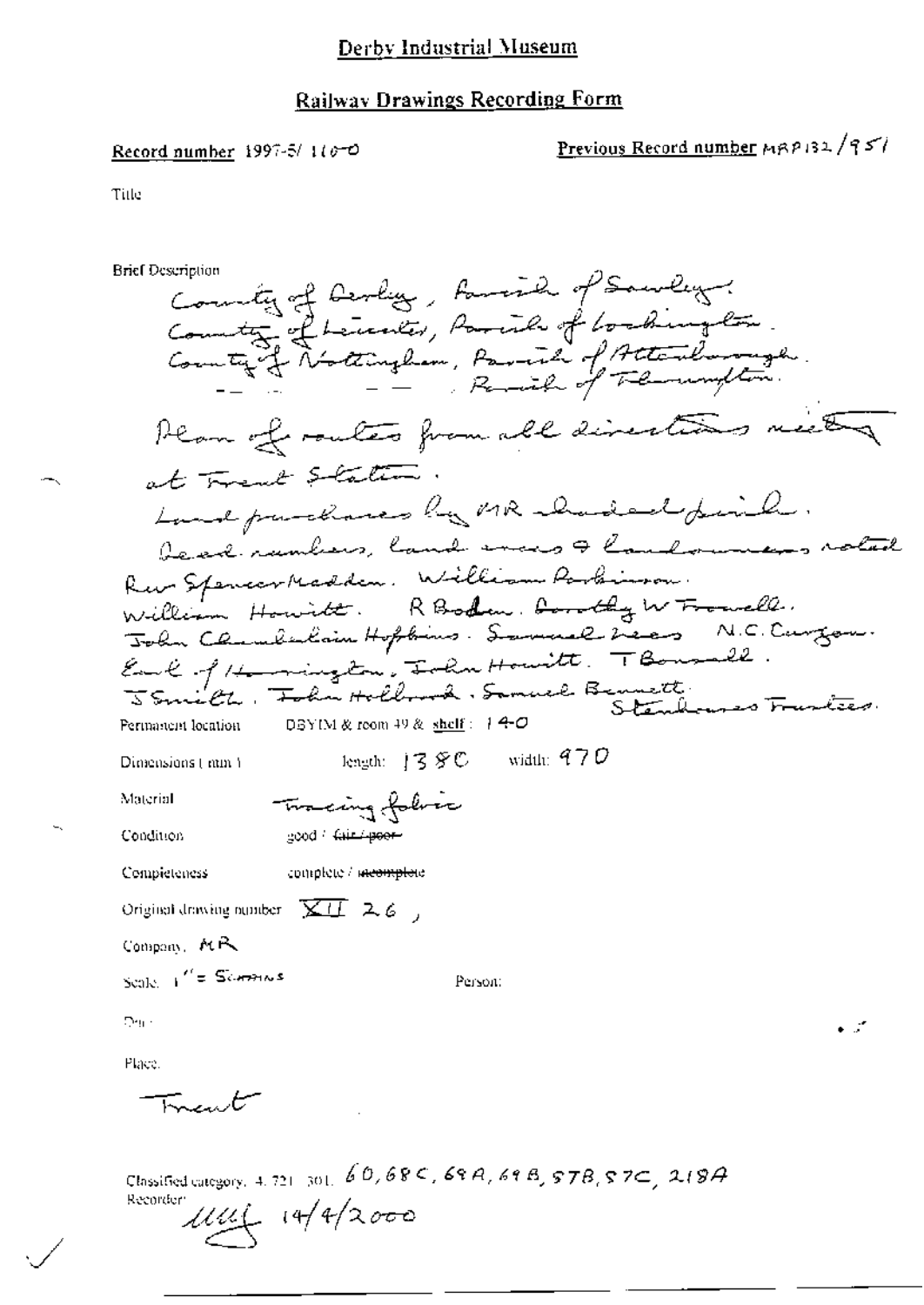# Derby Industrial Museum

## Railway Drawings Recording Form

**Record number** 1997-5/ 1100

**Previous Record number** MRP132/951

Title

Brief Description

County of Derby, Parish of Sawley.
County of Leicester, Parish of Lockington.
County of Nottingham, Parish of Attenborough.
— — , Parish of Thrumpton.

Plan of routes from all directions meeting at Trent Station.

Land purchases by MR shaded pink.

Deed numbers, land areas & landowners noted.

Rev Spencer Madden. William Parkinson.
William Howitt. R Boden. Dorothy W Trowell.
John Chamberlain Hopkins. Samuel Lees. N.C. Curzon.
Earl of Harrington. John Howitt. T Bonsall.
J Smith. John Holbrook. Samuel Bennett.
Stenhouses Trustees.

Permanent location DBYIM & room 49 & shelf: 140

Dimensions (mm) length: 1380 width: 970

Material Tracing fabric

Condition good / ~~fair / poor~~

Completeness complete / ~~incomplete~~

Original drawing number XII 26,

Company: MR

Scale: 1" = 5 chains

Person:

Date:

Place:

Trent

Classified category: 4.721.301. 60, 68C, 69A, 69B, 57B, 57C, 218A

Recorder: MMJ 14/4/2000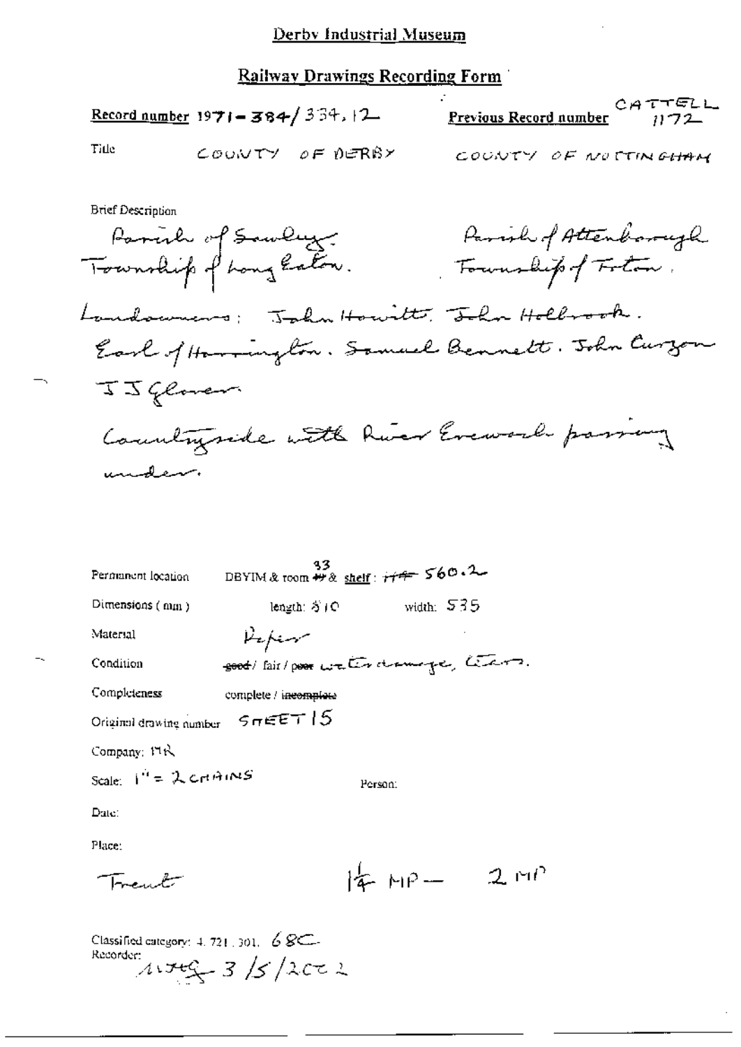# Derby Industrial Museum

## Railway Drawings Recording Form

**Record number** 1971-384/334.12 **Previous Record number** CATTELL 1172

Title COUNTY OF DERBY COUNTY OF NOTTINGHAM

Brief Description

Parish of Sawley. Township of Long Eaton. Parish of Attenborough Township of Toton.

Landowners: John Howitt. John Holbrook. Earl of Harrington. Samuel Bennett. John Curzon J J Glover

Countryside with River Erewash passing under.

Permanent location DBYIM & room ~~49~~ 33 & shelf: ~~114~~ 560.2

Dimensions (mm) length: 810 width: 535

Material Paper

Condition ~~good~~ / fair / ~~poor~~ water damage, tears.

Completeness complete / ~~incomplete~~

Original drawing number SHEET 15

Company: MR

Scale: 1" = 2 CHAINS

Person:

Date:

Place:

Trent $1\frac{1}{4}$ MP — 2 MP

Classified category: 4.721.301. 68C

Recorder: mtg 3/5/2002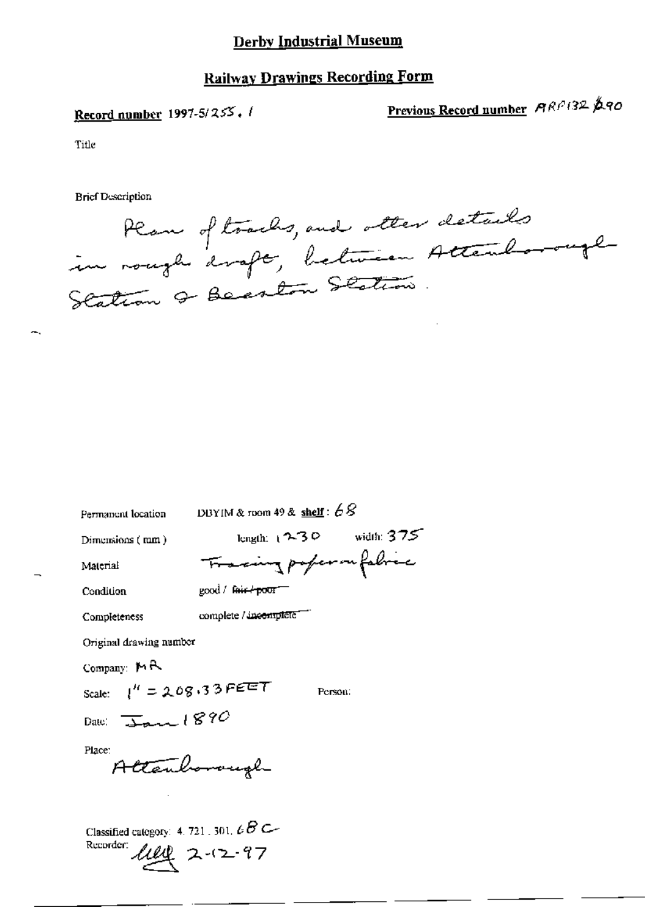# Derby Industrial Museum

## Railway Drawings Recording Form

**Record number** 1997-5/255.1

**Previous Record number** ARP132 ß90

Title

Brief Description

Plan of tracks, and other details in rough draft, between Attenborough Station & Beeston Station.

Permanent location: DBYIM & room 49 & **shelf**: 68

Dimensions (mm): length: 1230 width: 375

Material: Tracing paper on fabric

Condition: good / ~~fair / poor~~

Completeness: complete / ~~incomplete~~

Original drawing number

Company: MR

Scale: 1" = 208.33 FEET

Person:

Date: Jan 1890

Place: Attenborough

Classified category: 4.721.301.68C

Recorder: 2-12-97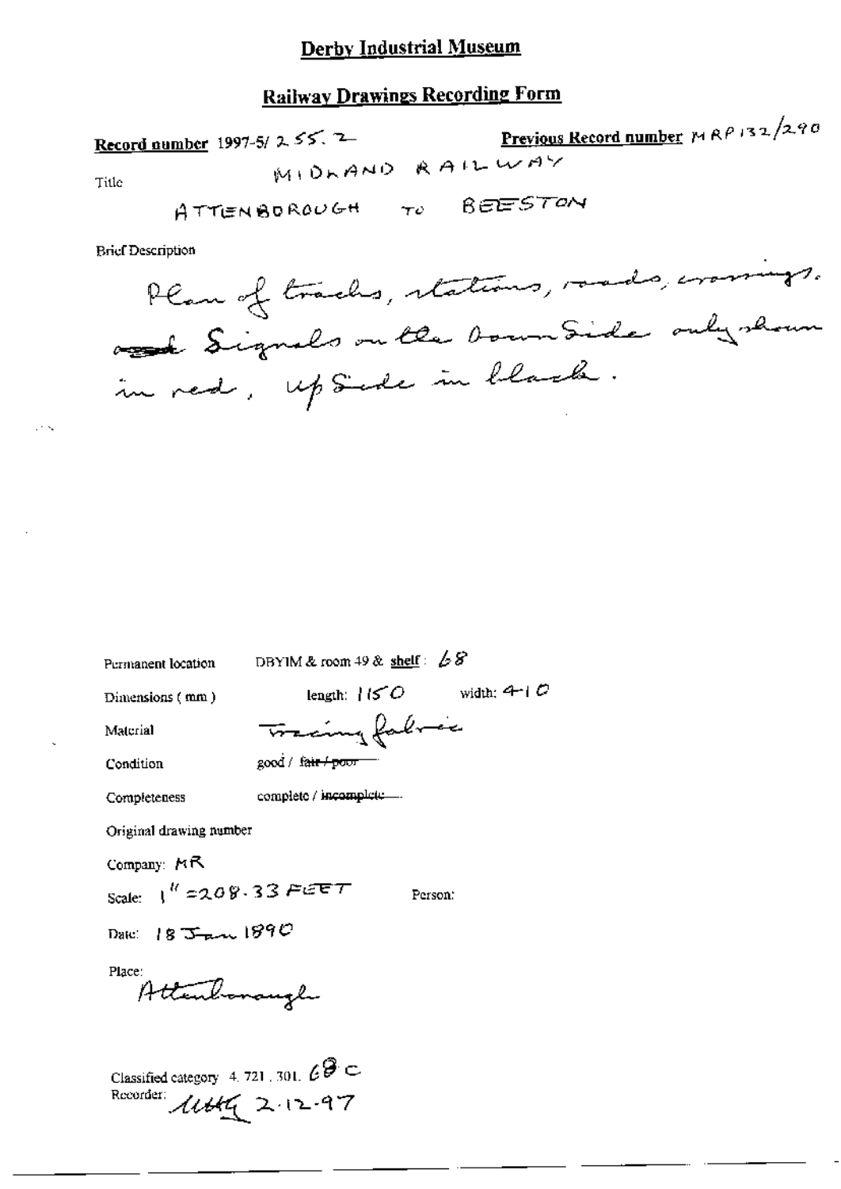# Derby Industrial Museum

## Railway Drawings Recording Form

**Record number** 1997-5/ 255. 2 **Previous Record number** MRP 132/290

Title MIDLAND RAILWAY

ATTENBOROUGH TO BEESTON

Brief Description

Plan of tracks, stations, roads, crossings. ~~and~~ Signals on the Down Side only shown in red, Up Side in black.

Permanent location DBYIM & room 49 & **shelf**: 68

Dimensions (mm) length: 1150 width: 410

Material Tracing fabric

Condition good / ~~fair / poor~~

Completeness complete / ~~incomplete~~

Original drawing number

Company: MR

Scale: 1" = 208.33 FEET Person:

Date: 18 Jan 1890

Place: Attenborough

Classified category 4.721.301. 68 C

Recorder: MHG 2.12.97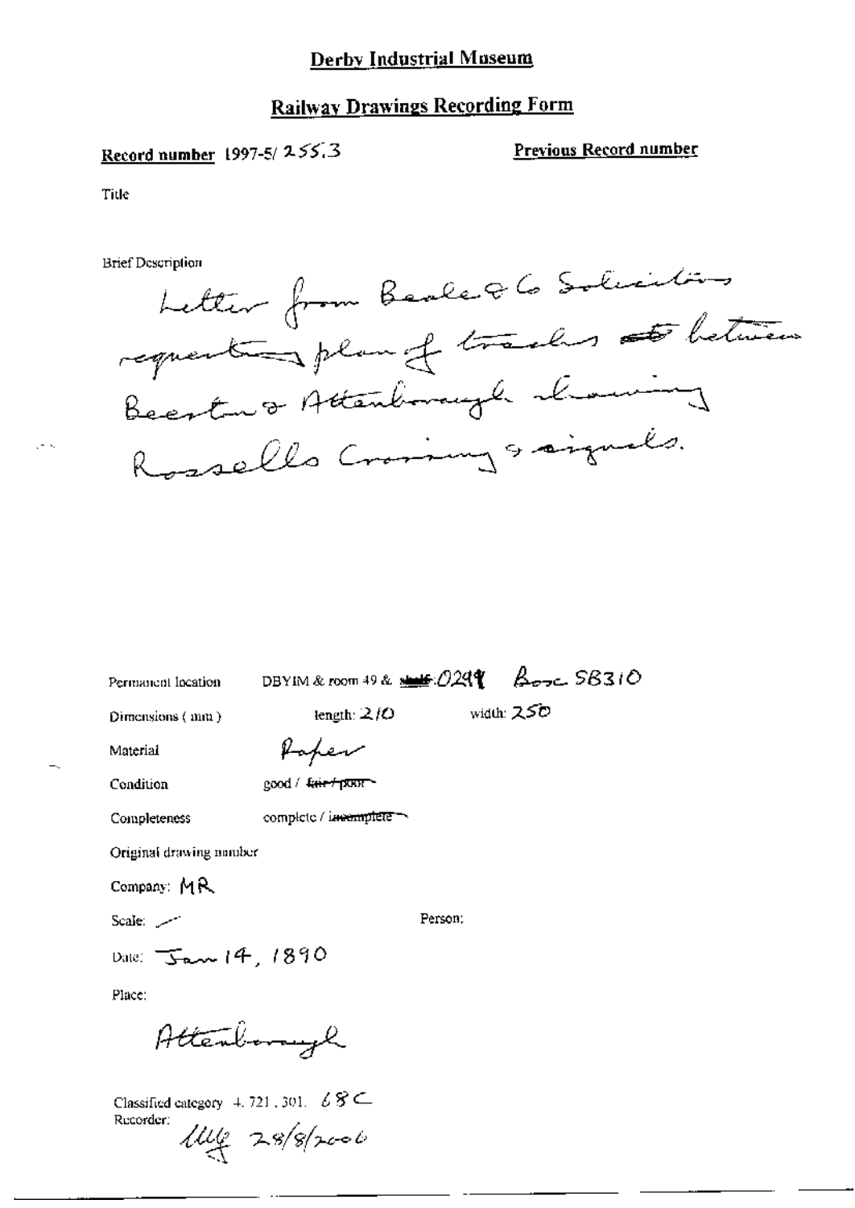# Derby Industrial Museum

## Railway Drawings Recording Form

**Record number** 1997-5/ 255.3

**Previous Record number**

Title

Brief Description

Letter from Beale & Co Solicitors requesting plan of tracks between Beeston & Attenborough showing Rossells Crossing & signals.

Permanent location DBYIM & room 49 & ~~shelf~~: 0298 Box SB310

Dimensions (mm) length: 210 width: 250

Material Paper

Condition good / ~~fair / poor~~

Completeness complete / ~~incomplete~~

Original drawing number

Company: MR

Scale: —

Person:

Date: Jan 14, 1890

Place:

Attenborough

Classified category 4.721.301. 68C

Recorder: MLG 28/8/2006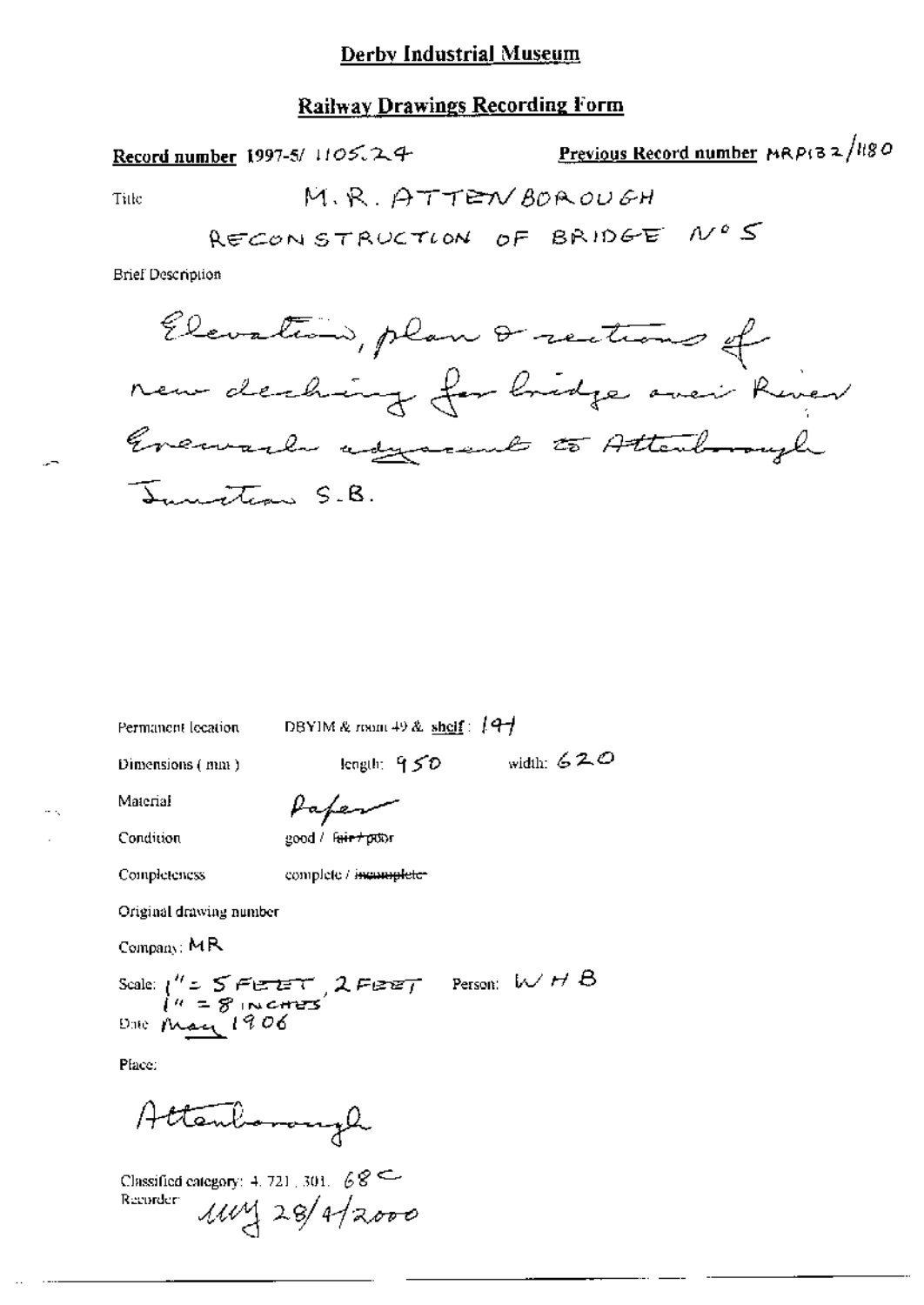# Derby Industrial Museum

## Railway Drawings Recording Form

**Record number** 1997-5/ 1105.24

**Previous Record number** MRP132/1180

Title: M.R. ATTENBOROUGH
RECONSTRUCTION OF BRIDGE No 5

Brief Description

Elevation, plan & sections of new decking for bridge over River Erewash adjacent to Attenborough Junction S.B.

Permanent location: DBYIM & room 49 & **shelf**: 194

Dimensions (mm): length: 950 width: 620

Material: Paper

Condition: good / ~~fair / poor~~

Completeness: complete / ~~incomplete~~

Original drawing number

Company: MR

Scale: 1" = 5 FEET, 2 FEET, 1" = 8 INCHES

Person: W H B

Date: May 1906

Place:

Attenborough

Classified category: 4. 721. 301. 68 C

Recorder: MMJ 28/4/2000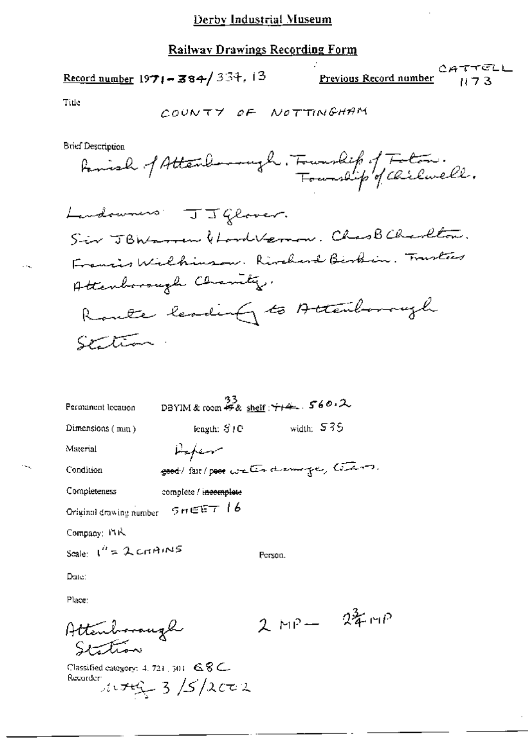Derby Industrial Museum

## Railway Drawings Recording Form

Record number 1971-384/334.13

Previous Record number CATTELL 1173

Title

COUNTY OF NOTTINGHAM

Brief Description

Parish of Attenborough. Township of Toton. Township of Chilwell.

Landowners: J J Glover.
Sir J B Warren & Lord Vernon. Chas B Charlton.
Francis Wilkinson. Richard Birkin. Trustees Attenborough Charity.
Route leading to Attenborough Station.

Permanent location: DBYIM & room ~~49~~ 33 & shelf: ~~114~~. 560.2

Dimensions (mm): length: 810 width: 535

Material: Paper

Condition: ~~good~~ / fair / ~~poor~~ water damage, tears.

Completeness: complete / ~~incomplete~~

Original drawing number: SHEET 16

Company: MR

Scale: 1" = 2 CHAINS

Person.

Date:

Place:

Attenborough Station

2 MP — 2¾ MP

Classified category: 4. 721. 301 68C

Recorder: 3/5/2002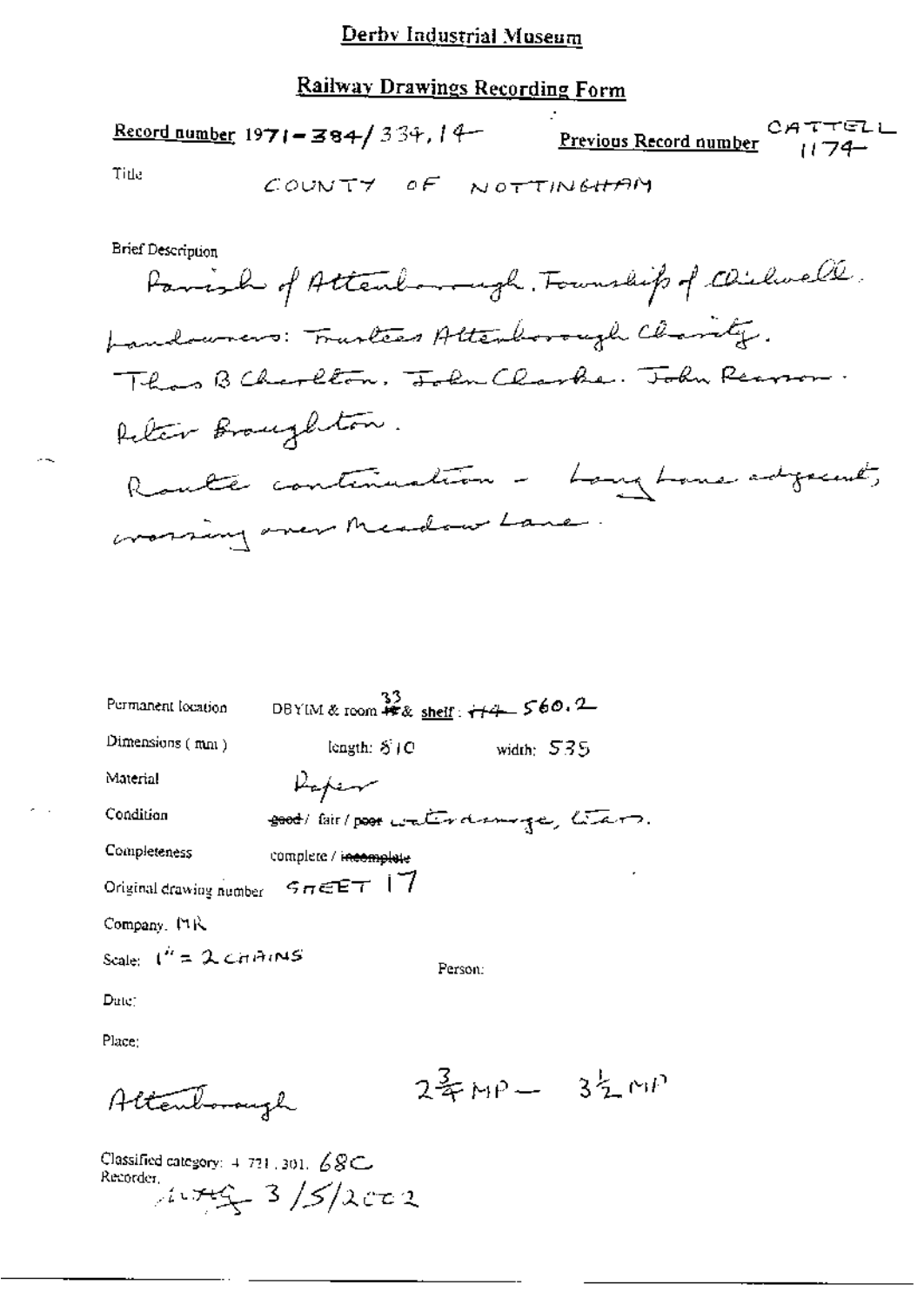# Derby Industrial Museum

## Railway Drawings Recording Form

**Record number** 1971-384/334,14 **Previous Record number** CATTELL 1174

Title COUNTY OF NOTTINGHAM

Brief Description

Parish of Attenborough. Township of Chilwell.
Landowners: Trustees Attenborough Charity.
Thos B Charlton. John Clarke. John Pearson.
Peter Broughton.
Route continuation - Long Lane adjacent, crossing over Meadow Lane.

Permanent location DBYIM & room 33 & shelf: 560.2

Dimensions (mm) length: 810 width: 535

Material Paper

Condition ~~good~~ / fair / ~~poor~~ waterdamage, tears.

Completeness complete / ~~incomplete~~

Original drawing number SHEET 17

Company. MR

Scale: 1" = 2 CHAINS

Person:

Date:

Place:

Attenborough $2\frac{3}{4}$ MP — $3\frac{1}{2}$ MP

Classified category: 4.721.301. 68C

Recorder: 3/5/2002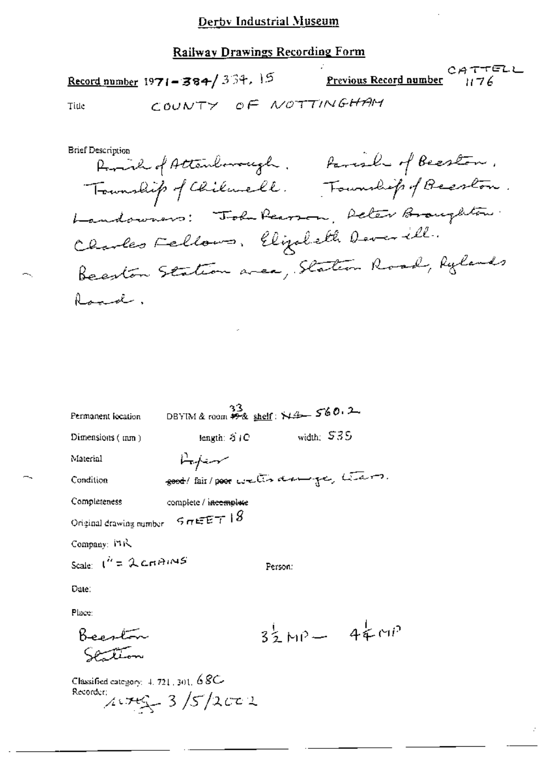# Derby Industrial Museum

## Railway Drawings Recording Form

**Record number** 1971-384/334.15 **Previous Record number** CATTELL 1176

Title COUNTY OF NOTTINGHAM

Brief Description
Parish of Attenborough. Parish of Beeston.
Township of Chilwell. Township of Beeston.
Landowners: John Pearson, Peter Broughton.
Charles Fellows, Elizabeth Deverill.
Beeston Station area, Station Road, Rylands Road.

Permanent location DBYIM & room ~~49~~ 33 & shelf: ~~N4~~ 560.2

Dimensions (mm) length: 510 width: 535

Material Paper

Condition ~~good~~ / fair / ~~poor~~ water damage, tears.

Completeness complete / ~~incomplete~~

Original drawing number SHEET 18

Company: MR

Scale: 1" = 2 CHAINS Person:

Date:

Place:
Beeston Station $3\frac{1}{2}$ MP — $4\frac{1}{4}$ MP

Classified category: 4.721.301. 68C
Recorder: 3/5/2002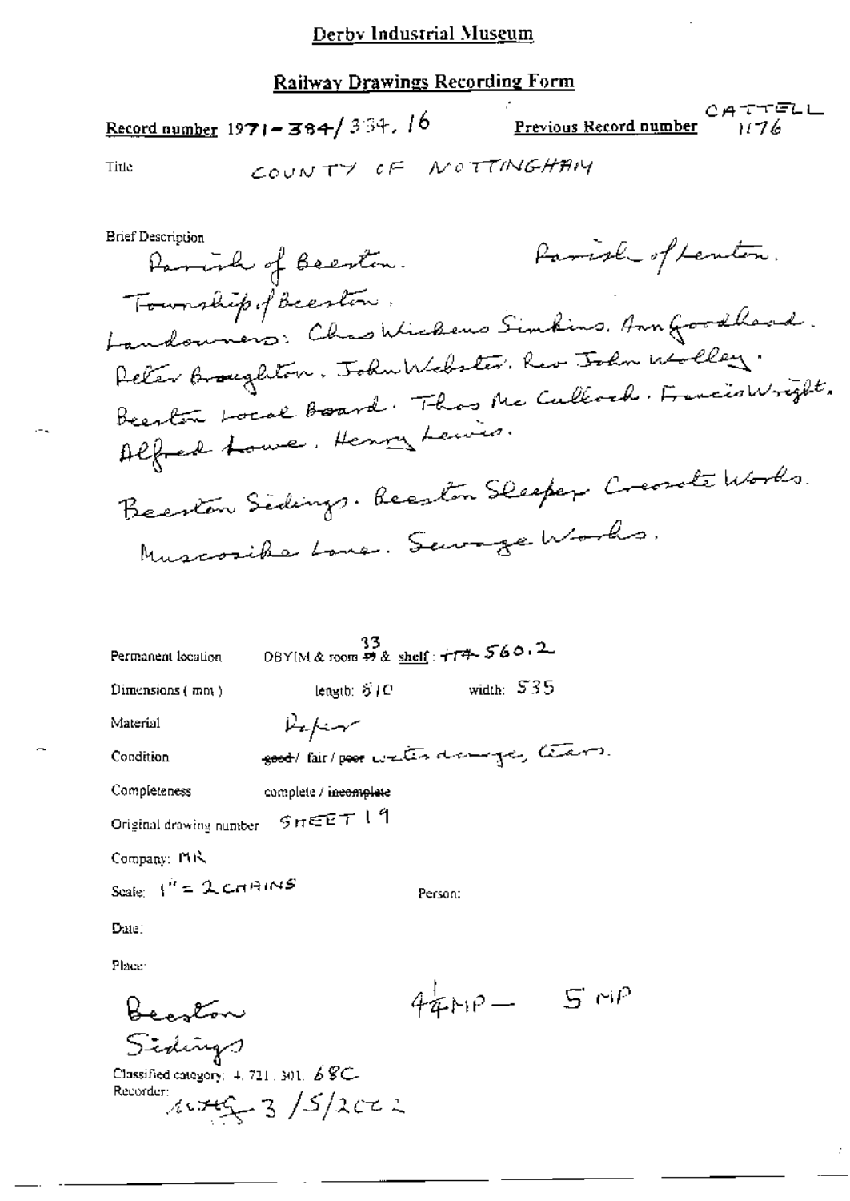# Derby Industrial Museum

## Railway Drawings Recording Form

**Record number** 1971-384/334.16 **Previous Record number** CATTELL 1176

Title COUNTY OF NOTTINGHAM

**Brief Description**

Parish of Beeston. Parish of Lenton.

Township of Beeston.

Landowners: Chas Wickens Simkins. Ann Goodhead. Peter Broughton. John Webster. Rev John Wolley. Beeston Local Board. Thos Mc Culloch. Francis Wright. Alfred Lowe. Henry Lewis.

Beeston Sidings. Beeston Sleeper Creosote Works. Muscosike Lane. Sewage Works.

Permanent location DBYIM & room 33 & shelf: TT4 560.2

Dimensions (mm) length: 610 width: 535

Material Paper

Condition ~~good~~/ fair / ~~poor~~ water damage, tears.

Completeness complete / ~~incomplete~~

Original drawing number SHEET 19

Company: MR

Scale: 1" = 2 CHAINS

Person:

Date:

Place:

Beeston Sidings

$4\frac{1}{4}$MP — 5 MP

Classified category: 4.721.301.68C

Recorder: 3/5/2002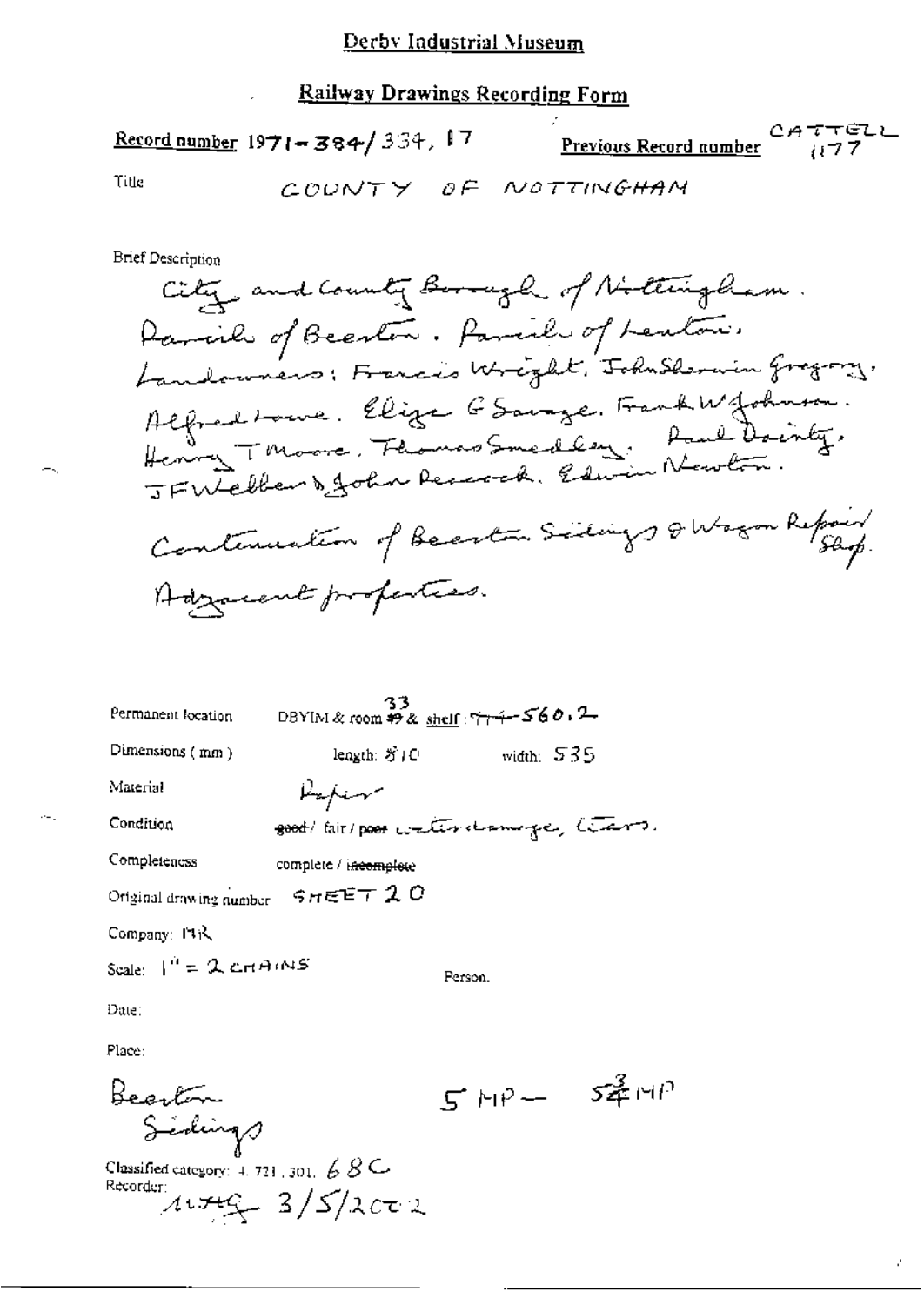# Derby Industrial Museum

## Railway Drawings Recording Form

**Record number** 1971-384/334, 17 **Previous Record number** CATTELL 1177

Title COUNTY OF NOTTINGHAM

Brief Description

City and County Borough of Nottingham. Parish of Beeston. Parish of Lenton. Landowners: Francis Wright, John Sherwin Gregory, Alfred Lowe, Eliza G Savage, Frank W Johnson, Henry T Moore, Thomas Smedley, Paul Dainty, J F Webber & John Peacock, Edwin Newton.

Continuation of Beeston Sidings & Wagon Repair Shop.

Adjacent properties.

Permanent location DBYIM & room ~~49~~ 33 & shelf: ~~774~~ 560.2

Dimensions (mm) length: 810 width: 535

Material Paper

Condition ~~good~~ / fair / ~~poor~~ water damage, tears.

Completeness complete / ~~incomplete~~

Original drawing number SHEET 20

Company: MR

Scale: 1" = 2 CHAINS

Person.

Date:

Place:

Beeston Sidings

5 MP — 5¾ MP

Classified category: 4.721.301. 68C

Recorder: 
1179 3/5/2002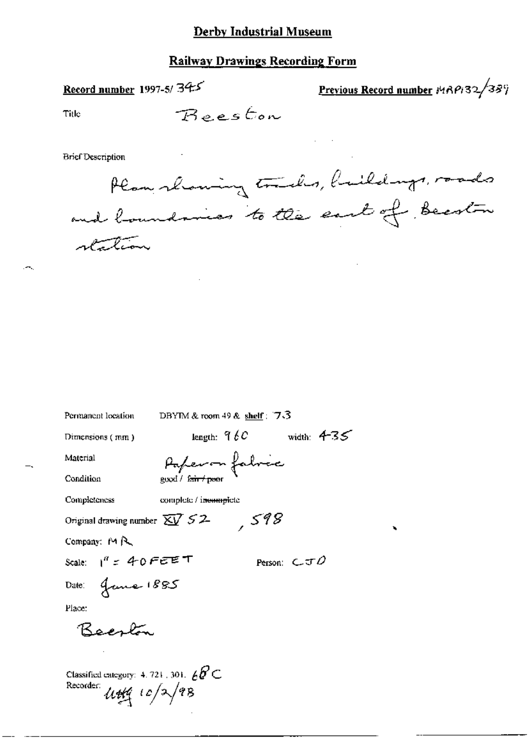# Derby Industrial Museum

## Railway Drawings Recording Form

**Record number** 1997-5/ 345

**Previous Record number** MRP132/389

Title Beeston

Brief Description

Plan showing tracks, buildings, roads and boundaries to the east of Beeston station

Permanent location DBYIM & room 49 & **shelf**: 7.3

Dimensions ( mm ) length: 960 width: 435

Material Paper on fabric

Condition good / ~~fair / poor~~

Completeness complete / ~~incomplete~~

Original drawing number XV 52 , 598

Company: MR

Scale: 1" = 40 FEET

Person: CJO

Date: June 1885

Place:

Beeston

Classified category: 4. 721 , 301. 68 C

Recorder: ucttg 10/2/98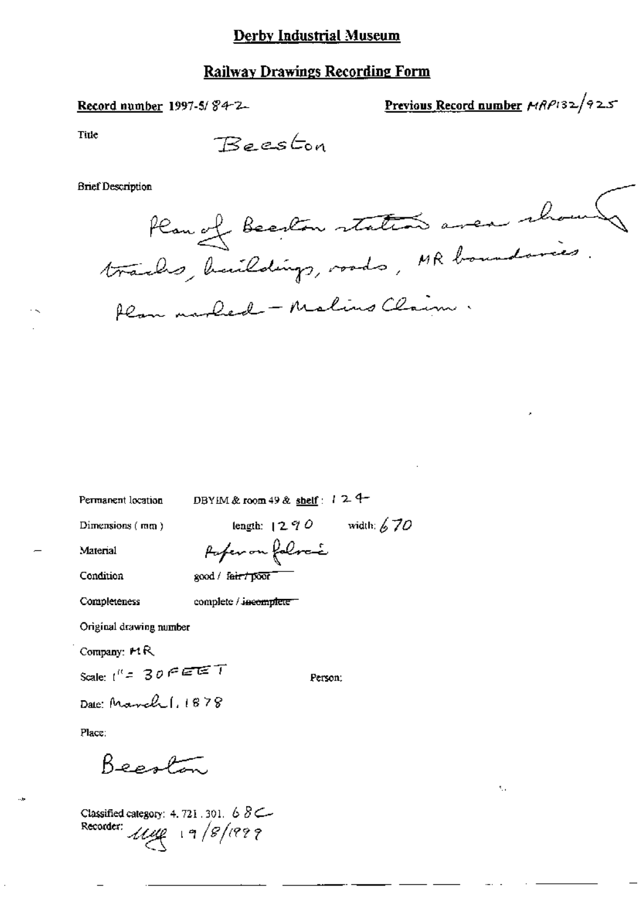# Derby Industrial Museum

## Railway Drawings Recording Form

**Record number** 1997-5/842

**Previous Record number** MRP132/925

Title

Beeston

Brief Description

Plan of Beeston station area showing tracks, buildings, roads, MR boundaries. Plan marked - Malins Claim.

Permanent location DBYIM & room 49 & shelf: 124

Dimensions (mm) length: 1290 width: 670

Material Paper on fabric

Condition good / ~~fair / poor~~

Completeness complete / ~~incomplete~~

Original drawing number

Company: MR

Scale: 1" = 30 FEET

Person:

Date: March 1, 1878

Place:

Beeston

Classified category: 4. 721. 301. 68C

Recorder: [signature] 19/8/1999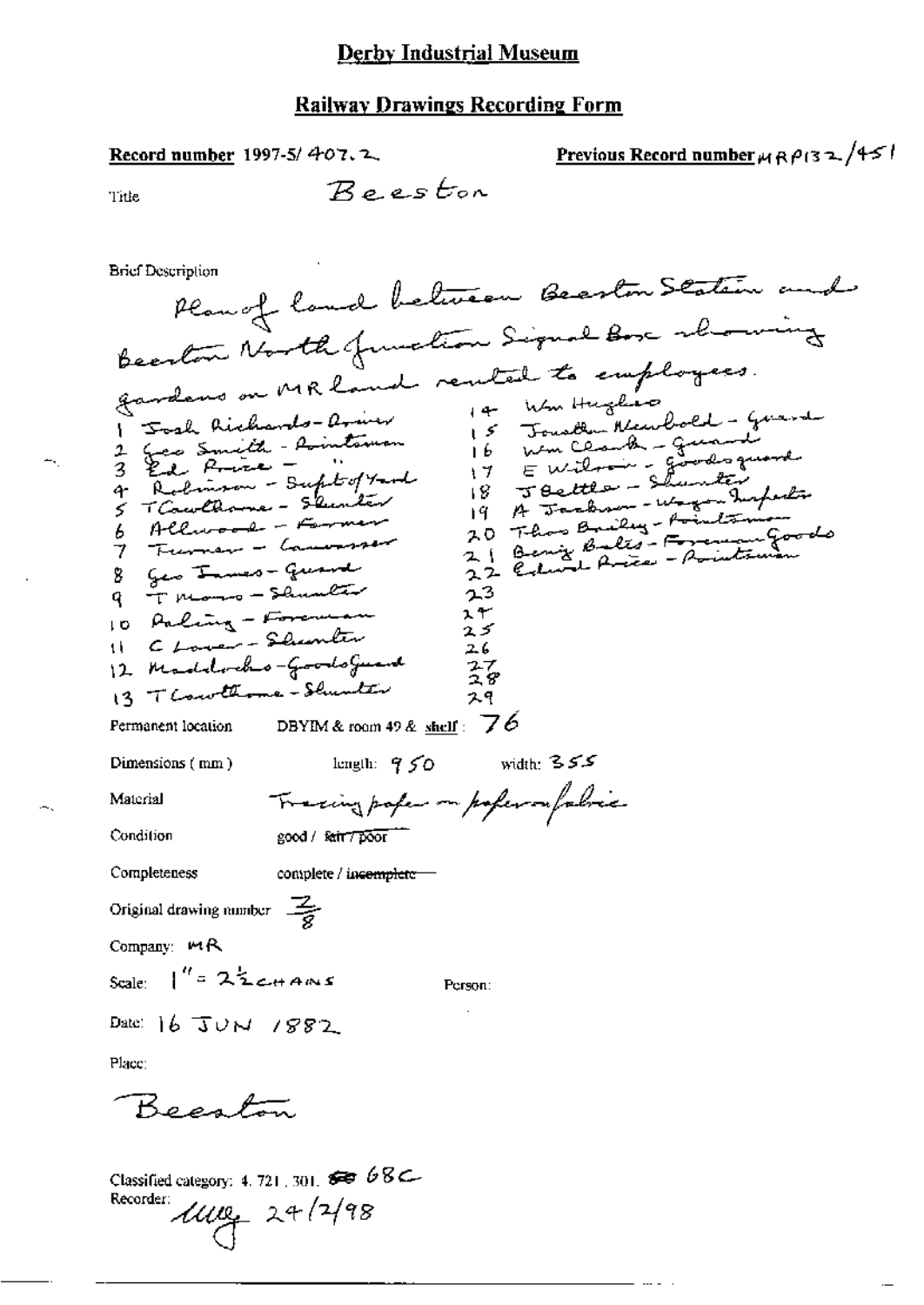# Derby Industrial Museum

## Railway Drawings Recording Form

**Record number** 1997-5/ 407.2

**Previous Record number** MRP132/451

Title: Beeston

Brief Description

Plan of land between Beeston Station and Beeston North Junction Signal Box showing gardens on MR land rented to employees.

1 Josh Richards - Driver
2 Geo Smith - Pointsman
3 Ed Price - "
4 Robinson - Supt of Yard
5 T Cawthorne - Shunter
6 Allwood - Farmer
7 Turner - Canvasser
8 Geo James - Guard
9 T Moss - Shunter
10 Paling - Foreman
11 C Lover - Shunter
12 Maddocks - Goods Guard
13 T Cawthorne - Shunter
14 Wm Hughes
15 Jonathan Newbold - Guard
16 Wm Clark - Guard
17 E Wilson - Goods guard
18 J Bettle - Shunter
19 A Jackson - Wagon Inspector
20 Thos Bailey - Pointsman
21 Benj Bates - Foreman Goods
22 Edward Price - Pointsman
23
24
25
26
27
28
29

Permanent location: DBYIM & room 49 & **shelf**: 76

Dimensions (mm): length: 950 width: 355

Material: Tracing paper on paper on fabric

Condition: good / ~~fair / poor~~

Completeness: complete / ~~incomplete~~

Original drawing number: Z/8

Company: MR

Scale: 1" = 2½ CHAINS

Person:

Date: 16 JUN 1882

Place:

Beeston

Classified category: 4. 721. 301. ~~68~~ 68C

Recorder: MMG 24/2/98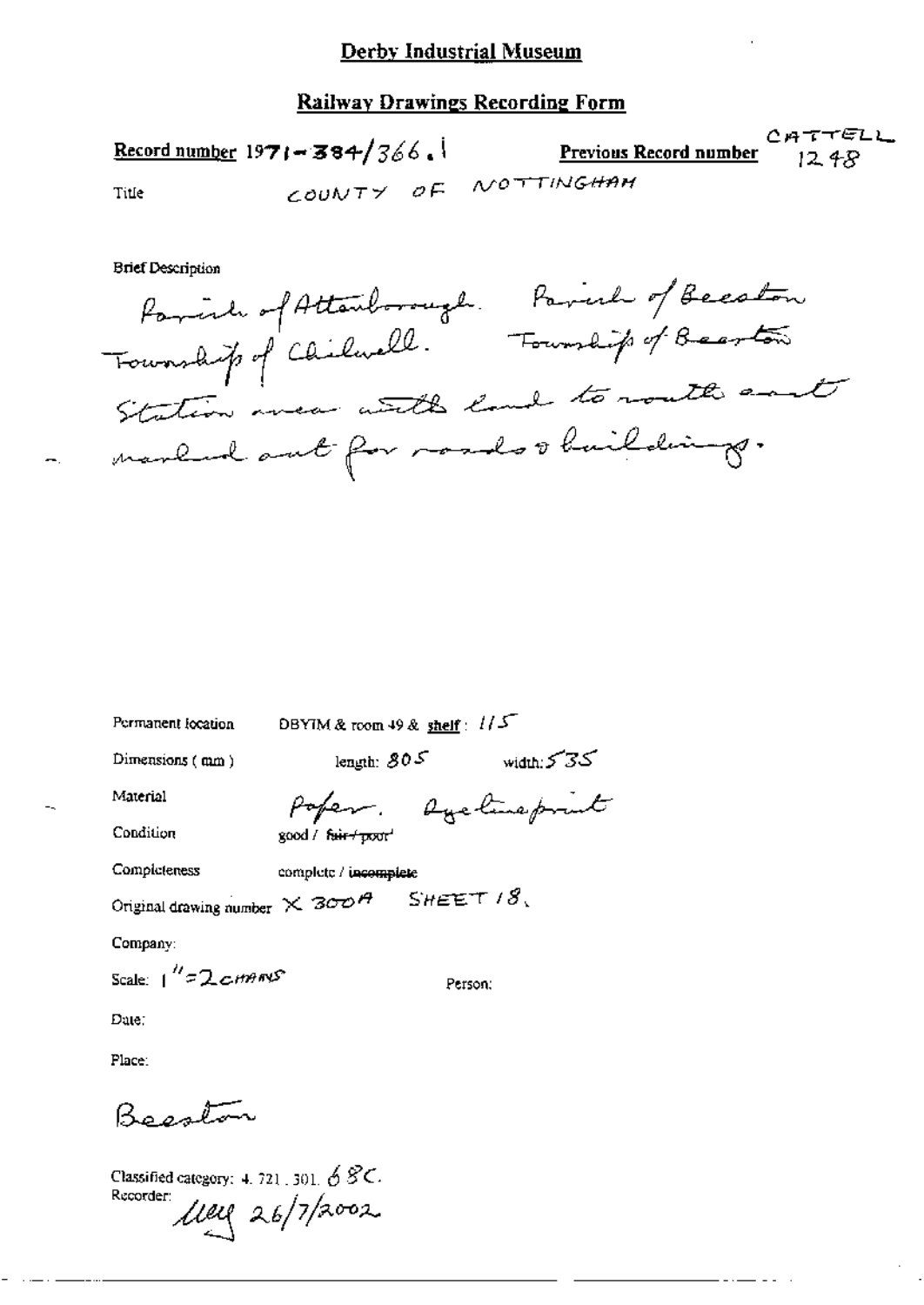# Derby Industrial Museum

## Railway Drawings Recording Form

**Record number** 1971-384/366.1 **Previous Record number** CATTELL 1248

Title COUNTY OF NOTTINGHAM

Brief Description

Parish of Attenborough. Parish of Beeston
Township of Chilwell. Township of Beeston
Station area with land to south east
marked out for roads & buildings.

Permanent location DBYIM & room 49 & **shelf**: 115

Dimensions (mm) length: 805 width: 535

Material Paper. Dyeline print

Condition good / ~~fair / poor~~

Completeness complete / ~~incomplete~~

Original drawing number X 300A SHEET 18.

Company:

Scale: 1" = 2 CHAINS

Person:

Date:

Place:

Beeston

Classified category: 4. 721. 301. 68C.

Recorder: *(initials)* 26/7/2002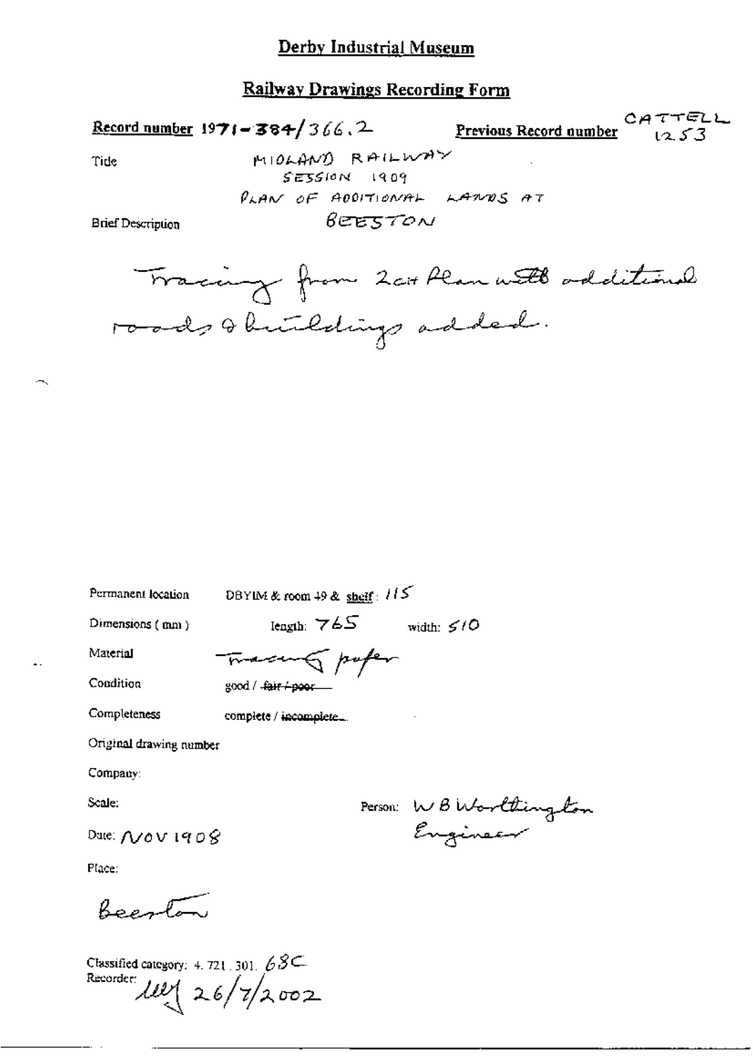# Derby Industrial Museum

## Railway Drawings Recording Form

**Record number** 1971-384/366.2 **Previous Record number** CATTELL 1253

Title: MIDLAND RAILWAY SESSION 1909 PLAN OF ADDITIONAL LANDS AT BEESTON

Brief Description: Tracing from 2ch Plan with additional roads & buildings added.

Permanent location: DBYIM & room 49 & shelf: 115

Dimensions (mm): length: 765 width: 510

Material: Tracing paper

Condition: good / ~~fair / poor~~

Completeness: complete / ~~incomplete~~

Original drawing number:

Company:

Scale:

Person: W B Worthington Engineer

Date: NOV 1908

Place: Beeston

Classified category: 4. 721. 301. 68C

Recorder: lll 26/7/2002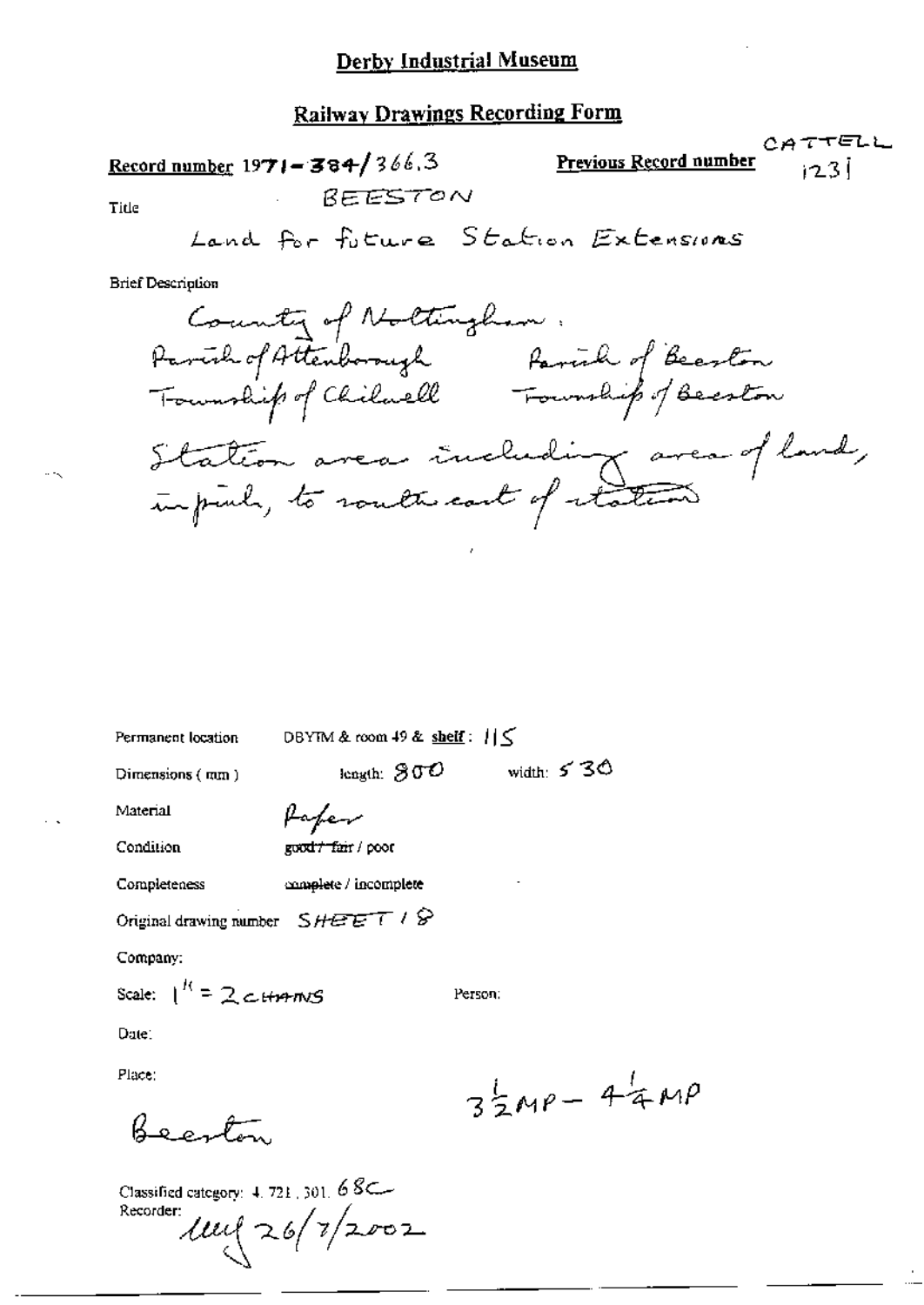# Derby Industrial Museum

## Railway Drawings Recording Form

**Record number** 1971-384/366.3

**Previous Record number** CATTELL 1231

Title BEESTON

Land for future Station Extensions

Brief Description

County of Nottingham.
Parish of Attenborough  Parish of Beeston
Township of Chilwell  Township of Beeston
Station area including area of land, in pink, to south east of station

Permanent location DBYIM & room 49 & **shelf**: 115

Dimensions (mm) length: 800 width: 530

Material Paper

Condition ~~good / fair~~ / poor

Completeness complete / incomplete

Original drawing number SHEET 18

Company:

Scale: 1" = 2 CHAINS

Person:

Date:

Place:

Beeston

$3\frac{1}{2}$MP – $4\frac{1}{4}$MP

Classified category: 4.721.301.68C

Recorder: 26/7/2002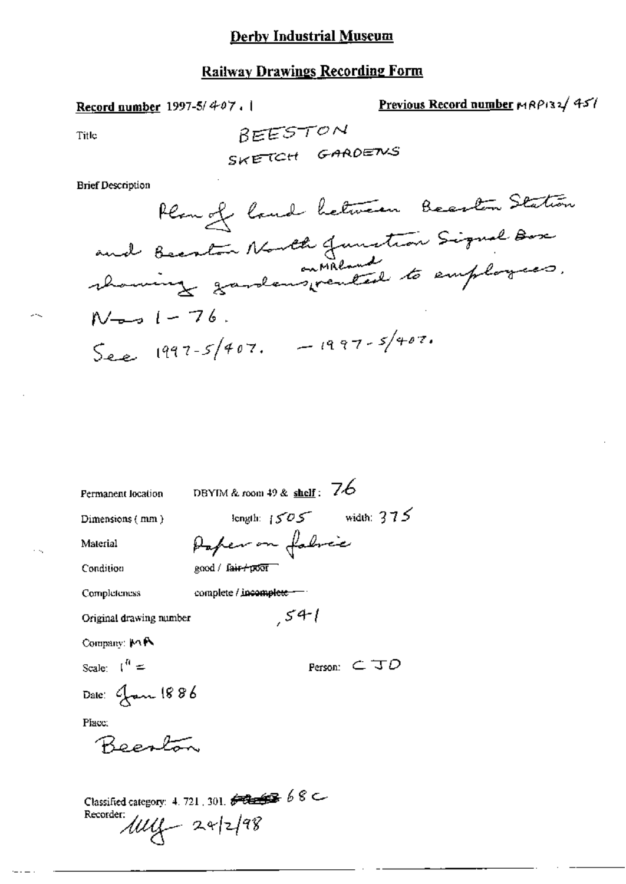## Derby Industrial Museum

## Railway Drawings Recording Form

**Record number** 1997-5/407.1

**Previous Record number** MRP132/451

Title

BEESTON
SKETCH GARDENS

Brief Description

Plan of land between Beeston Station and Beeston North Junction Signal Box showing gardens on MR land rented to employees.
Nos 1 - 76.
See 1997-5/407. - 1997-5/407.

Permanent location: DBYIM & room 49 & **shelf**: 76

Dimensions (mm): length: 1505 width: 375

Material: Paper on fabric

Condition: good / ~~fair / poor~~

Completeness: complete / ~~incomplete~~

Original drawing number: 541

Company: MR

Scale: 1" =

Person: CJD

Date: Jan 1886

Place:
Beeston

Classified category: 4. 721. 301. ~~~~ 68C

Recorder: MG 24/2/98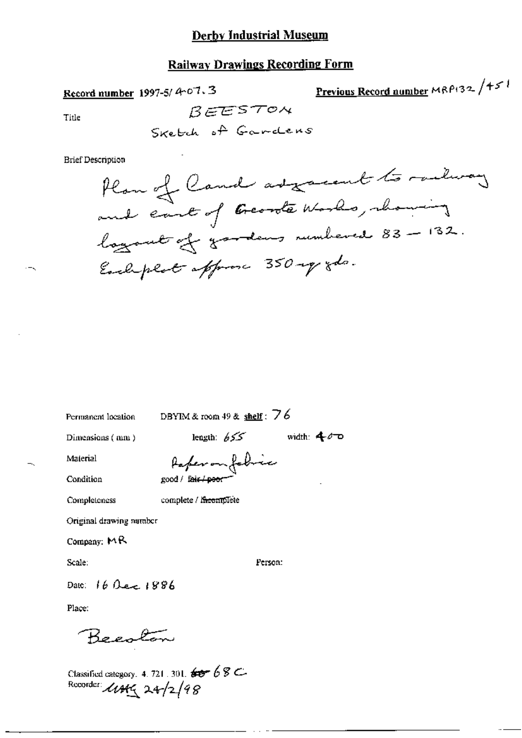# Derby Industrial Museum

## Railway Drawings Recording Form

**Record number** 1997-5/407.3

**Previous Record number** MRP132/451

Title

BEESTON
Sketch of Gardens

Brief Description

Plan of land adjacent to railway and east of Creosote Works, showing layout of gardens numbered 83 – 132. Each plot approx 350 sq yds.

Permanent location DBYIM & room 49 & **shelf**: 76

Dimensions (mm) length: 655 width: 400

Material Paper on fabric

Condition good / ~~fair / poor~~

Completeness complete / ~~incomplete~~

Original drawing number

Company: MR

Scale: Person:

Date: 16 Dec 1886

Place:

Beeston

Classified category. 4. 721. 301. ~~60~~ 68 C

Recorder: UAK 24/2/98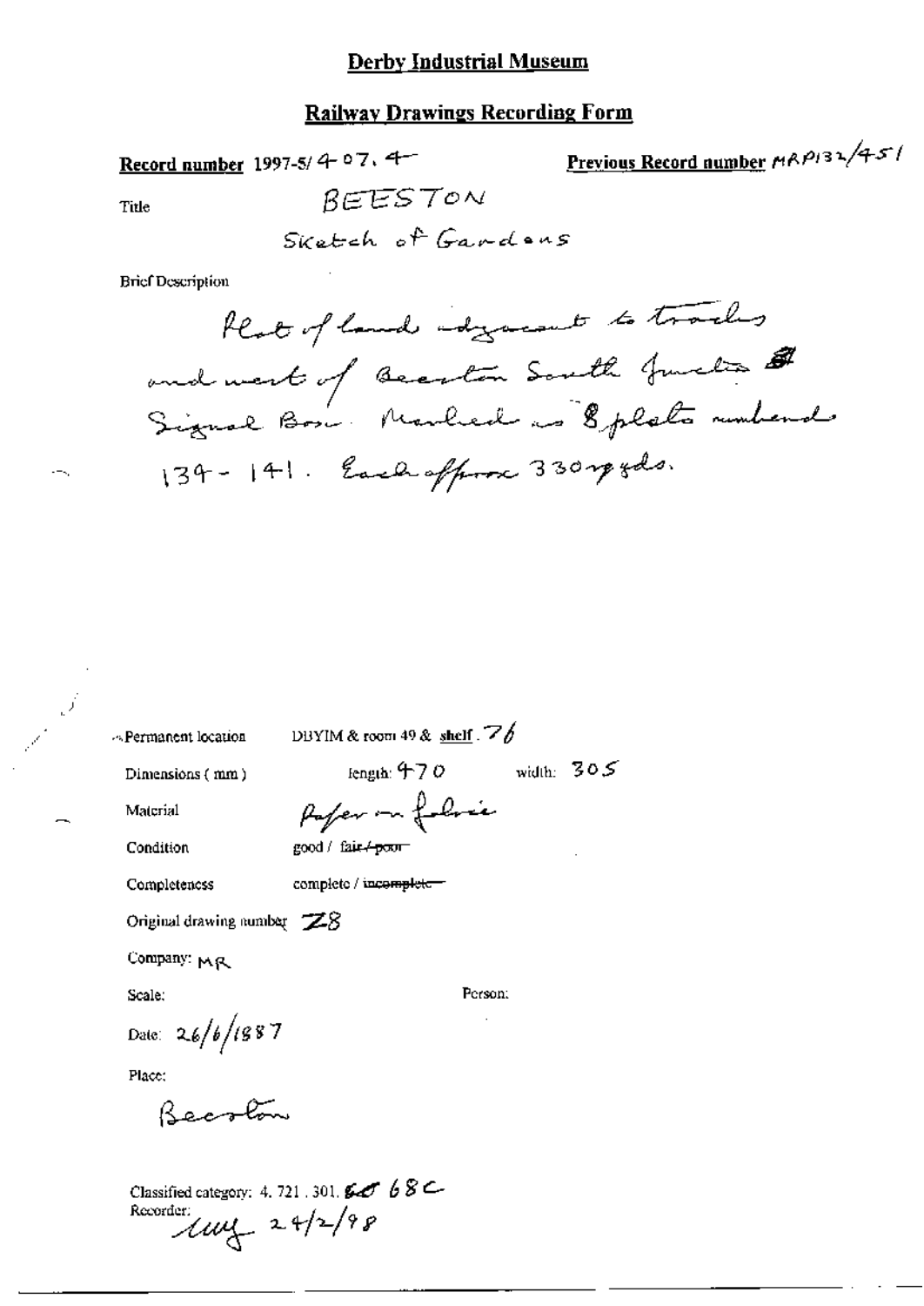# Derby Industrial Museum

## Railway Drawings Recording Form

**Record number** 1997-5/ 407. 4 **Previous Record number** MRP132/451

Title BEESTON

Sketch of Gardens

Brief Description

Plot of land adjacent to tracks and west of Beeston South Junction Signal Box. Marked as 8 plots numbered 134 - 141. Each approx 330 sq yds.

Permanent location DBYIM & room 49 & shelf. 76

Dimensions (mm) length: 470 width: 305

Material Paper on fabric

Condition good / ~~fair / poor~~

Completeness complete / ~~incomplete~~

Original drawing number Z8

Company: MR

Scale: Person:

Date: 26/6/1887

Place:

Beeston

Classified category: 4. 721. 301. ~~60~~ 68C

Recorder: [initials] 24/2/98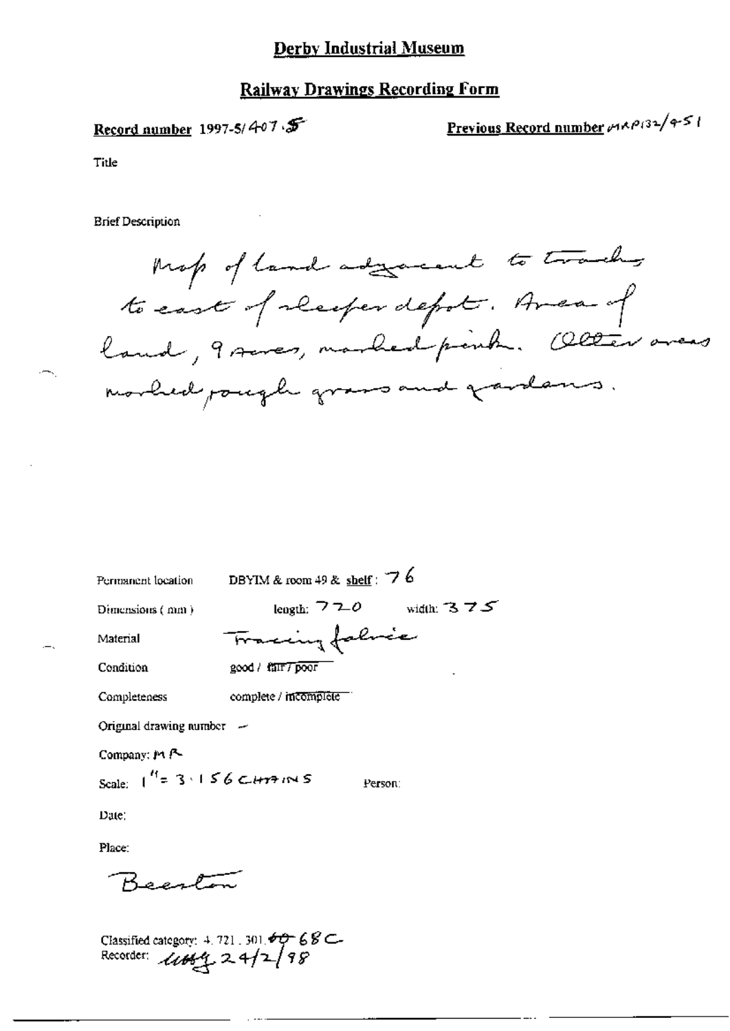# Derby Industrial Museum

## Railway Drawings Recording Form

**Record number** 1997-5/407.5

**Previous Record number** MRP132/451

Title

Brief Description

Map of land adjacent to tracks to east of sleeper depot. Area of land, 9 acres, marked pink. Other areas marked rough grass and gardens.

Permanent location DBYIM & room 49 & shelf: 76

Dimensions (mm) length: 720 width: 375

Material Tracing fabric

Condition good / fair / poor

Completeness complete / incomplete

Original drawing number –

Company: MR

Scale: 1" = 3.156 CHAINS Person:

Date:

Place:

Beeston

Classified category: 4.721.301.68C

Recorder: [initials] 24/2/98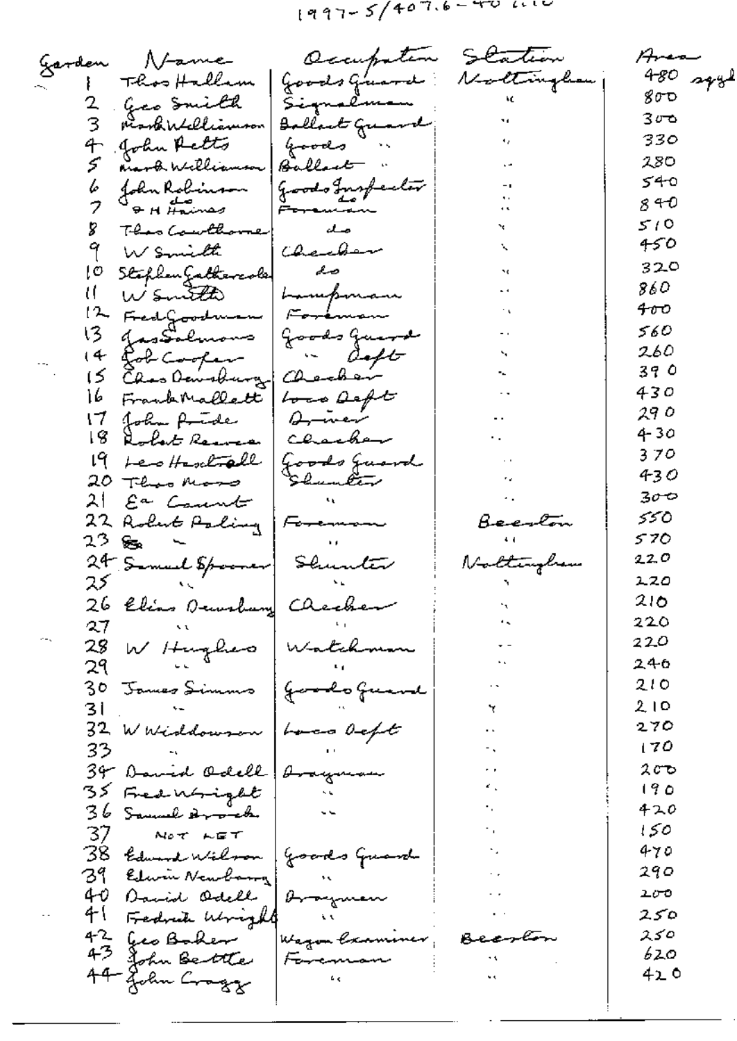1997-5/407.6-40 ...

| Garden | Name | Occupation | Station | Area |
|---|---|---|---|---|
| 1 | Thos Hallam | Goods Guard | Nottingham | 480 sq yd |
| 2 | Geo Smith | Signalman | " | 800 |
| 3 | Mark Williamson | Ballast Guard | " | 300 |
| 4 | John Petts | Goods " | " | 330 |
| 5 | Mark Williamson | Ballast " | " | 280 |
| 6 | John Robinson | Goods Inspector | " | 540 |
| 7 | do | do | " | 840 |
|  | R H Haines | Foreman |  |  |
| 8 | Thos Cawthorne | do | " | 510 |
| 9 | W Smith | Checker | " | 450 |
| 10 | Stephen Gathercole | do | " | 320 |
| 11 | W Smith | Lampman | " | 860 |
| 12 | Fred Goodman | Foreman | " | 400 |
| 13 | Jas Salmons | Goods Guard | " | 560 |
| 14 | Rob Cooper | " Dept | " | 260 |
| 15 | Chas Dewsbury | Checker | " | 390 |
| 16 | Frank Mallett | Loco Dept | " | 430 |
| 17 | John Pride | Driver | " | 290 |
| 18 | Robert Reeves | Checker | " | 430 |
| 19 | Leo Hardstaff | Goods Guard | " | 370 |
| 20 | Thos Moss | Shunter | " | 430 |
| 21 | Ed Count | " | " | 300 |
| 22 | Robert Poling | Foreman | Beeston | 550 |
| 23 | " | " | " | 570 |
| 24 | Samuel Spooner | Shunter | Nottingham | 220 |
| 25 | " | " | " | 220 |
| 26 | Elias Dewsbury | Checker | " | 210 |
| 27 | " | " | " | 220 |
| 28 | W Hughes | Watchman | " | 220 |
| 29 | " | " | " | 240 |
| 30 | James Simms | Goods Guard | " | 210 |
| 31 | " | " | " | 210 |
| 32 | W Widdowson | Loco Dept | " | 270 |
| 33 | " | " | " | 170 |
| 34 | David Odell | Drayman | " | 200 |
| 35 | Fred Wright | " | " | 190 |
| 36 | Samuel Brock | " | " | 420 |
| 37 | NOT LET |  | " | 150 |
| 38 | Edward Wilson | Goods Guard | " | 470 |
| 39 | Edwin Newbery | " | " | 290 |
| 40 | David Odell | Drayman | " | 200 |
| 41 | Fredrick Wright | " | " | 250 |
| 42 | Geo Baker | Wagon Examiner | Beeston | 250 |
| 43 | John Bettle | Foreman | " | 620 |
| 44 | John Cragg | " | " | 420 |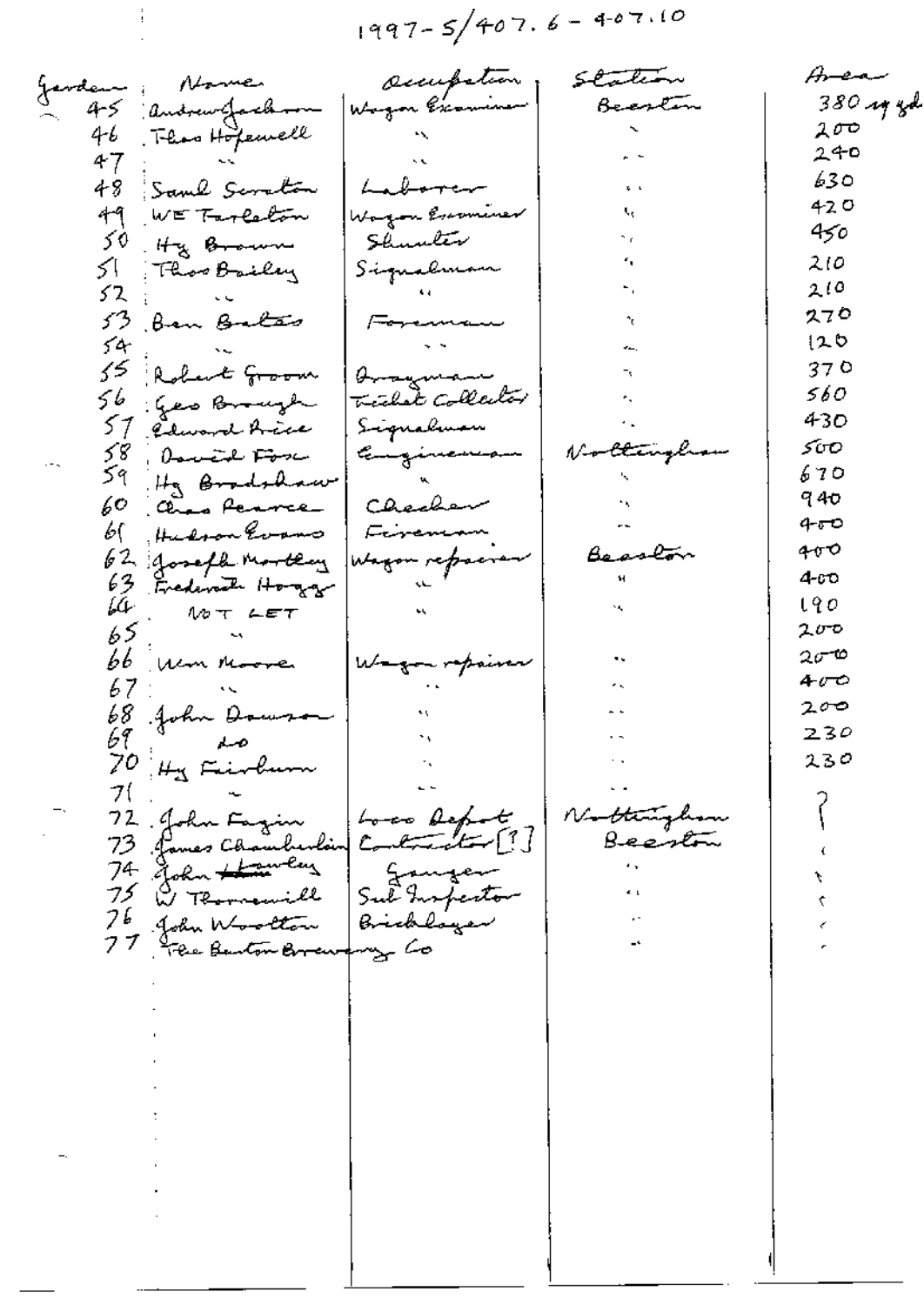1997-5/407.6 - 407.10

| Garden | Name | Occupation | Station | Area |
|---|---|---|---|---|
| 45 | Andrew Jackson | Wagon Examiner | Beeston | 380 sq yds |
| 46 | Thos Hopewell | " | " | 200 |
| 47 | " | " | " | 240 |
| 48 | Saml Scrafton | Laborer | " | 630 |
| 49 | W E Tarleton | Wagon Examiner | " | 420 |
| 50 | Hy Brown | Shunter | " | 450 |
| 51 | Thos Bailey | Signalman | " | 210 |
| 52 | | " | " | 210 |
| 53 | Ben Bates | Foreman | " | 270 |
| 54 | " | " | " | 120 |
| 55 | Robert Groom | Drayman | " | 370 |
| 56 | Geo Brough | Ticket Collector | " | 560 |
| 57 | Edward Rice | Signalman | " | 430 |
| 58 | David Fox | Engineman | Nottingham | 500 |
| 59 | Hy Bradshaw | " | " | 670 |
| 60 | Chas Pearce | Checker | " | 940 |
| 61 | Hudson Evans | Fireman | " | 400 |
| 62 | Joseph Mortley | Wagon repairer | Beeston | 400 |
| 63 | Frederick Hogg | " | " | 400 |
| 64 | NOT LET | " | " | 190 |
| 65 | " | | | 200 |
| 66 | Wm Moore | Wagon repairer | " | 200 |
| 67 | " | " | " | 400 |
| 68 | John Dawson | " | " | 200 |
| 69 | do | " | " | 230 |
| 70 | Hy Fairburn | " | " | 230 |
| 71 | " | " | " | |
| 72 | John Fagin | Loco Depot | Nottingham | ? |
| 73 | James Chamberlain | Contractor [?] | Beeston | " |
| 74 | John ~~Hawley~~ | Ganger | " | " |
| 75 | W Thornewill | Sub Inspector | " | " |
| 76 | John Wootton | Bricklayer | " | " |
| 77 | The Burton Brewery Co | | " | " |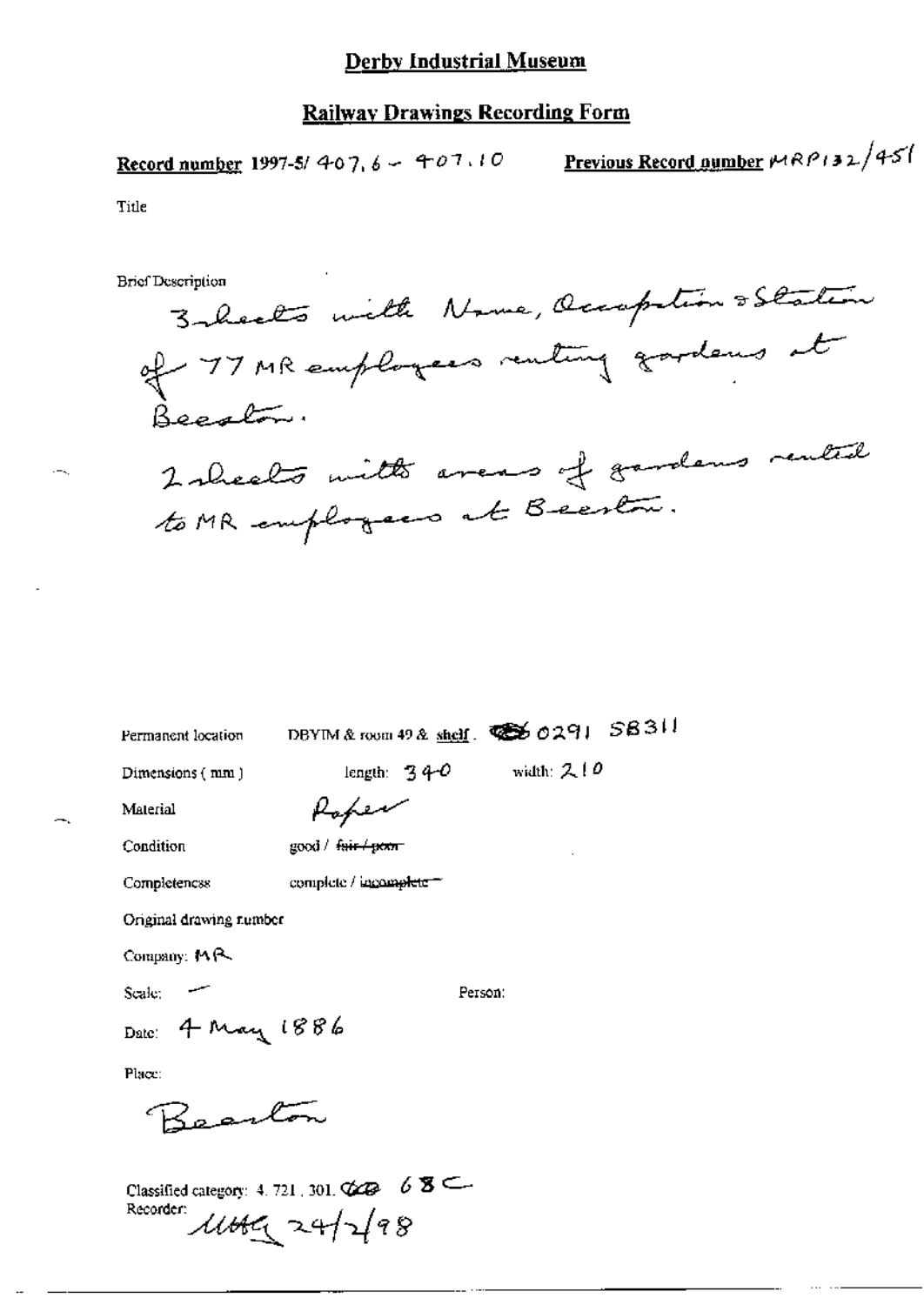# Derby Industrial Museum

## Railway Drawings Recording Form

**Record number** 1997-5/ 407.6 – 407.10 **Previous Record number** MRP132/451

Title

Brief Description

3 sheets with Name, Occupation & Station of 77 MR employees renting gardens at Beeston.

2 sheets with areas of gardens rented to MR employees at Beeston.

Permanent location DBYIM & room 49 & shelf. 0291 SB311

Dimensions (mm) length: 340 width: 210

Material Paper

Condition good / ~~fair / poor~~

Completeness complete / ~~incomplete~~

Original drawing number

Company: MR

Scale: — Person:

Date: 4 May 1886

Place:

Beeston

Classified category: 4. 721. 301. 68C

Recorder: MHG 24/2/98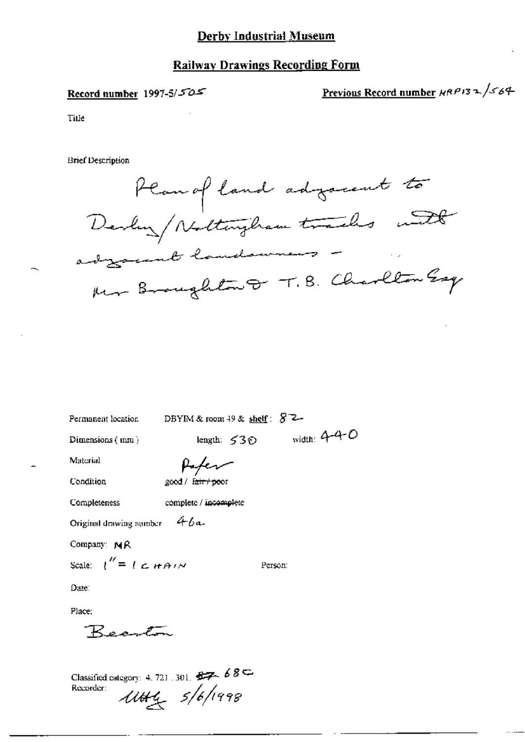# Derby Industrial Museum

## Railway Drawings Recording Form

**Record number** 1997-5/505

**Previous Record number** MRP132/564

Title

Brief Description

Plan of land adjacent to Derby/Nottingham tracks with adjacent landowners - Mr Broughton & T.B. Charlton Esq

Permanent location: DBYIM & room 49 & **shelf**: 82

Dimensions (mm): length: 530 width: 440

Material: Paper

Condition: good / ~~fair / poor~~

Completeness: complete / ~~incomplete~~

Original drawing number: 46a

Company: MR

Scale: 1" = 1 CHAIN

Person:

Date:

Place:

Beeston

Classified category: 4. 721. 301. ~~87~~ 68C

Recorder: UHG 5/6/1998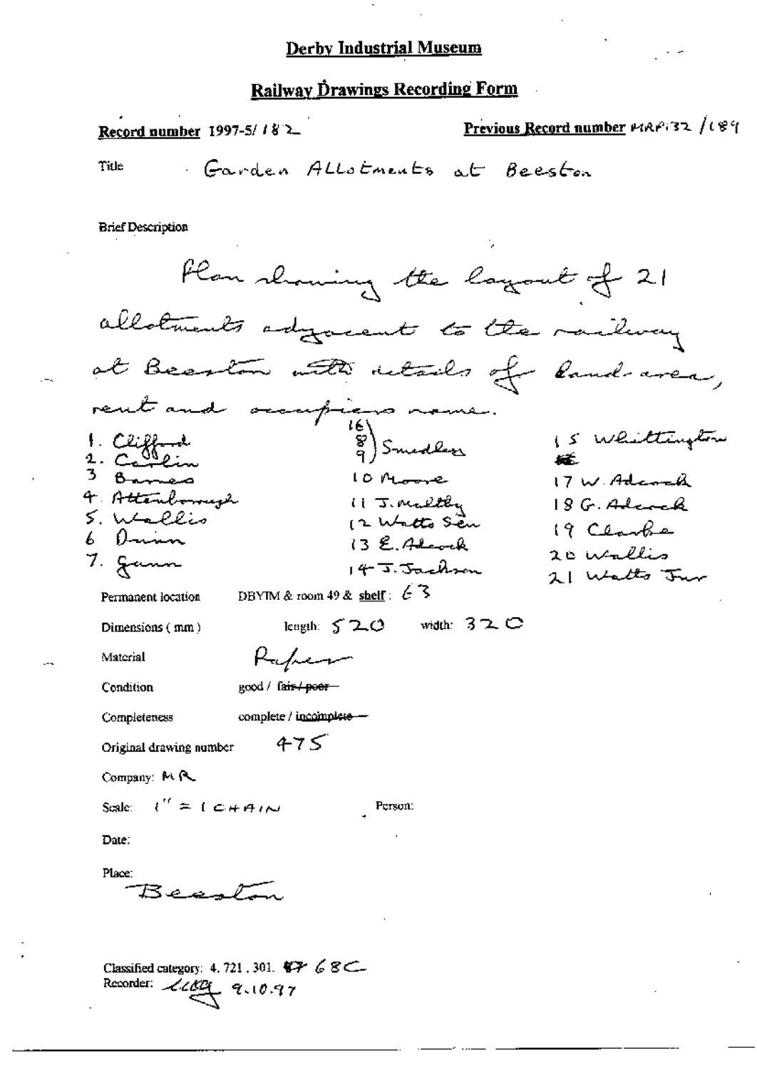# Derby Industrial Museum

## Railway Drawings Recording Form

**Record number** 1997-5/182

**Previous Record number** MRP132/189

Title: Garden Allotments at Beeston

Brief Description

Plan showing the layout of 21 allotments adjacent to the railway at Beeston with details of land-area, rent and occupiers name.

1. Clifford
2. Carlin
3. Barnes
4. Attenborough
5. Wallis
6. Dunn
7. Gunn
8. } Smedley
9. } Smedley
10. Moore
11. J. Maltby
12. Watts Sen
13. E. Adcock
14. J. Jackson
15. Whittington
16. Smedley
17. W. Adcock
18. G. Adcock
19. Clarke
20. Wallis
21. Watts Jun

Permanent location: DBYIM & room 49 & shelf: 63

Dimensions (mm): length: 520 width: 320

Material: Paper

Condition: good / ~~fair / poor~~

Completeness: complete / ~~incomplete~~

Original drawing number: 475

Company: MR

Scale: 1" = 1 CHAIN

Person:

Date:

Place: Beeston

Classified category: 4.721.301. 68C

Recorder: LCdq 9.10.97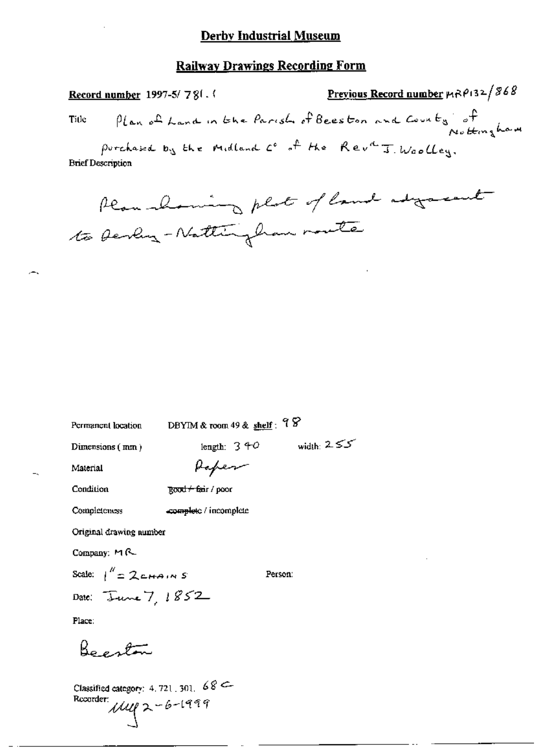# Derby Industrial Museum

## Railway Drawings Recording Form

**Record number** 1997-5/ 781.1 **Previous Record number** MRP132/868

Title: Plan of Land in the Parish of Beeston and County of Nottingham purchased by the Midland Co of the Revd T. Woolley.

Brief Description

Plan showing plot of land adjacent to Derby - Nottingham route

Permanent location: DBYIM & room 49 & shelf: 98

Dimensions (mm): length: 340 width: 255

Material: Paper

Condition: ~~good / fair~~ / poor

Completeness: ~~complete~~ / incomplete

Original drawing number

Company: MR

Scale: 1" = 2 CHAINS

Person:

Date: June 7, 1852

Place:

Beeston

Classified category: 4.721.301. 68 C

Recorder: MW 2-6-1999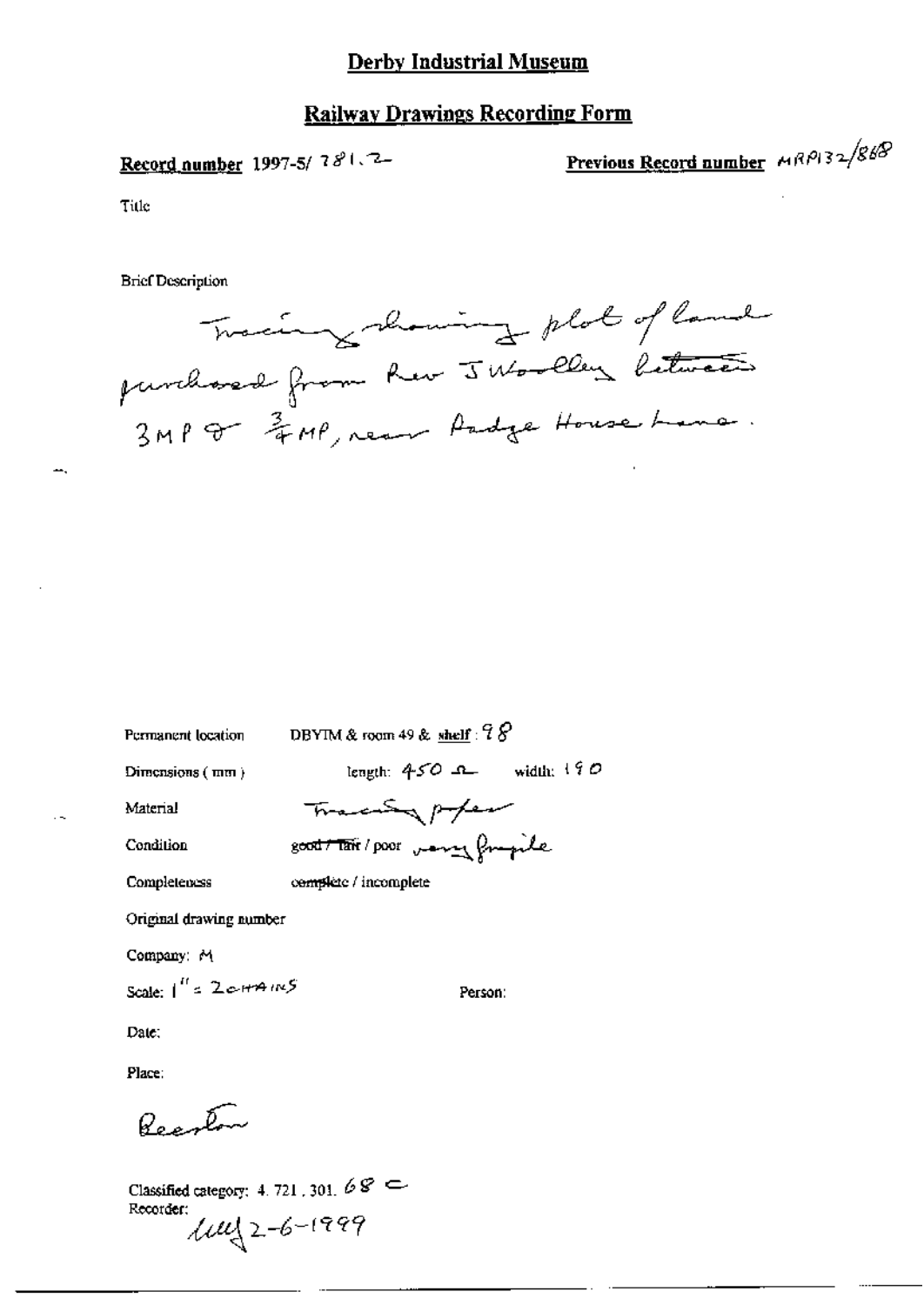# Derby Industrial Museum

## Railway Drawings Recording Form

**Record number** 1997-5/ 781.2

**Previous Record number** MRP132/868

Title

Brief Description

Tracing showing plot of land purchased from Rev J Woolley between 3MP & 3/4 MP, near Padge House Lane.

Permanent location DBYIM & room 49 & shelf : 98

Dimensions (mm) length: 450 Ω width: 190

Material Tracing paper

Condition ~~good / fair~~ / poor very fragile

Completeness complete / incomplete

Original drawing number

Company: M

Scale: 1" = 2 CHAINS

Person:

Date:

Place:

Beeston

Classified category: 4. 721. 301. 68 C

Recorder: lub 2-6-1999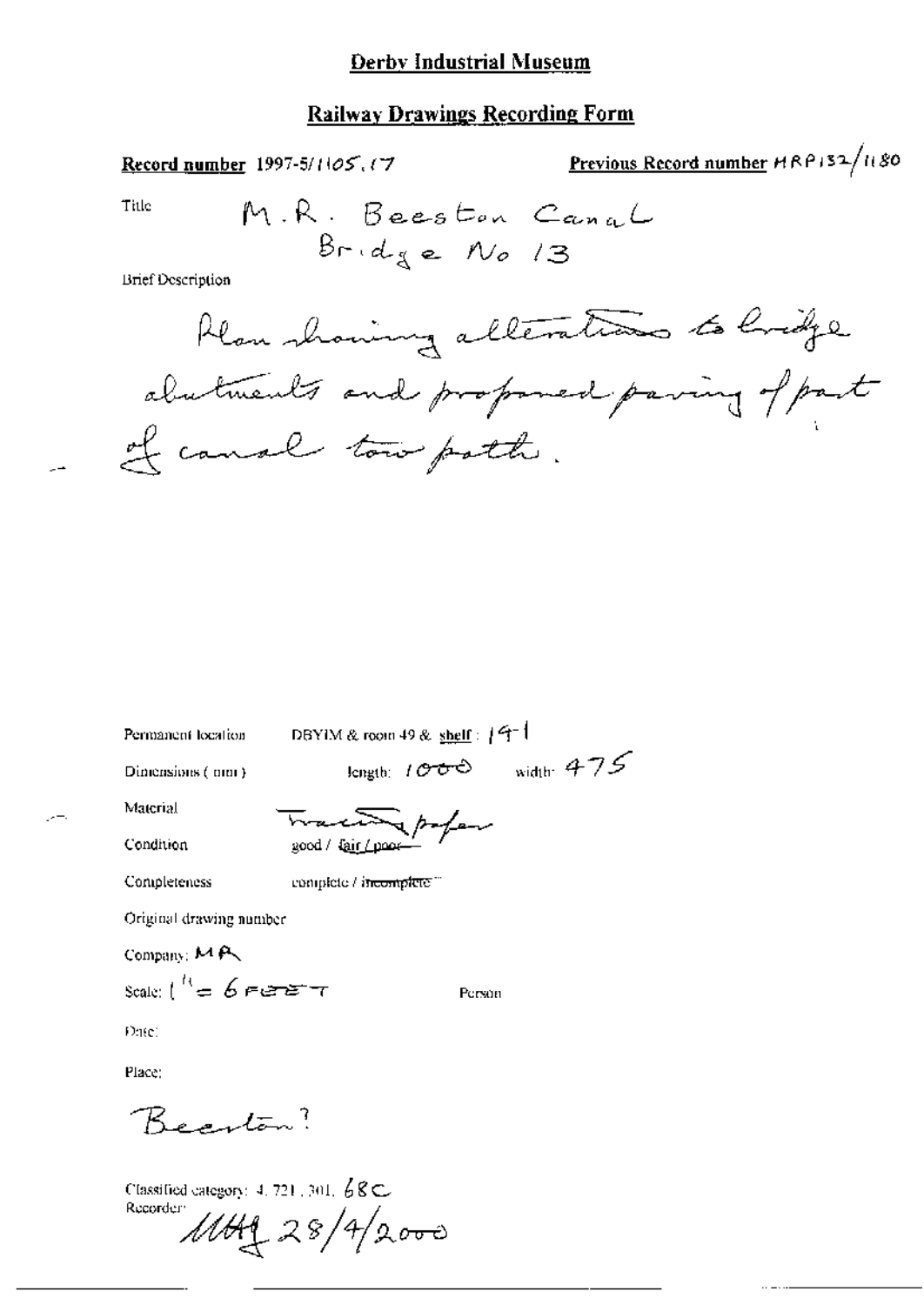# Derby Industrial Museum

## Railway Drawings Recording Form

**Record number** 1997-5/1105.17

**Previous Record number** HRP132/1180

Title
M.R. Beeston Canal
Bridge No 13

Brief Description

Plan showing alterations to bridge abutments and proposed paving of part of canal tow path.

Permanent location DBYIM & room 49 & shelf: 141

Dimensions (mm) length: 1000 width: 475

Material Tracing paper

Condition good / ~~fair / poor~~

Completeness complete / ~~incomplete~~

Original drawing number

Company: MR

Scale: 1" = 6 FEET

Person

Date:

Place:

Beeston?

Classified category: 4.721.301. 68C

Recorder: MH 28/4/2000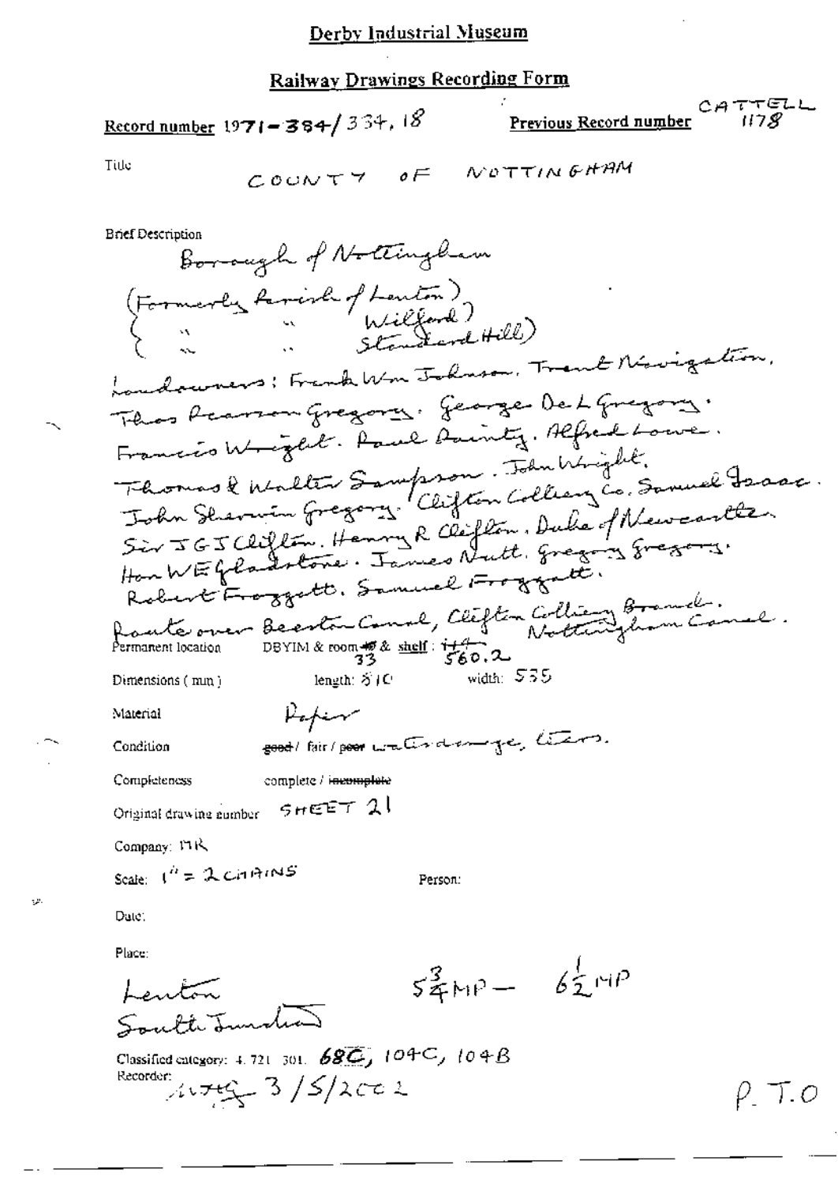## Derby Industrial Museum

### Railway Drawings Recording Form

**Record number** 1971-384/334.18 **Previous Record number** CATTELL 1178

Title COUNTY OF NOTTINGHAM

Brief Description
Borough of Nottingham
(Formerly Parish of Lenton)
( " " Wilford)
( " " Standard Hill)
Landowners: Frank Wm Johnson. Trent Navigation. Thos Pearson Gregory. George De L Gregory. Francis Wright. Paul Dainty. Alfred Lowe. Thomas & Walter Sampson. John Wright. John Sherwin Gregory. Clifton Colliery Co. Samuel Isaac. Sir J G J Clifton. Henry R Clifton. Duke of Newcastle. Hon W E Gladstone. James Nutt. Gregory Gregory. Robert Froggatt. Samuel Froggatt.
Route over Beeston Canal, Clifton Colliery Branch. Nottingham Canal.

Permanent location DBYIM & room ~~49~~ 33 & shelf: ~~144~~ 560.2

Dimensions (mm) length: 810 width: 535

Material Paper

Condition ~~good~~ / fair / ~~poor~~ water damage, tears.

Completeness complete / ~~incomplete~~

Original drawing number SHEET 21

Company: MR

Scale: 1" = 2 CHAINS Person:

Date:

Place:
Lenton
South Junction

$5\frac{3}{4}$ MP — $6\frac{1}{2}$ MP

Classified category: 4.721.301. 68C, 104C, 104B

Recorder: 3/5/2002

P.T.O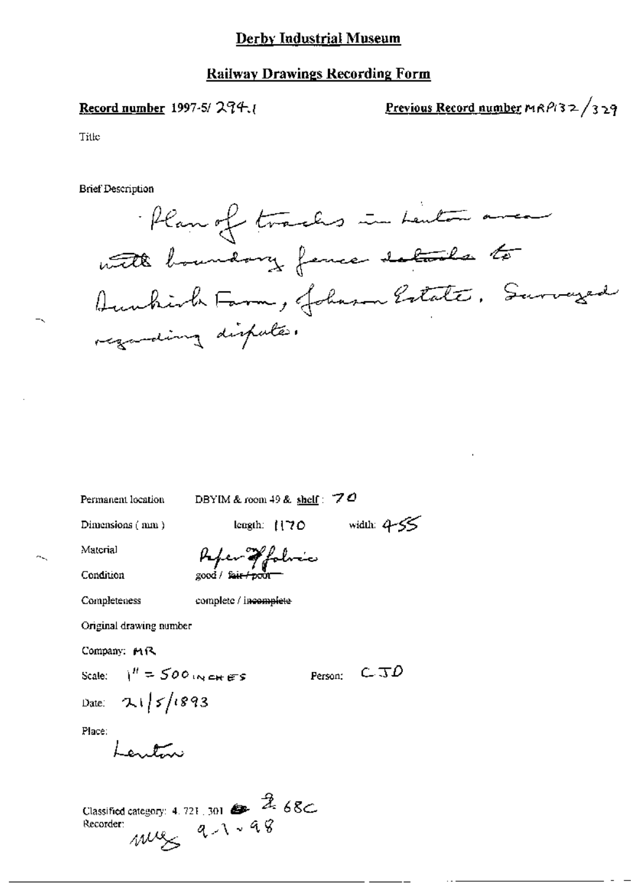# Derby Industrial Museum

## Railway Drawings Recording Form

**Record number** 1997-5/ 294.1

**Previous Record number** MRP132/329

Title

Brief Description

Plan of tracks in Lenton area with boundary fence details to Dunkirk Farm, Johnson Estate. Surveyed regarding dispute.

Permanent location DBYIM & room 49 & shelf: 70

Dimensions (mm) length: 1170 width: 455

Material Paper of fabric

Condition good / ~~fair / poor~~

Completeness complete / ~~incomplete~~

Original drawing number

Company: MR

Scale: 1" = 500 INCHES Person: CJD

Date: 21/5/1893

Place:

Lenton

Classified category: 4.721.301 2.68C

Recorder: MLG 9-1-98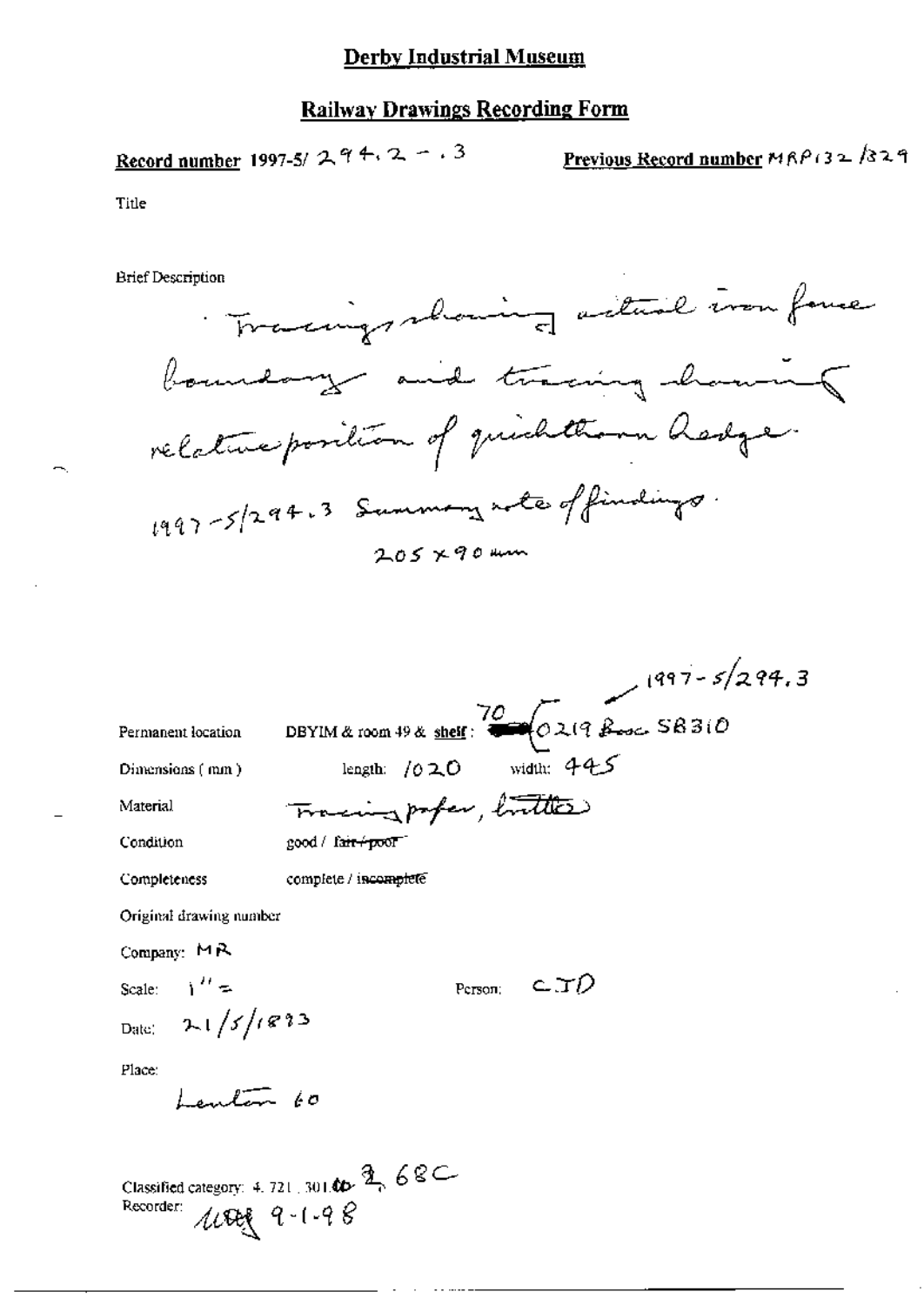# Derby Industrial Museum

## Railway Drawings Recording Form

**Record number** 1997-5/ 294.2 - .3

**Previous Record number** MRP132/329

Title

Brief Description

Tracings showing actual iron fence boundary and tracing showing relative position of quickthorn hedge.

1997-5/294.3 Summary note of findings.

205 x 90 mm

1997-5/294.3

Permanent location: DBYIM & room 49 & shelf: 70 (0219 Box SB310

Dimensions (mm): length: 1020 width: 445

Material: Tracing paper, brittle

Condition: good / ~~fair / poor~~

Completeness: complete / ~~incomplete~~

Original drawing number

Company: MR

Scale: 1" =

Person: CJD

Date: 21/5/1893

Place:

Lenton 60

Classified category: 4. 721. 301.~~00~~ 2, 68C

Recorder: MRG 9-1-98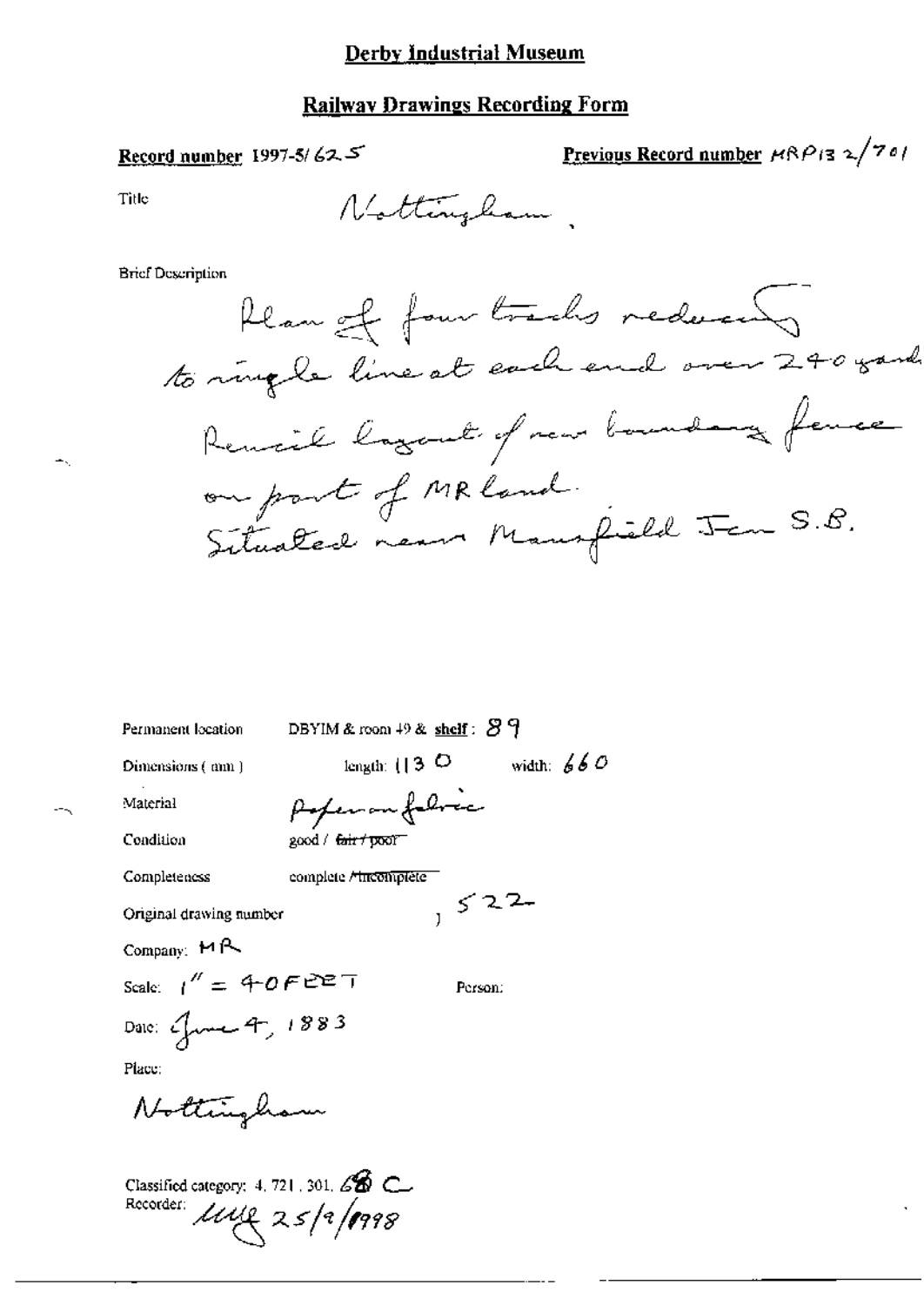# Derby Industrial Museum

## Railway Drawings Recording Form

**Record number** 1997-5/625

**Previous Record number** MRP132/701

Title

Nottingham.

Brief Description

Plan of four tracks reducing to single line at each end over 240 yards. Pencil layout of new boundary fence on part of MR land. Situated near Mansfield Jcn S.B.

Permanent location DBYIM & room 49 & **shelf**: 89

Dimensions (mm) length: 1130 width: 660

Material Paper on fabric

Condition good / ~~fair / poor~~

Completeness complete / ~~incomplete~~

Original drawing number , 522

Company: MR

Scale: 1" = 40 FEET

Person:

Date: June 4, 1883

Place:

Nottingham

Classified category: 4. 721. 301. 6B C

Recorder: MWG 25/9/1998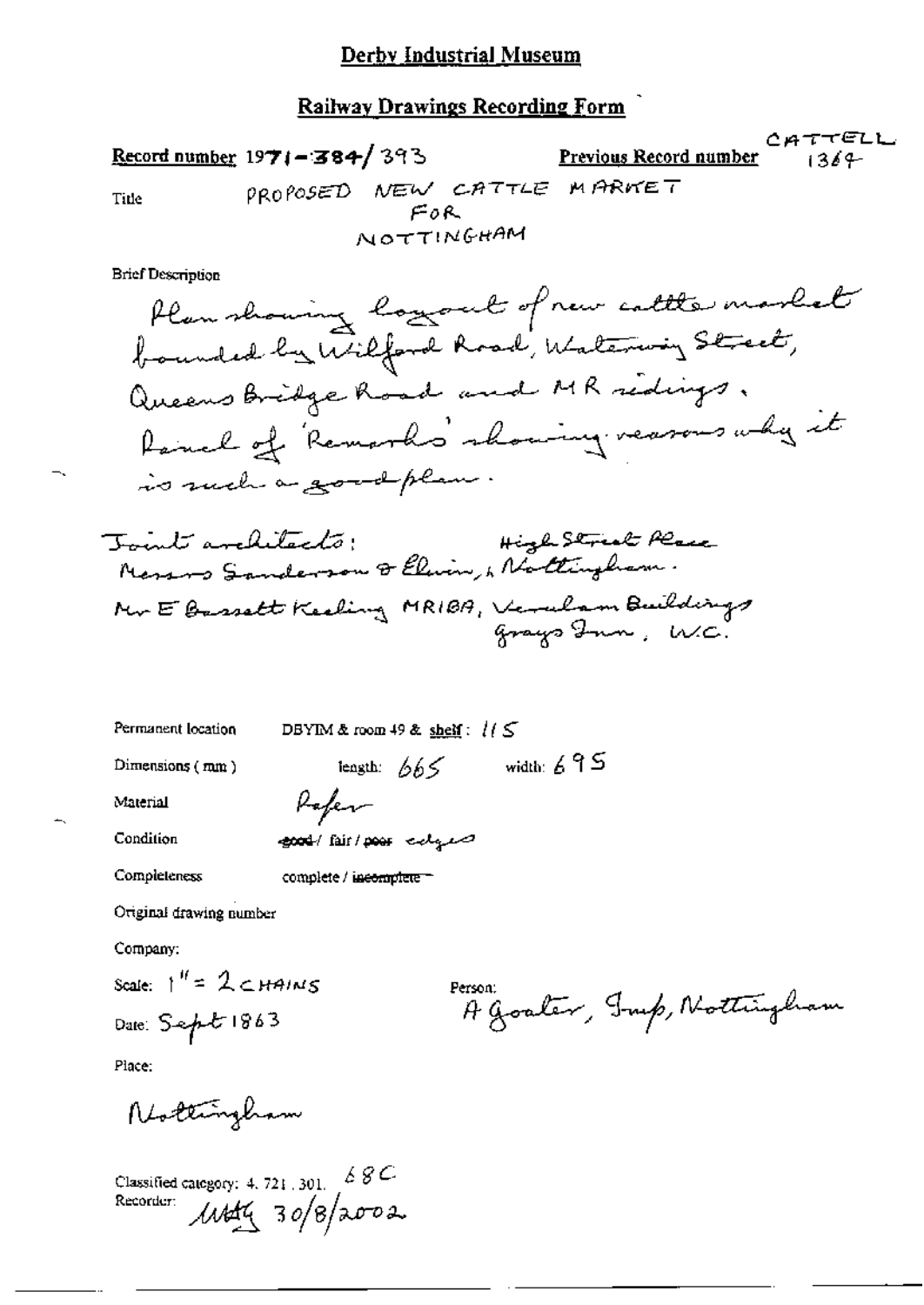# Derby Industrial Museum

## Railway Drawings Recording Form

**Record number** 1971-384/393

**Previous Record number** CATTELL 1364

**Title** PROPOSED NEW CATTLE MARKET FOR NOTTINGHAM

**Brief Description**

Plan showing layout of new cattle market bounded by Wilford Road, Waterway Street, Queens Bridge Road and MR sidings. Panel of 'Remarks' showing reasons why it is such a good plan.

Joint architects: Messrs Sanderson & Elvin, 4 High Street Place, Nottingham.
Mr E Bassett Keeling MRIBA, Verulam Buildings, Grays Inn, W.C.

Permanent location DBYIM & room 49 & shelf: 115

Dimensions (mm) length: 665 width: 695

Material Paper

Condition ~~good~~ / fair / ~~poor~~ edges

Completeness complete / ~~incomplete~~

Original drawing number

Company:

Scale: 1" = 2 CHAINS

Person: A Goater, Imp, Nottingham

Date: Sept 1863

Place:

Nottingham

Classified category: 4. 721. 301. 68C

Recorder: MAty 30/8/2002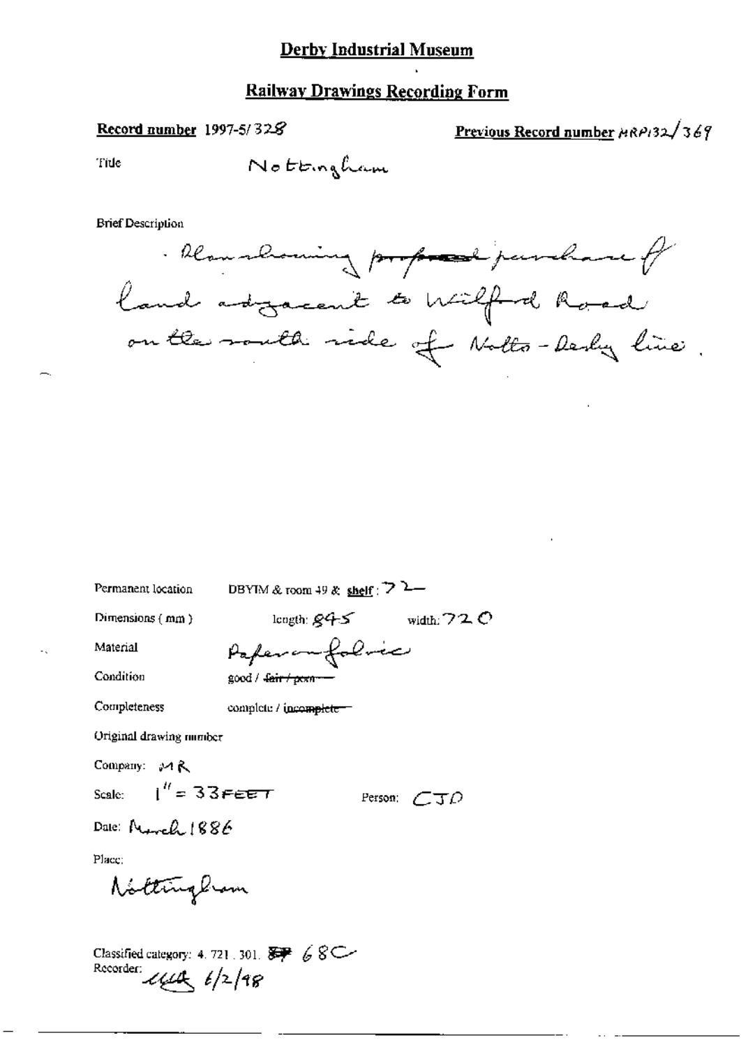# Derby Industrial Museum

## Railway Drawings Recording Form

**Record number** 1997-5/328

**Previous Record number** MRP132/369

Title: Nottingham

Brief Description

Plan showing ~~proposed~~ purchase of land adjacent to Wilford Road on the south side of Notts-Derby line.

Permanent location: DBYIM & room 49 & shelf: 72

Dimensions (mm): length: 845 width: 720

Material: Paper on fabric

Condition: good / ~~fair / poor~~

Completeness: complete / ~~incomplete~~

Original drawing number

Company: MR

Scale: 1" = 33 FEET

Person: CJD

Date: March 1886

Place: Nottingham

Classified category: 4. 721. 301. ~~SP~~ 68C

Recorder: [illegible] 6/2/98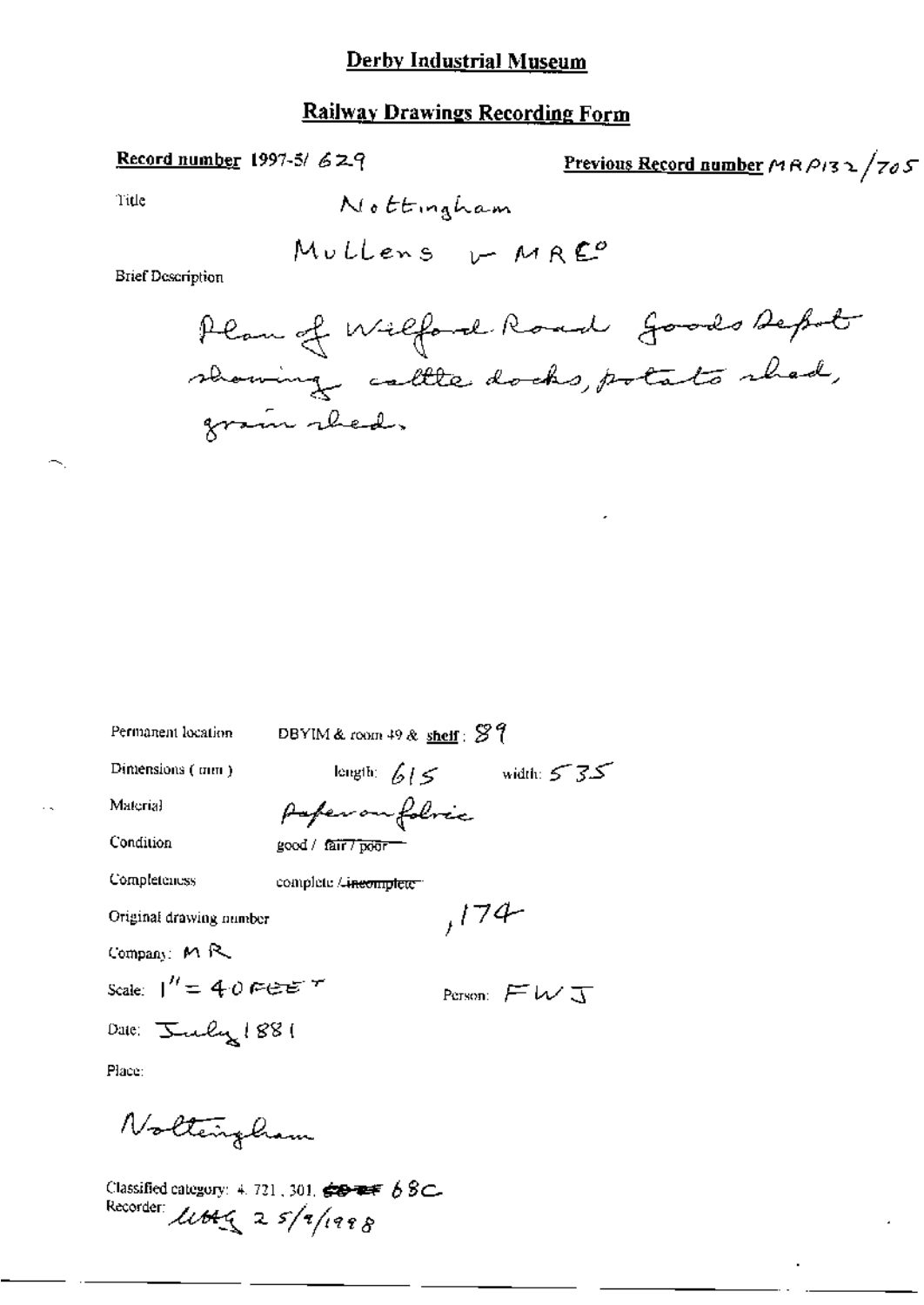# Derby Industrial Museum

## Railway Drawings Recording Form

**Record number** 1997-5/ 629

**Previous Record number** MRP132/705

Title: Nottingham

Mullens v MR Co

Brief Description:

Plan of Wilford Road Goods Depot showing cattle docks, potato shed, grain shed.

Permanent location: DBYIM & room 49 & **shelf**: 89

Dimensions (mm): length: 615 width: 535

Material: Paper on fabric

Condition: good / ~~fair / poor~~

Completeness: complete / ~~incomplete~~

Original drawing number: ,174

Company: MR

Scale: 1" = 40 FEET

Person: FWJ

Date: July 1881

Place:

Nottingham

Classified category: 4. 721, 301, ~~~~ 68C

Recorder: MAG 25/9/1998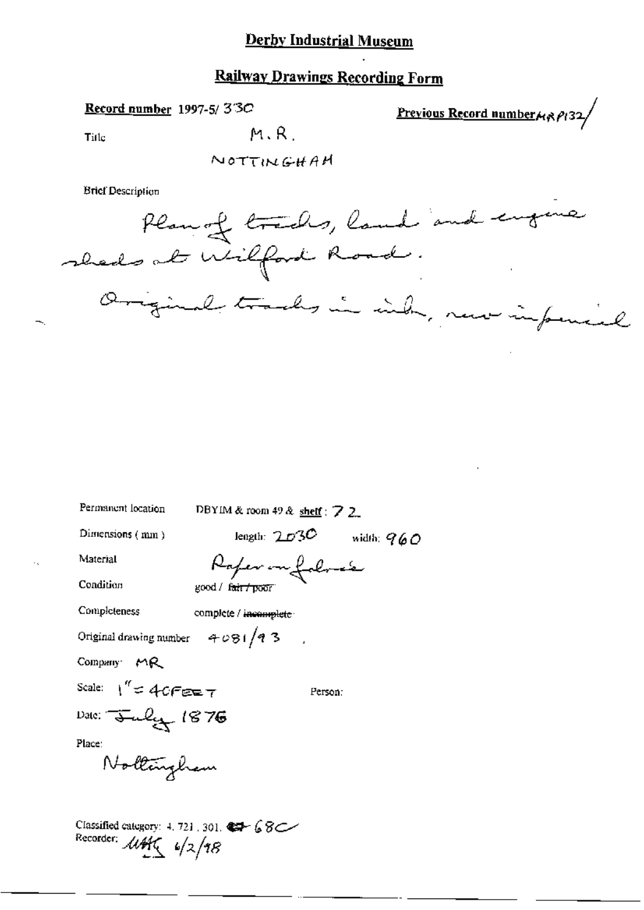# Derby Industrial Museum

## Railway Drawings Recording Form

**Record number** 1997-5/ 330

**Previous Record number** MRP132/

Title M.R.

NOTTINGHAM

Brief Description

Plan of tracks, land and engine sheds at Wilford Road.

Original tracks in ink, new in pencil

Permanent location DBYIM & room 49 & shelf : 72

Dimensions ( mm ) length: 2030 width: 960

Material Paper on fabric

Condition good / ~~fair / poor~~

Completeness complete / ~~incomplete~~

Original drawing number 4081/93

Company: MR

Scale: 1" = 40FEET

Person:

Date: July 1876

Place:

Nottingham

Classified category: 4, 721, 301, 68C

Recorder: MHG 6/2/98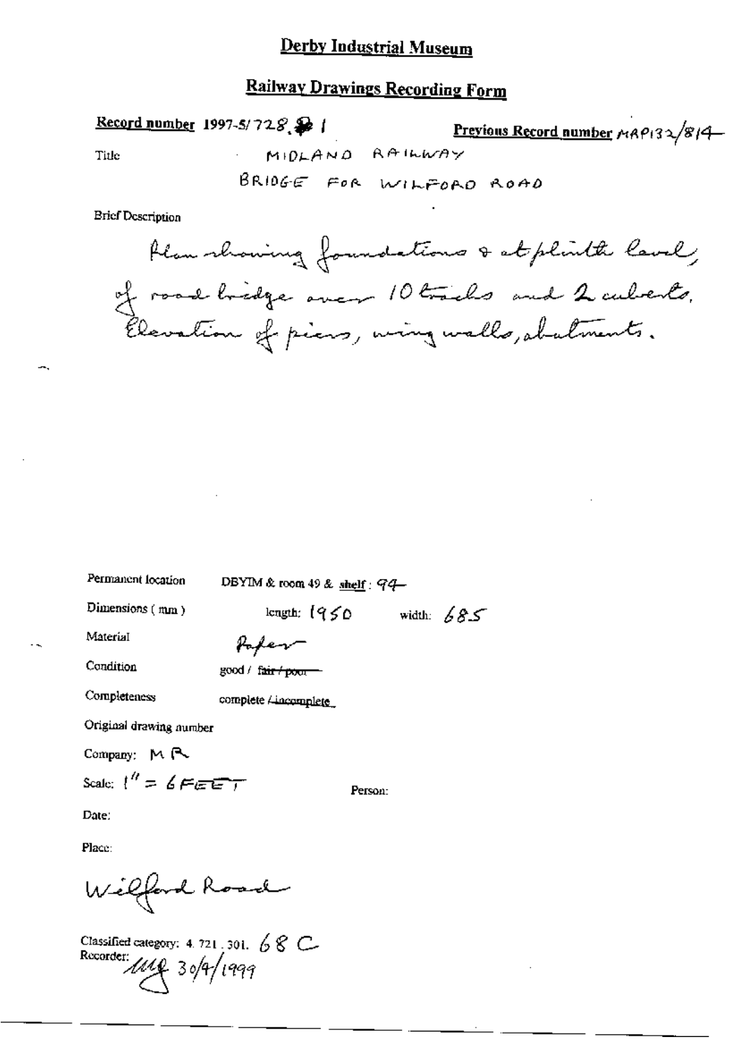# Derby Industrial Museum

## Railway Drawings Recording Form

**Record number** 1997-5/728.1 **Previous Record number** MRP132/814

Title MIDLAND RAILWAY
BRIDGE FOR WILFORD ROAD

Brief Description

Plan showing foundations & at plinth level, of road bridge over 10 tracks and 2 culverts. Elevation of piers, wing walls, abutments.

Permanent location DBYIM & room 49 & shelf : 94

Dimensions (mm) length: 1950 width: 685

Material Paper

Condition good / ~~fair / poor~~

Completeness complete / ~~incomplete~~

Original drawing number

Company: MR

Scale: 1" = 6 FEET Person:

Date:

Place:

Wilford Road

Classified category: 4.721.301. 68 C
Recorder: MG 30/4/1999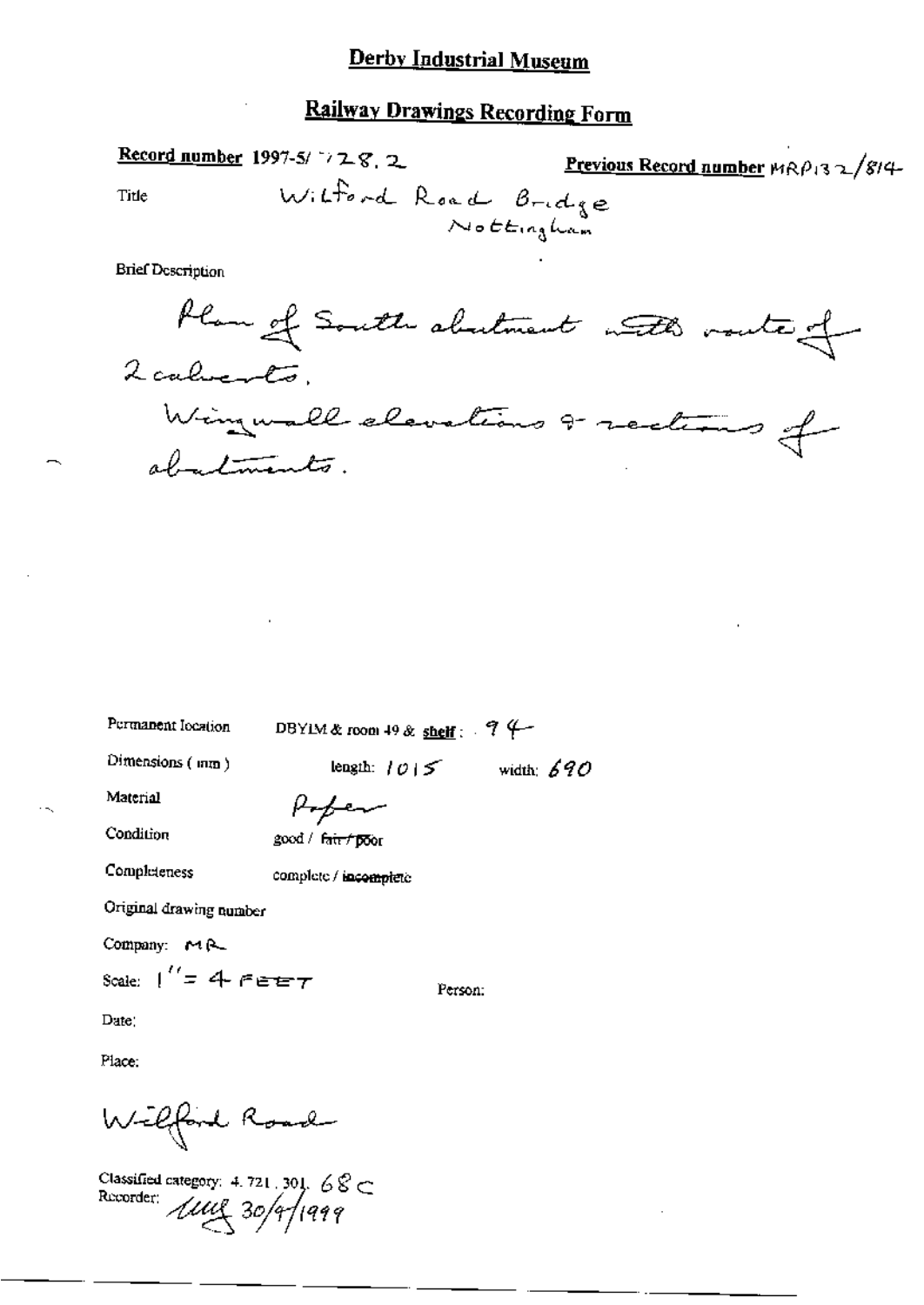# Derby Industrial Museum

## Railway Drawings Recording Form

**Record number** 1997-5/728.2

**Previous Record number** MRP132/814

Title: Wilford Road Bridge Nottingham

Brief Description

Plan of South abutment with route of 2 culverts.
Wingwall elevations & sections of abutments.

Permanent location: DBYIM & room 49 & shelf: 94

Dimensions (mm): length: 1015 width: 690

Material: Paper

Condition: good / ~~fair / poor~~

Completeness: complete / ~~incomplete~~

Original drawing number

Company: MR

Scale: 1" = 4 FEET

Person:

Date:

Place:

Wilford Road

Classified category: 4.721.301.68C

Recorder: 30/4/1999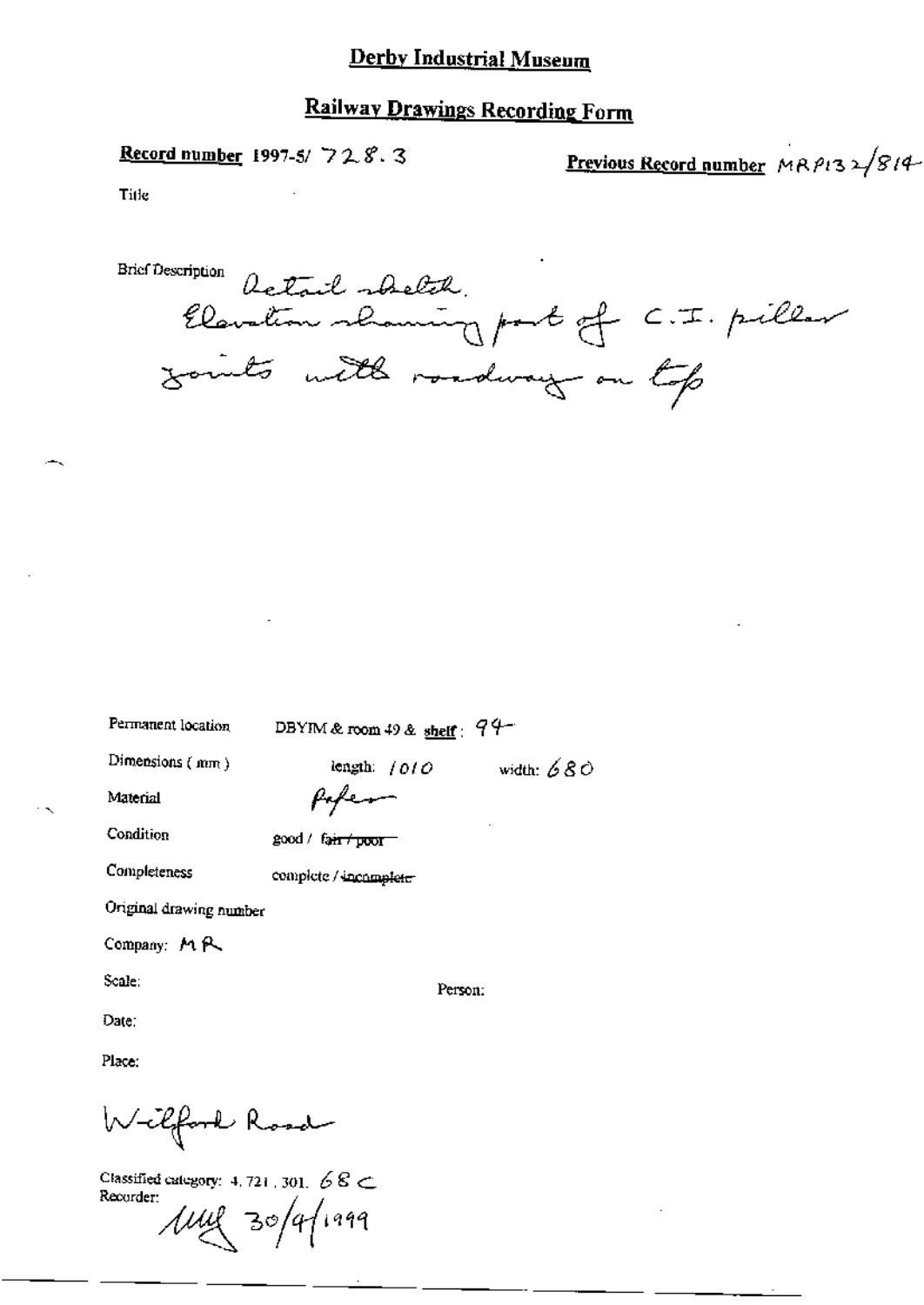# Derby Industrial Museum

## Railway Drawings Recording Form

**Record number** 1997-5/ 728.3

**Previous Record number** MRP132/814

Title

Brief Description: Detail sketch. Elevation showing part of C.I. pillar joints with roadway on top

Permanent location: DBYIM & room 49 & shelf: 94

Dimensions (mm): length: 1010 width: 680

Material: Paper

Condition: good / ~~fair / poor~~

Completeness: complete / ~~incomplete~~

Original drawing number

Company: MR

Scale:

Person:

Date:

Place:

Wilford Road

Classified category: 4.721.301. 68 C

Recorder: MR 30/4/1999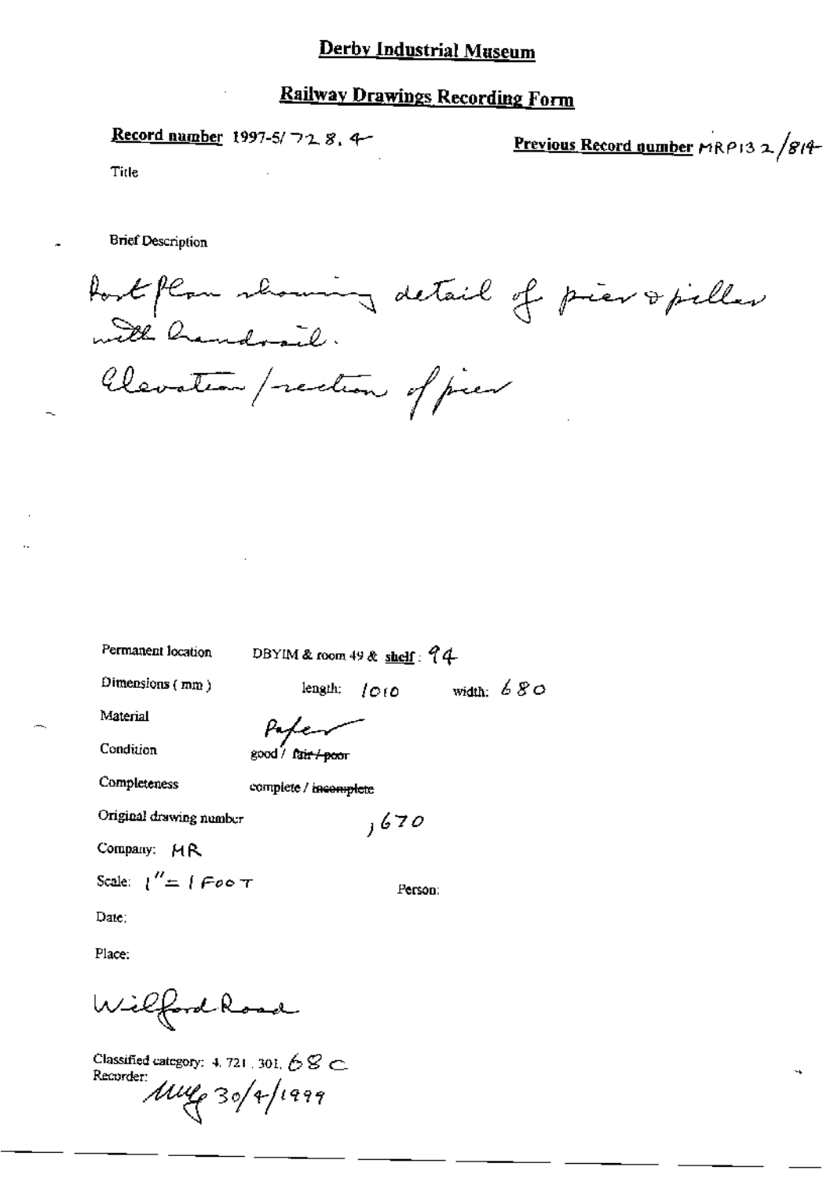# Derby Industrial Museum

## Railway Drawings Recording Form

**Record number** 1997-5/728.4

**Previous Record number** MRP132/814

Title

Brief Description

Part plan showing detail of pier & pillar with handrail.
Elevation/section of pier

Permanent location DBYIM & room 49 & **shelf**: 94

Dimensions (mm) length: 1010 width: 680

Material Paper

Condition good / ~~fair / poor~~

Completeness complete / ~~incomplete~~

Original drawing number ,670

Company: MR

Scale: 1" = 1 FOOT

Person:

Date:

Place:

Wilford Road

Classified category: 4.721.301.68C

Recorder: MWG 30/4/1999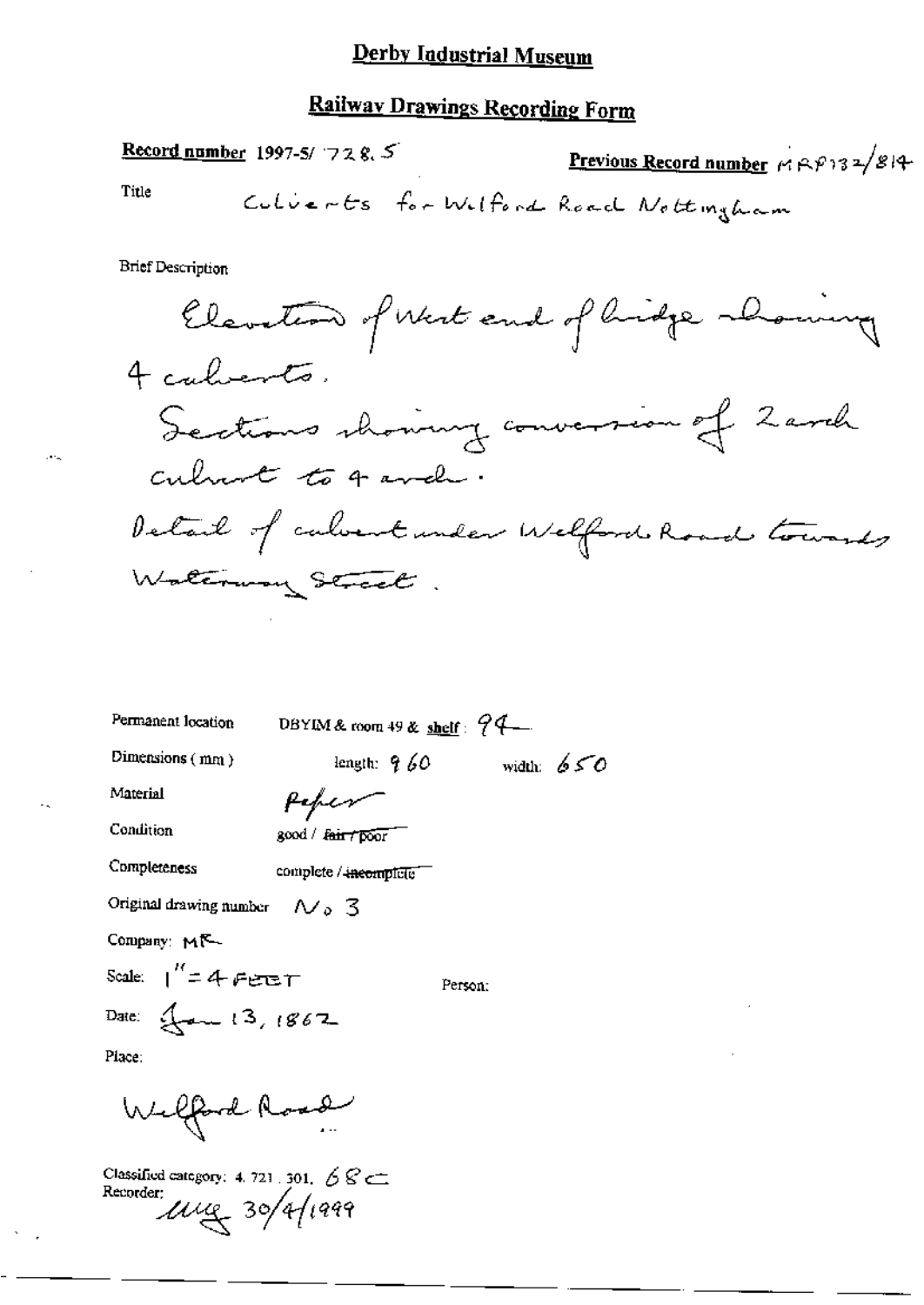# Derby Industrial Museum

## Railway Drawings Recording Form

**Record number** 1997-5/ 728.5

**Previous Record number** MRP132/814

Title: Culverts for Wilford Road Nottingham

Brief Description

Elevation of West end of bridge showing 4 culverts.
Sections showing conversion of 2 arch culvert to 4 arch.
Detail of culvert under Wilford Road towards Waterway Street.

Permanent location: DBYIM & room 49 & **shelf**: 94

Dimensions (mm): length: 960 width: 650

Material: Paper

Condition: good / ~~fair / poor~~

Completeness: complete / ~~incomplete~~

Original drawing number: No 3

Company: MR

Scale: 1" = 4 FEET

Person:

Date: Jan 13, 1862

Place:

Wilford Road

Classified category: 4. 721. 301. 68C

Recorder: mcg 30/4/1999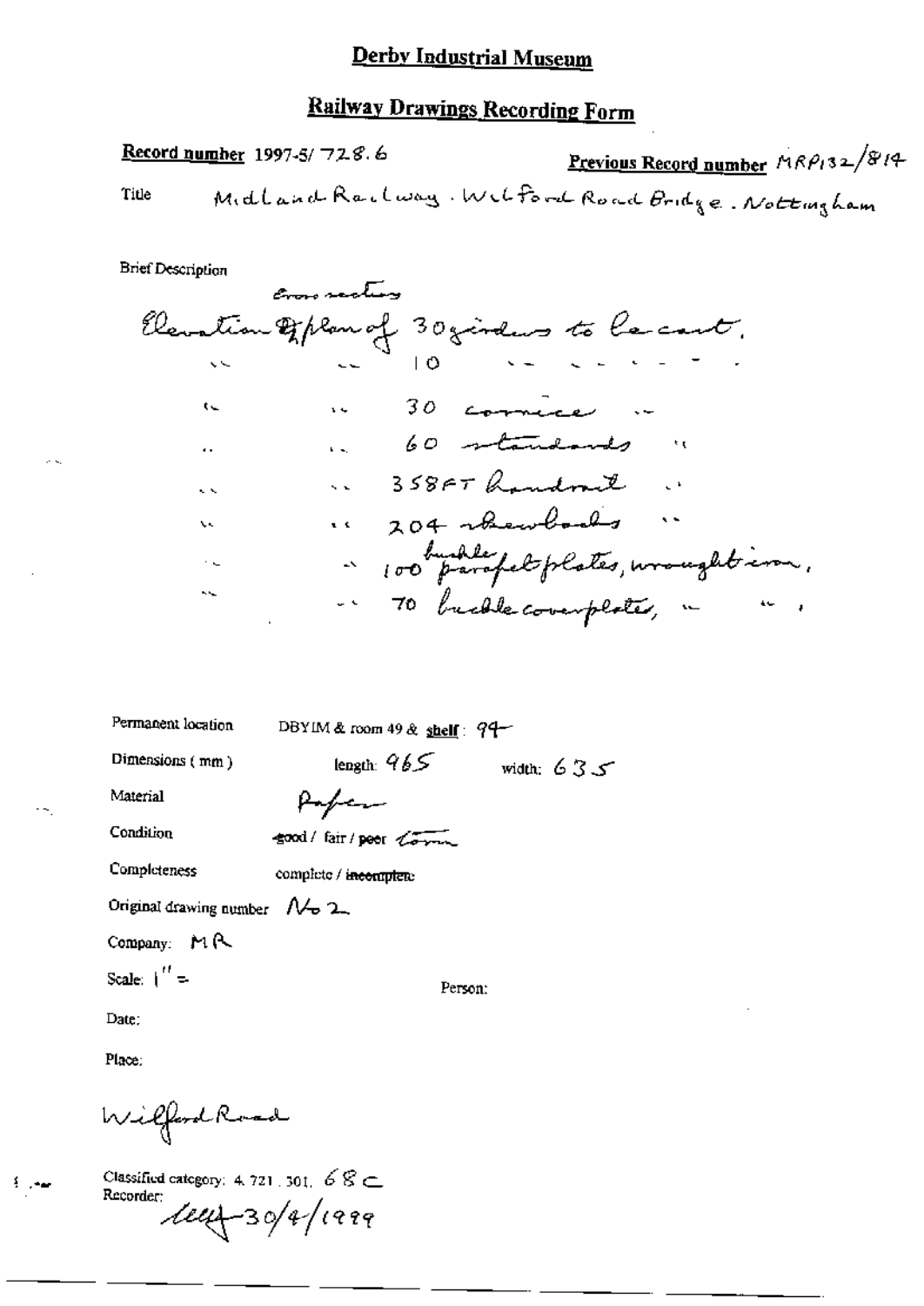# Derby Industrial Museum

## Railway Drawings Recording Form

**Record number** 1997-5/ 728.6

**Previous Record number** MRP132/814

Title Midland Railway. Wilford Road Bridge. Nottingham

Brief Description

Elevation & plan of 30 girders to be cast.
(cross section inserted above "Elevation")

" " 10 " " " " "

" " 30 cornice "

" " 60 standards "

" " 358FT handrail "

" " 204 skewbacks "

" " 100 buckle parapet plates, wrought iron,

" " 70 buckle coverplates, " " ,

Permanent location DBYIM & room 49 & **shelf**: 94

Dimensions (mm) length: 965 width: 635

Material Paper

Condition ~~good~~ / fair / ~~poor~~ Torn

Completeness complete / ~~incomplete~~

Original drawing number No 2

Company: MR

Scale: 1" =

Person:

Date:

Place:

Wilford Road

Classified category: 4.721.301. 68C

Recorder: [signature] 30/4/1999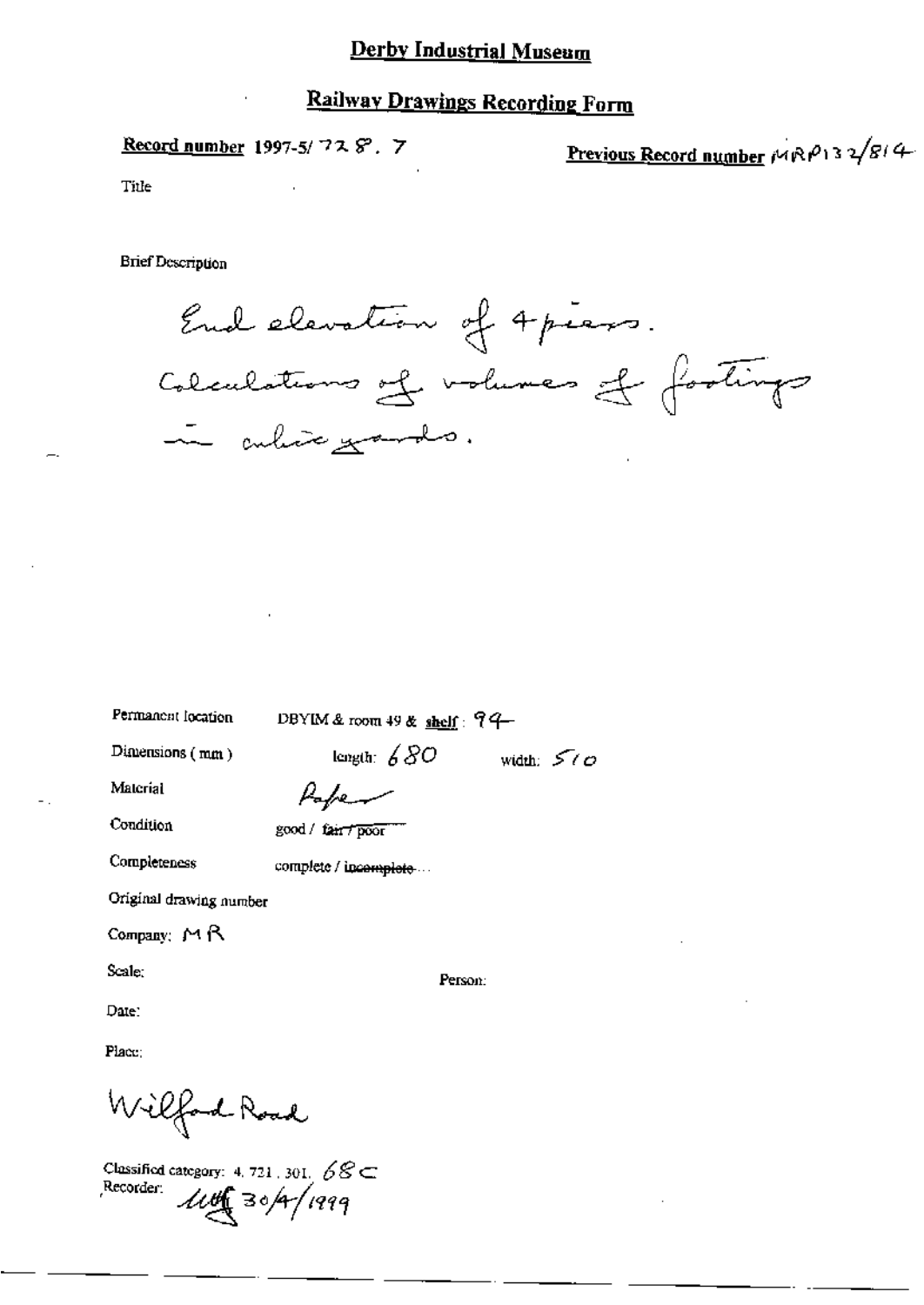# Derby Industrial Museum

## Railway Drawings Recording Form

**Record number** 1997-5/ 728. 7

**Previous Record number** MRP132/814

Title

Brief Description

End elevation of 4 piers.
Calculations of volumes of footings in cubic yards.

Permanent location DBYIM & room 49 & **shelf**: 94

Dimensions (mm) length: 680 width: 510

Material Paper

Condition good / ~~fair / poor~~

Completeness complete / ~~incomplete~~...

Original drawing number

Company: MR

Scale: Person:

Date:

Place:

Wilford Road

Classified category: 4. 721. 301. 68C

Recorder: MB 30/4/1999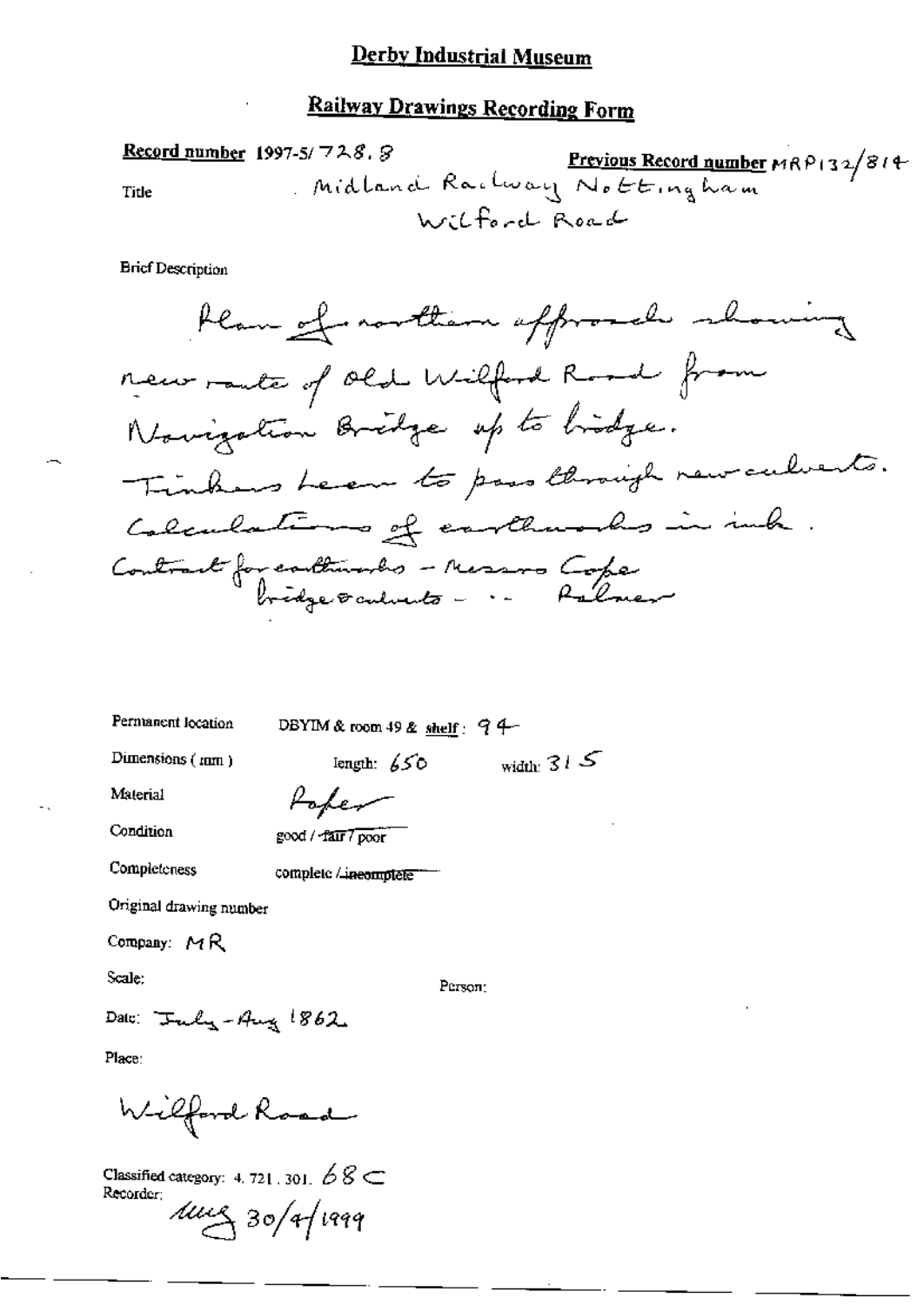# Derby Industrial Museum

## Railway Drawings Recording Form

**Record number** 1997-5/728.8

**Previous Record number** MRP132/814

Title: Midland Railway Nottingham Wilford Road

Brief Description

Plan of northern approach showing new route of Old Wilford Road from Navigation Bridge up to bridge.
Tinkers Leen to pass through new culverts.
Calculations of earthworks in ink.
Contract for earthworks – Messrs Cope
bridge & culverts – " Palmer

Permanent location: DBYIM & room 49 & **shelf**: 94

Dimensions (mm): length: 650 width: 315

Material: Paper

Condition: good / ~~fair~~ / poor

Completeness: complete / ~~incomplete~~

Original drawing number

Company: MR

Scale:

Person:

Date: July–Aug 1862

Place:

Wilford Road

Classified category: 4.721.301. 68 C

Recorder: mug 30/4/1999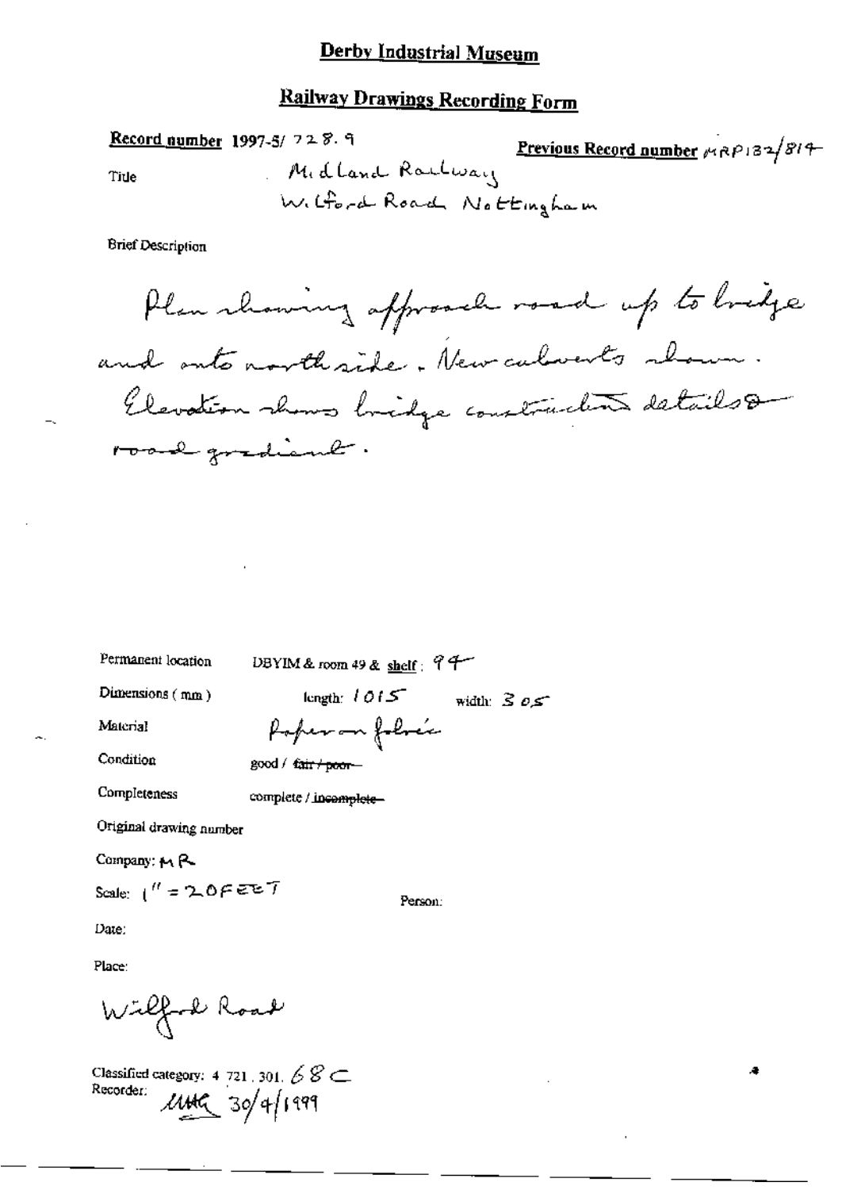# Derby Industrial Museum

## Railway Drawings Recording Form

**Record number** 1997-5/ 728.9

**Previous Record number** MRP132/814

Title: Midland Railway
Wilford Road Nottingham

Brief Description

Plan showing approach road up to bridge and onto north side. New culverts shown. Elevation shows bridge construction details & road gradient.

Permanent location: DBYIM & room 49 & **shelf**: 94

Dimensions (mm): length: 1015 width: 305

Material: Paper on fabric

Condition: good / ~~fair / poor~~

Completeness: complete / ~~incomplete~~

Original drawing number

Company: MR

Scale: 1" = 20 FEET

Person:

Date:

Place:

Wilford Road

Classified category: 4 721.301. 68 C

Recorder: MMG 30/4/1999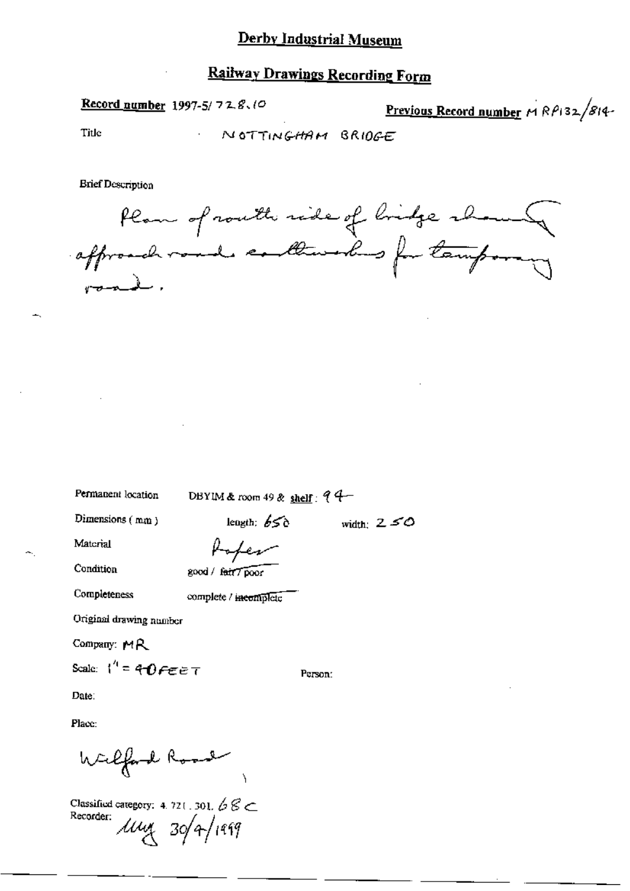# Derby Industrial Museum

## Railway Drawings Recording Form

**Record number** 1997-5/728.10

**Previous Record number** MRP132/814

Title NOTTINGHAM BRIDGE

Brief Description

Plan of south side of bridge showing approach roads embankments for temporary road.

Permanent location DBYIM & room 49 & **shelf**: 94

Dimensions (mm) length: 650 width: 250

Material Paper

Condition good / ~~fair~~ / poor

Completeness complete / ~~incomplete~~

Original drawing number

Company: MR

Scale: 1" = 40 FEET

Person:

Date:

Place:

Welford Road

Classified category: 4.721.301.68C

Recorder: MMG 30/4/1999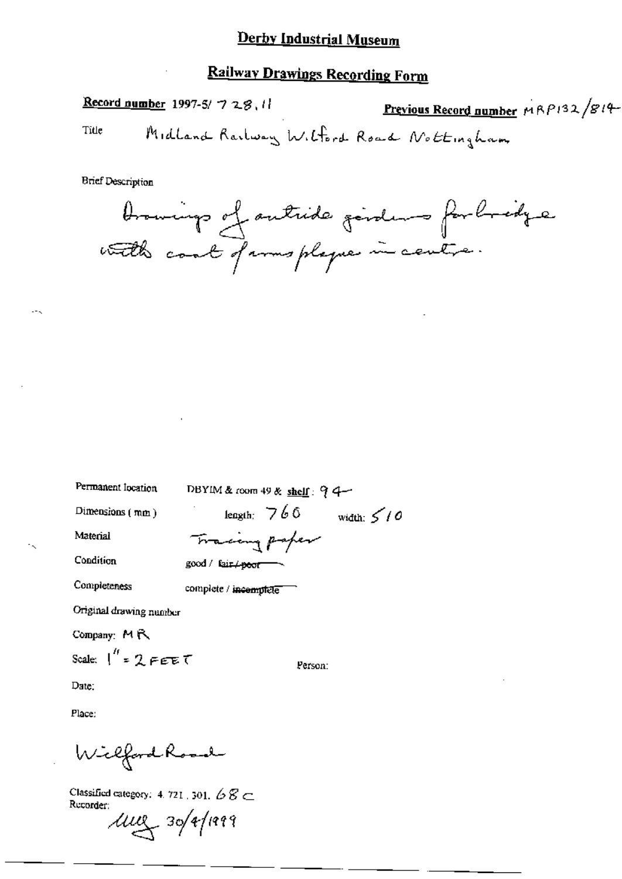# Derby Industrial Museum

## Railway Drawings Recording Form

**Record number** 1997-5/ 728.11

**Previous Record number** MRP132/814

Title Midland Railway Wilford Road Nottingham

Brief Description

Drawings of outside girders for bridge with coat of arms plaque in centre.

Permanent location DBYIM & room 49 & shelf: 94

Dimensions (mm) length: 760 width: 510

Material Tracing paper

Condition good / ~~fair / poor~~

Completeness complete / ~~incomplete~~

Original drawing number

Company: MR

Scale: 1" = 2 FEET

Person:

Date:

Place:

Wilford Road

Classified category: 4.721.301. 68 C

Recorder:

MUG 30/4/1999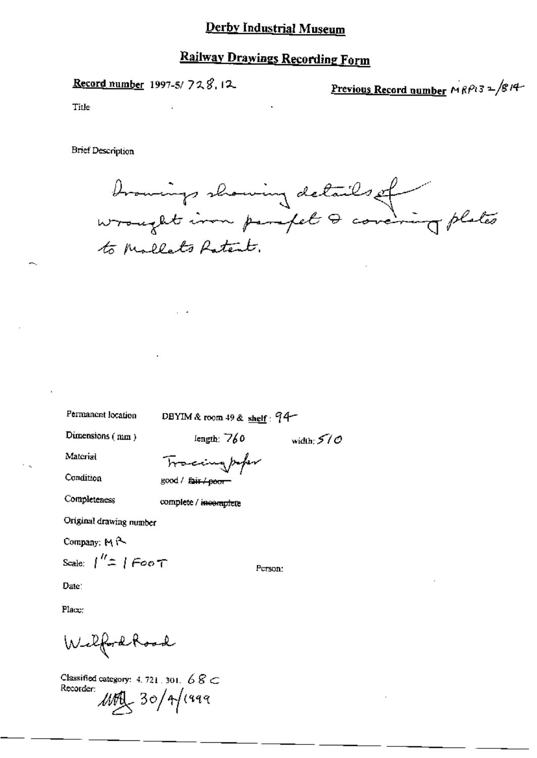# Derby Industrial Museum

## Railway Drawings Recording Form

**Record number** 1997-5/ 728.12

**Previous Record number** MRP132/814

Title

Brief Description

Drawings showing details of wrought iron parapet & covering plates to Mallets Patent.

Permanent location DBYIM & room 49 & shelf: 94

Dimensions (mm) length: 760 width: 510

Material Tracing paper

Condition good / ~~fair / poor~~

Completeness complete / ~~incomplete~~

Original drawing number

Company: MR

Scale: 1" = 1 FOOT

Person:

Date:

Place:

Wilford Road

Classified category: 4. 721. 301. 68C

Recorder: MM 30/4/1999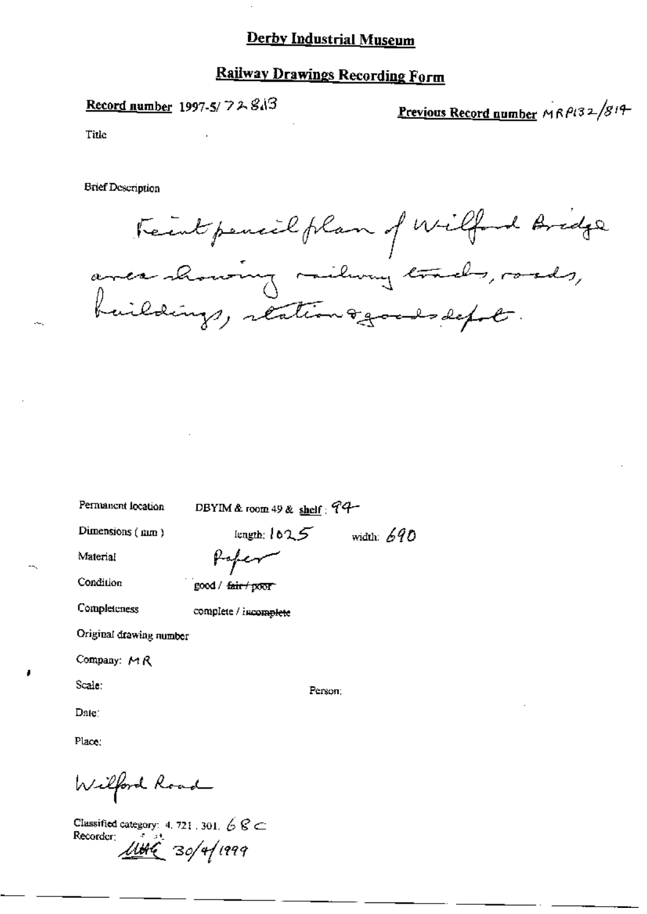# Derby Industrial Museum

## Railway Drawings Recording Form

**Record number** 1997-5/ 72813

**Previous Record number** MRP132/814

Title

Brief Description

Feint pencil plan of Wilford Bridge area showing railway tracks, roads, buildings, station & goods depot.

Permanent location DBYIM & room 49 & **shelf**: 94

Dimensions (mm) length: 1025 width: 690

Material Paper

Condition good / ~~fair / poor~~

Completeness complete / ~~incomplete~~

Original drawing number

Company: MR

Scale:

Person:

Date:

Place:

Wilford Road

Classified category: 4. 721. 301. 68C

Recorder: UHG 30/4/1999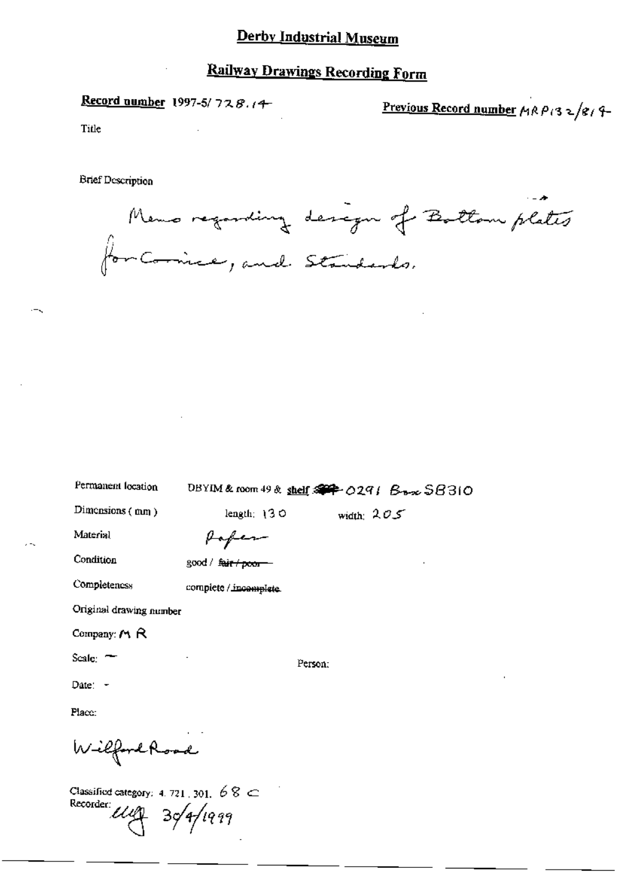# Derby Industrial Museum

## Railway Drawings Recording Form

**Record number** 1997-5/728.14

**Previous Record number** MRP132/814

Title

Brief Description

Memo regarding design of Bottom plates for Cornice, and Standards.

Permanent location DBYIM & room 49 & shelf: 0291 Box SB310

Dimensions (mm) length: 130 width: 205

Material Paper

Condition good / ~~fair / poor~~

Completeness complete / ~~incomplete~~

Original drawing number

Company: MR

Scale: –

Person:

Date: –

Place:

Wilford Road

Classified category: 4.721.301. 68 C

Recorder: [initials] 30/4/1999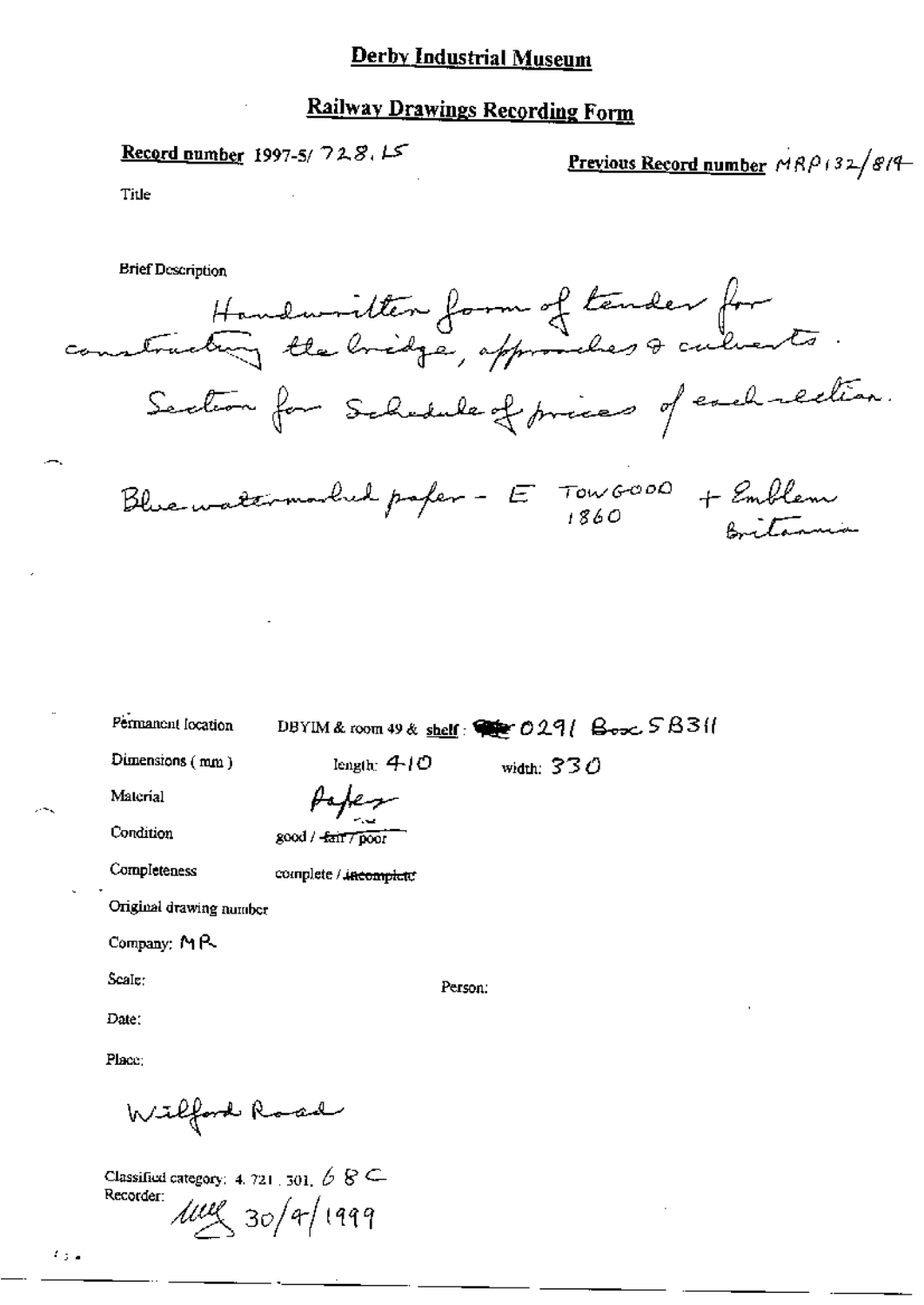# Derby Industrial Museum

## Railway Drawings Recording Form

**Record number** 1997-5/ 728.15

**Previous Record number** MRP132/814

Title

Brief Description

Handwritten form of tender for constructing the bridge, approaches & culverts. Section for Schedule of prices of each section.

Blue watermarked paper - E TOWGOOD 1860 + Emblem Britannia

Permanent location DBYIM & room 49 & **shelf**: 0291 Box 5B311

Dimensions (mm) length: 410 width: 330

Material Paper

Condition good / ~~fair~~ / poor

Completeness complete / ~~incomplete~~

Original drawing number

Company: MR

Scale:

Person:

Date:

Place:

Wilford Road

Classified category: 4.721.301. 68C

Recorder: 30/4/1999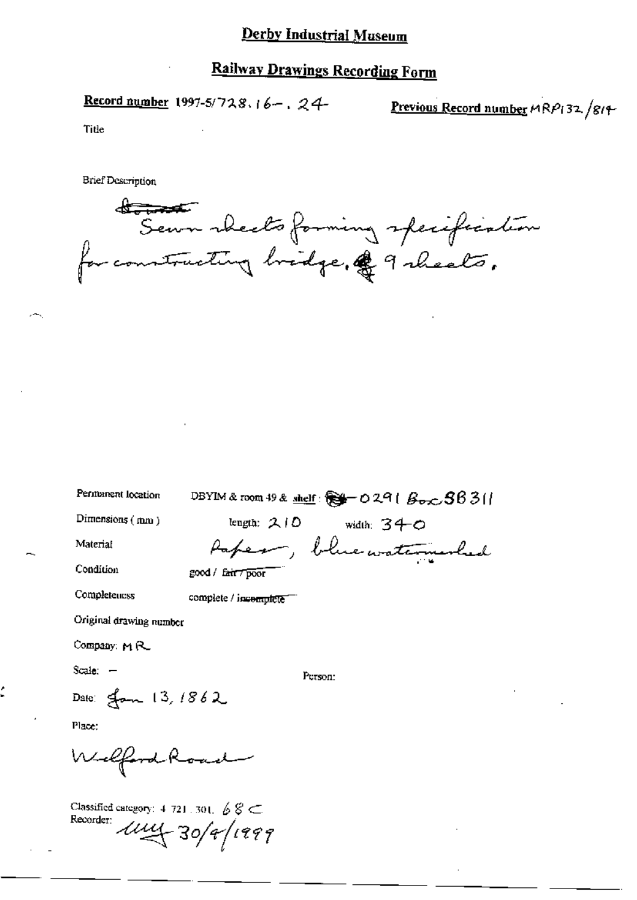# Derby Industrial Museum

## Railway Drawings Recording Form

**Record number** 1997-5/728.16-.24

**Previous Record number** MRP132/814

Title

Brief Description

~~Bound~~ Sewn sheets forming specification for constructing bridge. 9 sheets.

Permanent location: DBYIM & room 49 & shelf: 0291 Box 58311

Dimensions (mm): length: 210 width: 340

Material: Paper, blue watermarked

Condition: good / ~~fair / poor~~

Completeness: complete / ~~incomplete~~

Original drawing number

Company: MR

Scale: –

Person:

Date: Jan 13, 1862

Place:

Welford Road

Classified category: 4.721.301. 68 C

Recorder: 30/4/1999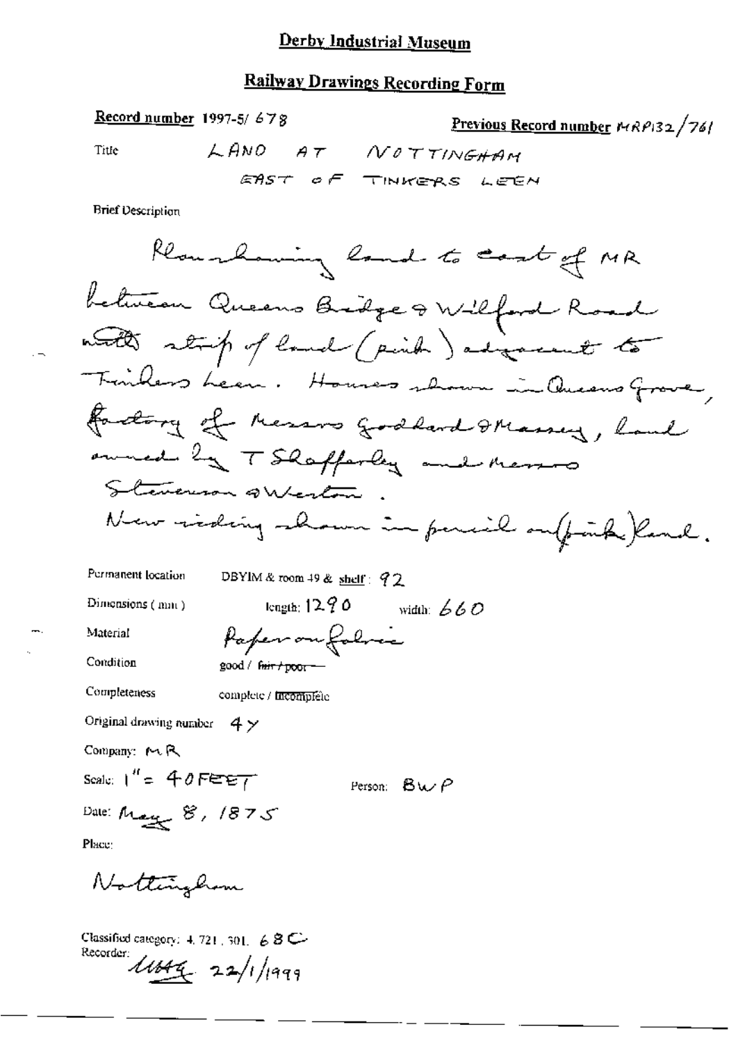# Derby Industrial Museum

## Railway Drawings Recording Form

**Record number** 1997-5/ 678

**Previous Record number** MRP132/761

Title: LAND AT NOTTINGHAM EAST OF TINKERS LEEN

Brief Description

Plan showing land to east of MR between Queens Bridge & Wilford Road with strip of land (pink) adjacent to Tinkers Leen. Houses shown in Queens Grove, factory of Messrs Goddard & Massey, land owned by T Shafferley and Messrs Stevenson & Weston. New siding shown in pencil on (pink) land.

Permanent location: DBYIM & room 49 & shelf: 92

Dimensions (mm): length: 1290 width: 660

Material: Paper on fabric

Condition: good / ~~fair / poor~~

Completeness: complete / ~~incomplete~~

Original drawing number: 4Y

Company: MR

Scale: 1" = 40 FEET

Person: BWP

Date: May 8, 1875

Place:

Nottingham

Classified category: 4. 721. 301. 68C

Recorder: [signature] 22/1/1999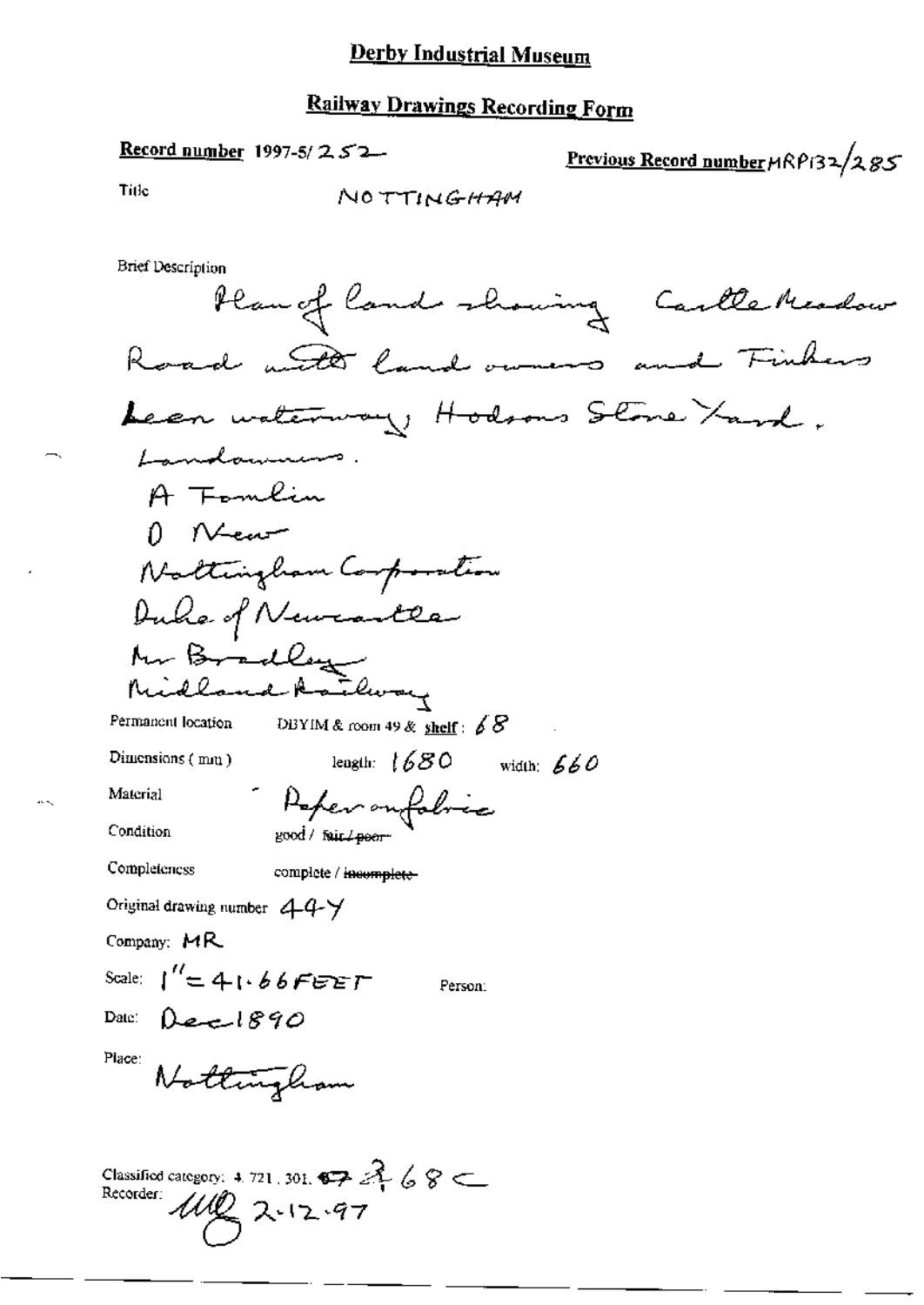# Derby Industrial Museum

## Railway Drawings Recording Form

**Record number** 1997-5/252

**Previous Record number** MRP132/285

Title: NOTTINGHAM

Brief Description

Plan of land showing Castle Meadow Road with land owners and Finkers Leen waterway, Hodsons Stone Yard. Landowners.

A Fomlin
O New
Nottingham Corporation
Duke of Newcastle
Mr Bradley
Midland Railway

Permanent location: DBYIM & room 49 & **shelf**: 68

Dimensions (mm): length: 1680 width: 660

Material: Paper on fabric

Condition: good / ~~fair / poor~~

Completeness: complete / ~~incomplete~~

Original drawing number: 44Y

Company: MR

Scale: 1" = 41.66 FEET

Person:

Date: Dec 1890

Place: Nottingham

Classified category: 4.721.301. ~~67~~ 27 68 C

Recorder: MLQ 2-12-97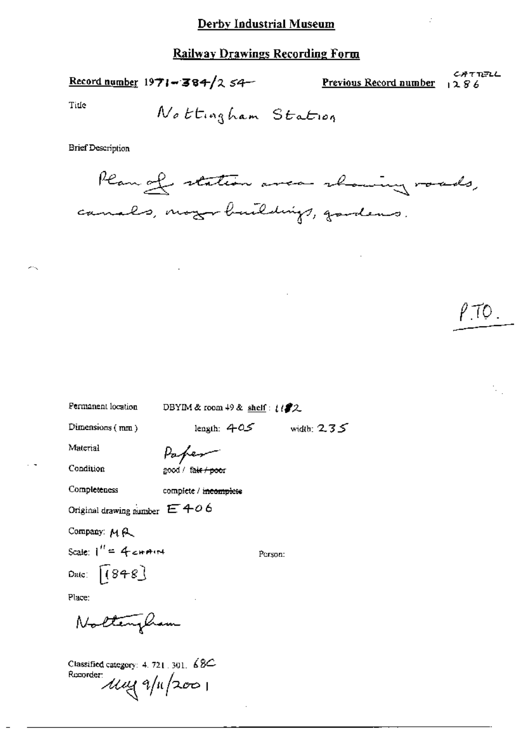# Derby Industrial Museum

## Railway Drawings Recording Form

**Record number** 1971-384/254  **Previous Record number** CATTELL 1286

Title  Nottingham Station

Brief Description

Plan of station area showing roads, canals, major buildings, gardens.

P.T.O.

Permanent location  DBYIM & room 49 & shelf: 1182

Dimensions (mm)  length: 405  width: 235

Material  Paper

Condition  good / ~~fair / poor~~

Completeness  complete / ~~incomplete~~

Original drawing number  E406

Company: MR

Scale: 1" = 4 chain  Person:

Date: [1848]

Place:

Nottingham

Classified category: 4. 721. 301. 68C

Recorder: MW 9/11/2001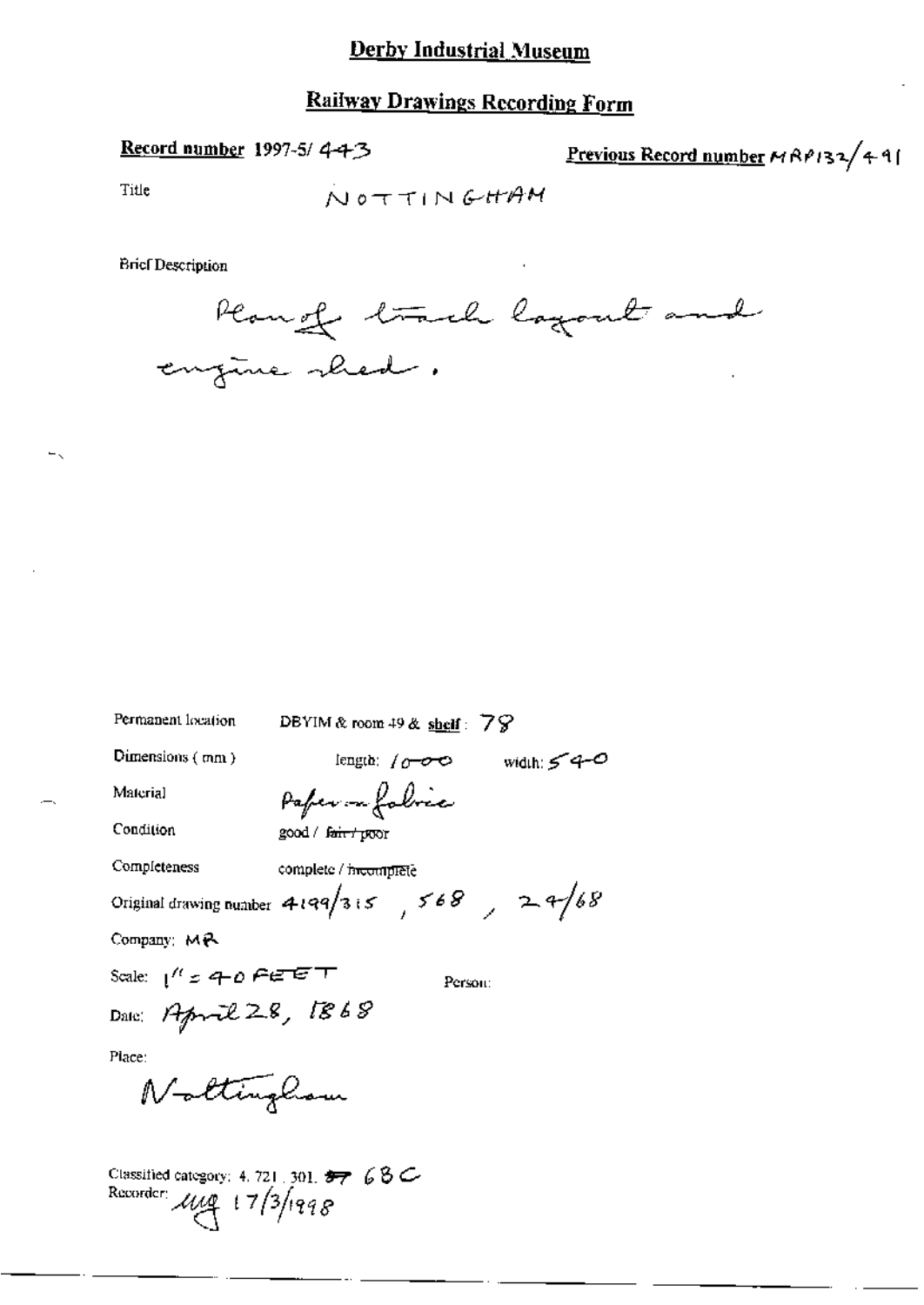## Derby Industrial Museum

## Railway Drawings Recording Form

**Record number** 1997-5/ 443

**Previous Record number** MRP132/491

Title NOTTINGHAM

Brief Description

Plan of track layout and engine shed.

Permanent location DBYIM & room 49 & shelf: 78

Dimensions (mm) length: 1000 width: 540

Material Paper on fabric

Condition good / ~~fair / poor~~

Completeness complete / ~~incomplete~~

Original drawing number 4199/315, 568, 24/68

Company: MR

Scale: 1" = 40 FEET

Person:

Date: April 28, 1868

Place:

Nottingham

Classified category: 4. 721. 301. ~~57~~ 68C

Recorder: mg 17/3/1998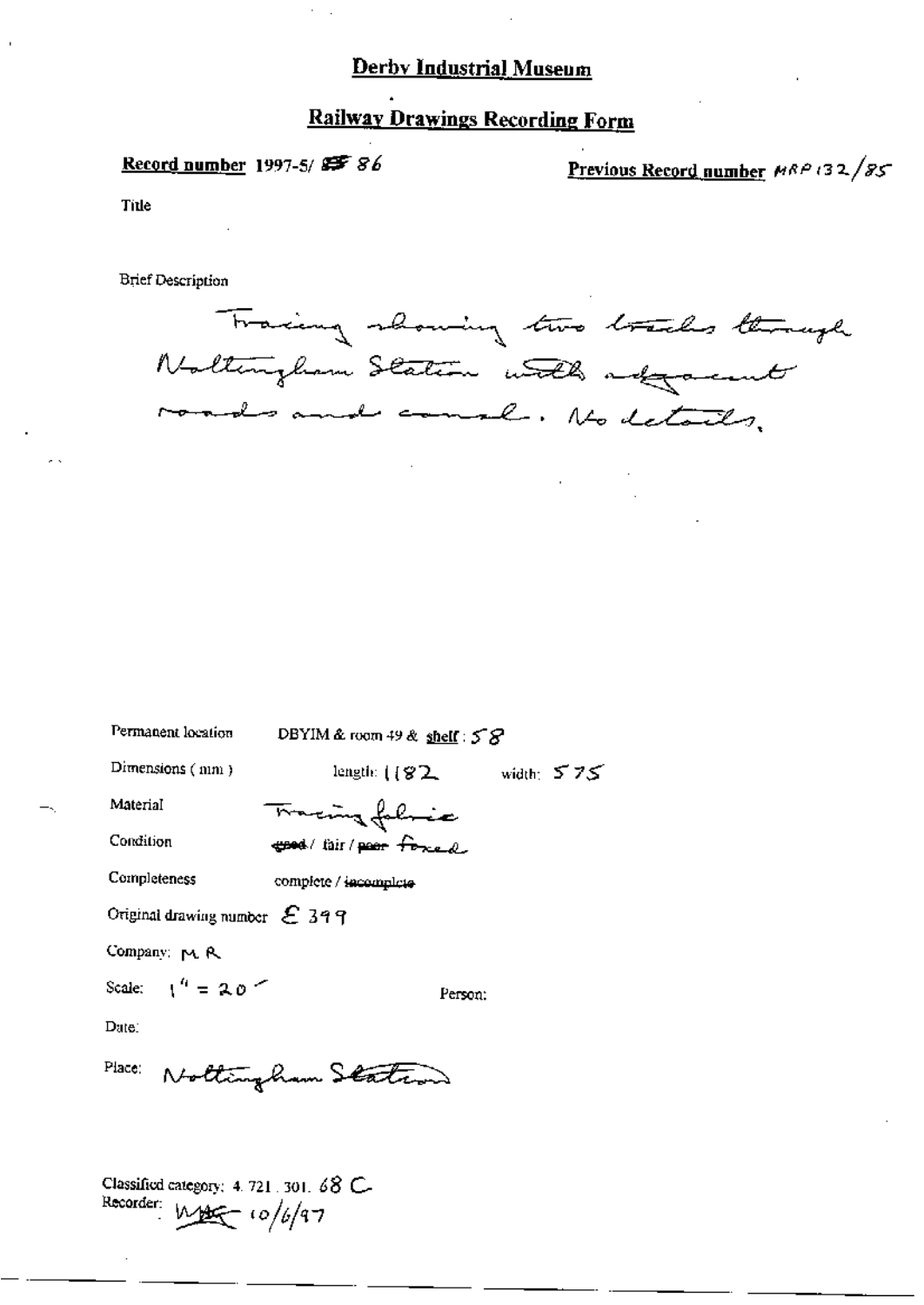# Derby Industrial Museum

## Railway Drawings Recording Form

**Record number** 1997-5/ ~~ES~~ 86

**Previous Record number** MRP 132/85

Title

Brief Description

Tracing showing two tracks through Nottingham Station with adjacent roads and canal. No details.

Permanent location DBYIM & room 49 & shelf : 58

Dimensions (mm) length: 1182 width: 575

Material Tracing fabric

Condition ~~good~~ / fair / ~~poor~~ foxed

Completeness complete / ~~incomplete~~

Original drawing number E 399

Company: M. R.

Scale: 1" = 20'

Person:

Date:

Place: Nottingham Station

Classified category: 4. 721. 301. 68 C

Recorder: ~~WAK~~ 10/6/97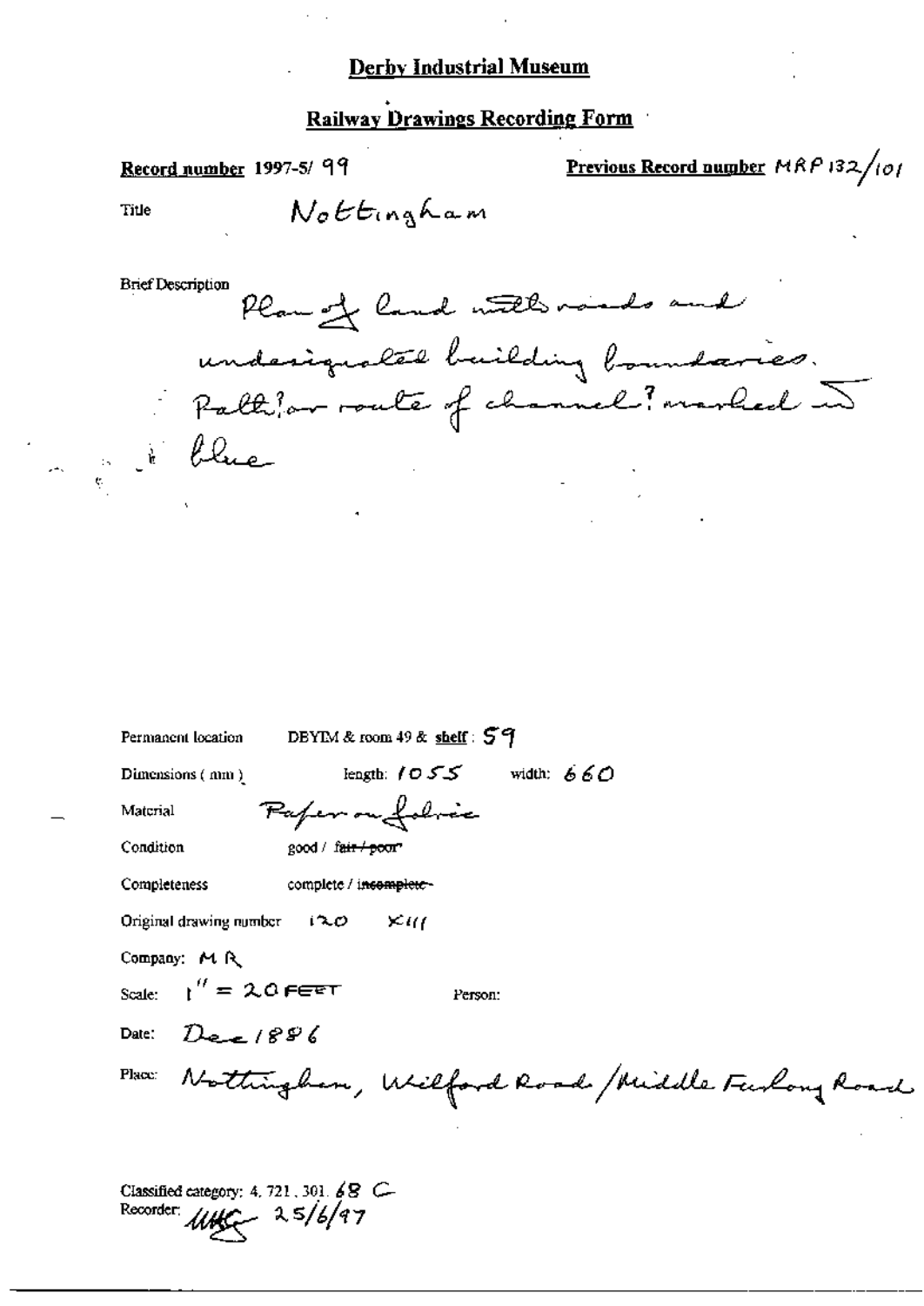**Derby Industrial Museum**

**Railway Drawings Recording Form**

**Record number** 1997-5/ 99

**Previous Record number** MRP 132/101

Title: Nottingham

Brief Description: Plan of land with roads and undesignated building boundaries. Path? or route of channel? marked in blue

Permanent location: DEYIM & room 49 & **shelf**: 59

Dimensions (mm): length: 1055 width: 660

Material: Paper on fabric

Condition: good / ~~fair / poor~~

Completeness: complete / ~~incomplete~~

Original drawing number: 120 X111

Company: MR

Scale: 1" = 20 FEET

Person:

Date: Dec 1886

Place: Nottingham, Wilford Road / Middle Furlong Road

Classified category: 4. 721. 301. 68 C

Recorder: [initials] 25/6/97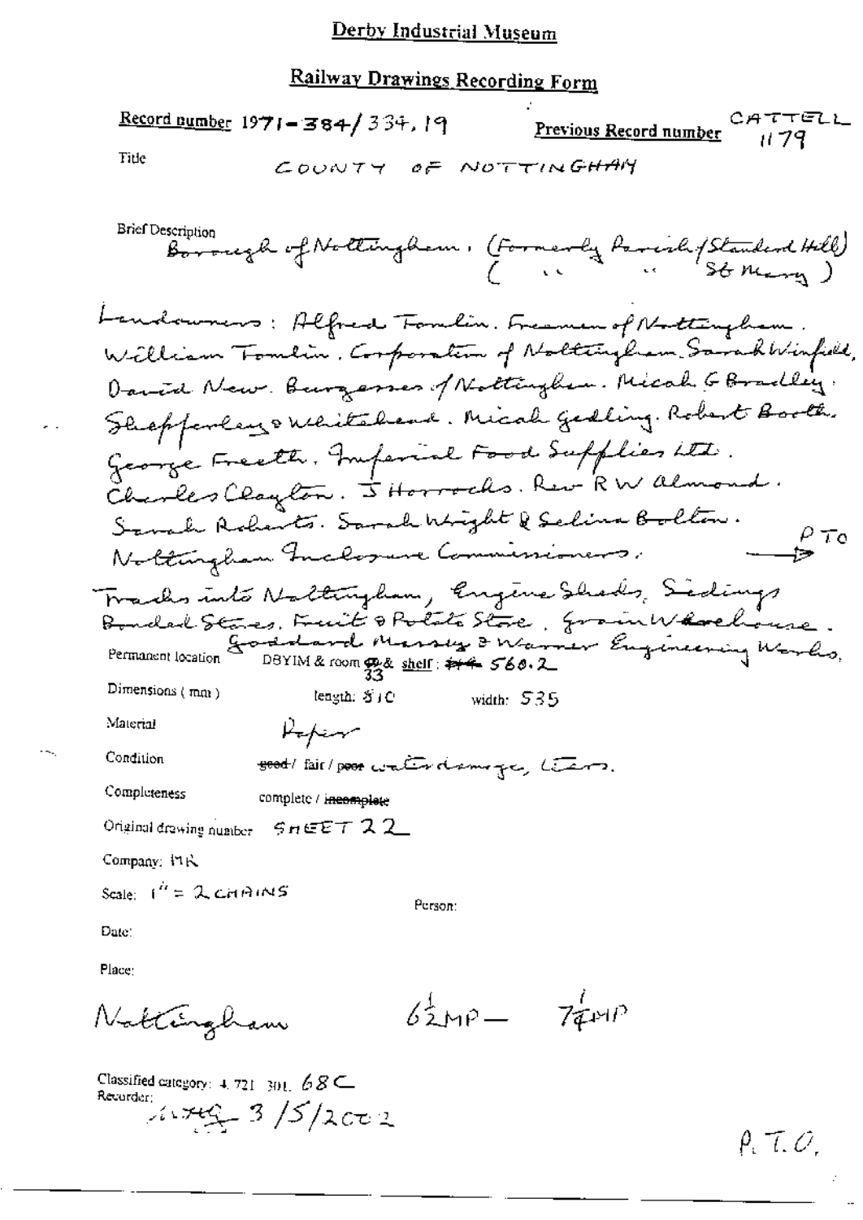# Derby Industrial Museum

## Railway Drawings Recording Form

Record number 1971-384/334, 19 &nbsp;&nbsp;&nbsp;&nbsp; Previous Record number CATTELL 1179

Title &nbsp;&nbsp; COUNTY OF NOTTINGHAM

Brief Description
Borough of Nottingham. (Formerly Parish (Standard Hill)
( " " St Mary )

Landowners: Alfred Tomlin. Freemen of Nottingham. William Tomlin. Corporation of Nottingham. Sarah Winfield. David New. Burgesses of Nottingham. Micah G Bradley. Shepperley & Whitehead. Micah Gedling. Robert Booth. George Freeth. Imperial Food Supplies Ltd. Charles Clayton. J Horrocks. Rev R W Almond. Sarah Roberts. Sarah Wright & Selina Bolton. Nottingham Inclosure Commissioners. → PTO

Tracks into Nottingham, Engine Sheds, Sidings, Bonded Stores, Fruit & Potato Store, Grain Warehouse. Goddard Massey & Warner Engineering Works.

Permanent location &nbsp; DBYIM & room ~~49~~ 33 & shelf: ~~144~~ 560.2

Dimensions (mm) &nbsp;&nbsp; length: 810 &nbsp;&nbsp; width: 535

Material &nbsp;&nbsp; Paper

Condition &nbsp;&nbsp; ~~good~~ / fair / ~~poor~~ water damage, tears.

Completeness &nbsp;&nbsp; complete / ~~incomplete~~

Original drawing number &nbsp;&nbsp; SHEET 22

Company: MR

Scale: 1" = 2 CHAINS &nbsp;&nbsp;&nbsp;&nbsp; Person:

Date:

Place:

Nottingham &nbsp;&nbsp;&nbsp;&nbsp; 6½MP — 7¼MP

Classified category: 4.721.301. 68C

Recorder: &nbsp; 3/5/2002

P.T.O.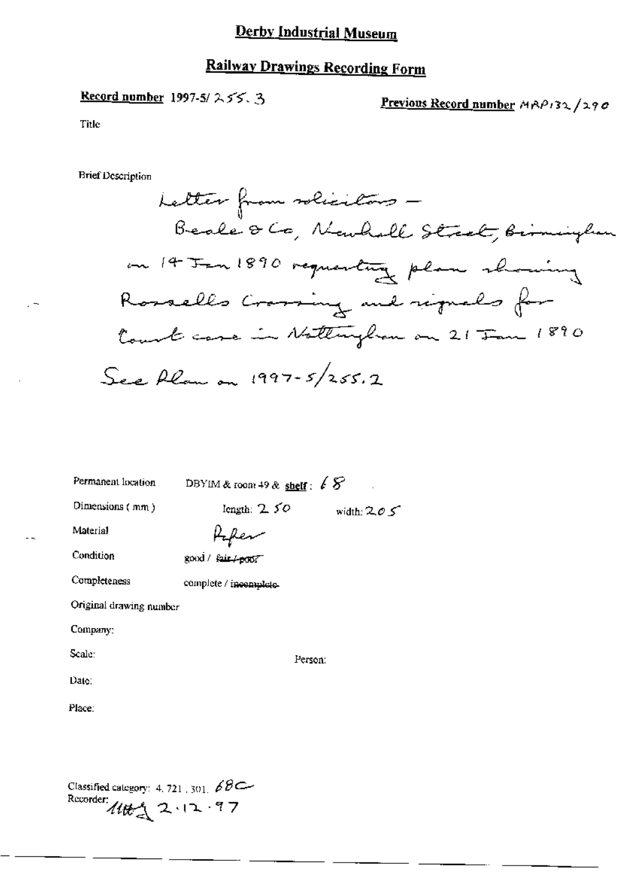**Derby Industrial Museum**

**Railway Drawings Recording Form**

**Record number** 1997-5/ 255. 3

**Previous Record number** MRP132/290

Title

Brief Description

Letter from solicitors – Beale & Co, Newhall Street, Birmingham on 14 Jan 1890 requesting plan showing Rossells Crossing and signals for Court case in Nottingham on 21 Jan 1890

See Plan on 1997-5/255.2

Permanent location DBYIM & room 49 & **shelf**: 68

Dimensions (mm) length: 250 width: 205

Material Paper

Condition good / ~~fair / poor~~

Completeness complete / ~~incomplete~~

Original drawing number

Company:

Scale: Person:

Date:

Place:

Classified category: 4. 721. 301. 68C

Recorder: MHA 2.12.97